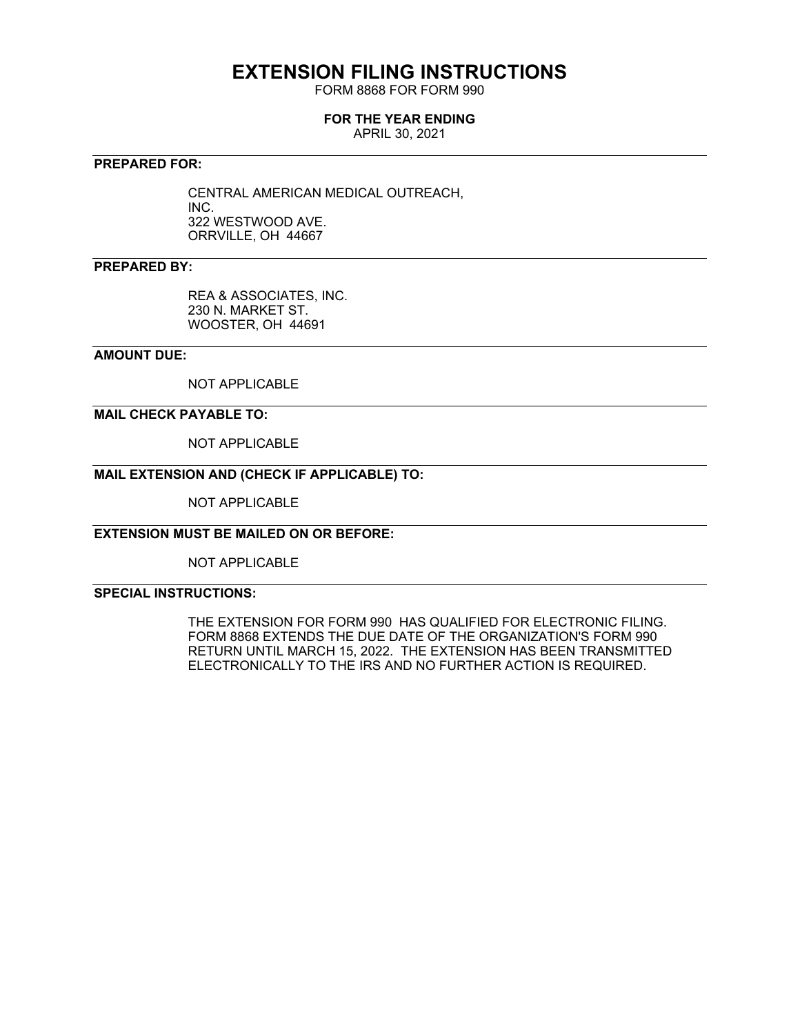# EXTENSION FILING INSTRUCTIONS

FORM 8868 FOR FORM 990

**FOR THE YEAR ENDING**

APRIL 30, 2021

**PREPARED FOR:**

CENTRAL AMERICAN MEDICAL OUTREACH,
INC.
322 WESTWOOD AVE.
ORRVILLE, OH 44667

**PREPARED BY:**

REA & ASSOCIATES, INC.
230 N. MARKET ST.
WOOSTER, OH 44691

**AMOUNT DUE:**

NOT APPLICABLE

**MAIL CHECK PAYABLE TO:**

NOT APPLICABLE

**MAIL EXTENSION AND (CHECK IF APPLICABLE) TO:**

NOT APPLICABLE

**EXTENSION MUST BE MAILED ON OR BEFORE:**

NOT APPLICABLE

**SPECIAL INSTRUCTIONS:**

THE EXTENSION FOR FORM 990 HAS QUALIFIED FOR ELECTRONIC FILING. FORM 8868 EXTENDS THE DUE DATE OF THE ORGANIZATION'S FORM 990 RETURN UNTIL MARCH 15, 2022. THE EXTENSION HAS BEEN TRANSMITTED ELECTRONICALLY TO THE IRS AND NO FURTHER ACTION IS REQUIRED.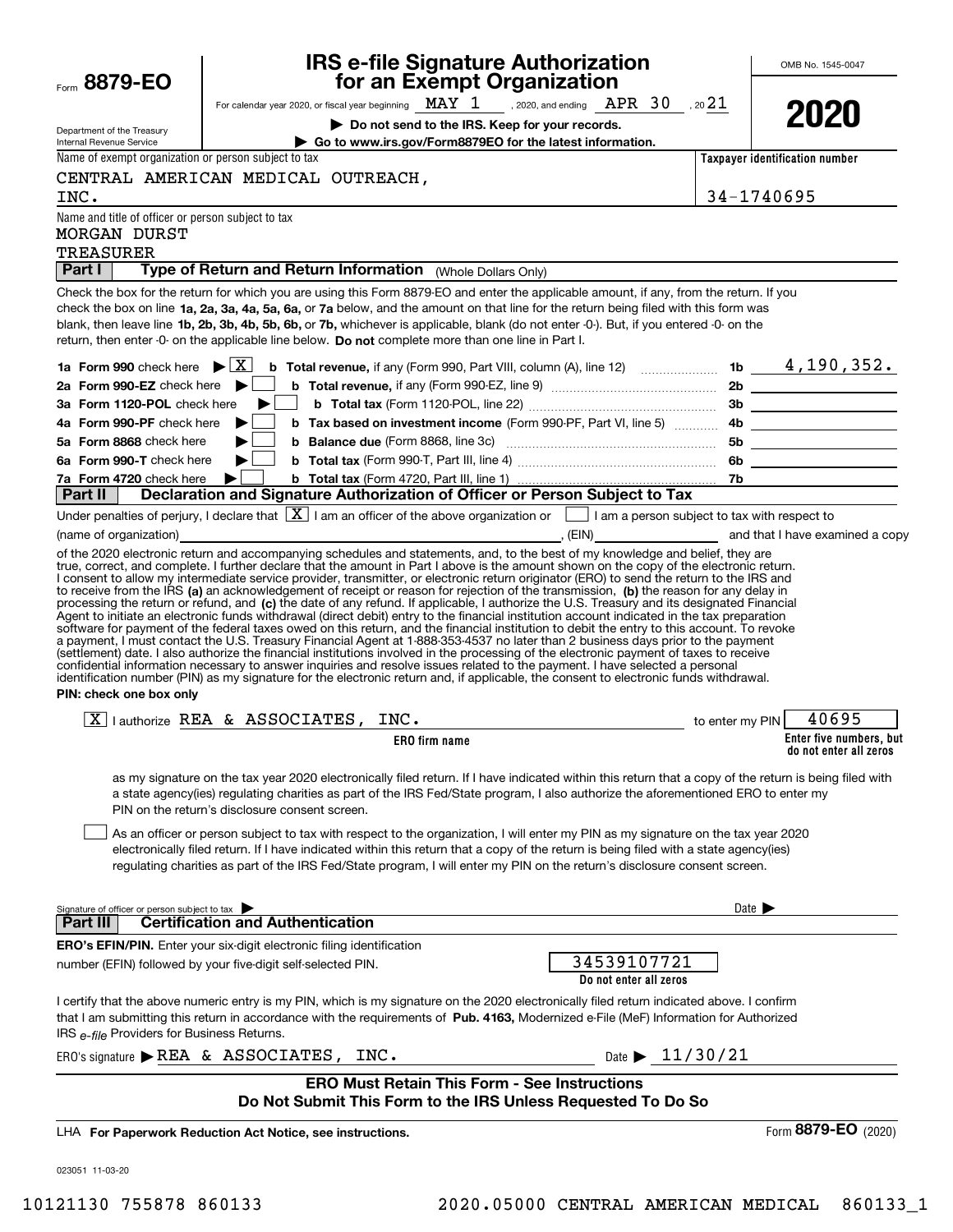Form **8879-EO**

Department of the Treasury
Internal Revenue Service

# IRS e-file Signature Authorization for an Exempt Organization

For calendar year 2020, or fiscal year beginning MAY 1 , 2020, and ending APR 30 , 2021

▶ **Do not send to the IRS. Keep for your records.**

▶ **Go to www.irs.gov/Form8879EO for the latest information.**

OMB No. 1545-0047

**2020**

Name of exempt organization or person subject to tax: CENTRAL AMERICAN MEDICAL OUTREACH, INC.

**Taxpayer identification number:** 34-1740695

Name and title of officer or person subject to tax: MORGAN DURST, TREASURER

## Part I Type of Return and Return Information (Whole Dollars Only)

Check the box for the return for which you are using this Form 8879-EO and enter the applicable amount, if any, from the return. If you check the box on line **1a, 2a, 3a, 4a, 5a, 6a,** or **7a** below, and the amount on that line for the return being filed with this form was blank, then leave line **1b, 2b, 3b, 4b, 5b, 6b,** or **7b,** whichever is applicable, blank (do not enter -0-). But, if you entered -0- on the return, then enter -0- on the applicable line below. **Do not** complete more than one line in Part I.

| | | | |
|---|---|---|---|
| **1a Form 990** check here ▶ [X] | **b Total revenue,** if any (Form 990, Part VIII, column (A), line 12) | 1b | 4,190,352. |
| **2a Form 990-EZ** check here ▶ [ ] | **b Total revenue,** if any (Form 990-EZ, line 9) | 2b | |
| **3a Form 1120-POL** check here ▶ [ ] | **b Total tax** (Form 1120-POL, line 22) | 3b | |
| **4a Form 990-PF** check here ▶ [ ] | **b Tax based on investment income** (Form 990-PF, Part VI, line 5) | 4b | |
| **5a Form 8868** check here ▶ [ ] | **b Balance due** (Form 8868, line 3c) | 5b | |
| **6a Form 990-T** check here ▶ [ ] | **b Total tax** (Form 990-T, Part III, line 4) | 6b | |
| **7a Form 4720** check here ▶ [ ] | **b Total tax** (Form 4720, Part III, line 1) | 7b | |

## Part II Declaration and Signature Authorization of Officer or Person Subject to Tax

Under penalties of perjury, I declare that [X] I am an officer of the above organization or [ ] I am a person subject to tax with respect to (name of organization) \_\_\_\_\_\_\_\_\_\_, (EIN) \_\_\_\_\_\_\_\_ and that I have examined a copy of the 2020 electronic return and accompanying schedules and statements, and, to the best of my knowledge and belief, they are true, correct, and complete. I further declare that the amount in Part I above is the amount shown on the copy of the electronic return. I consent to allow my intermediate service provider, transmitter, or electronic return originator (ERO) to send the return to the IRS and to receive from the IRS **(a)** an acknowledgement of receipt or reason for rejection of the transmission, **(b)** the reason for any delay in processing the return or refund, and **(c)** the date of any refund. If applicable, I authorize the U.S. Treasury and its designated Financial Agent to initiate an electronic funds withdrawal (direct debit) entry to the financial institution account indicated in the tax preparation software for payment of the federal taxes owed on this return, and the financial institution to debit the entry to this account. To revoke a payment, I must contact the U.S. Treasury Financial Agent at 1-888-353-4537 no later than 2 business days prior to the payment (settlement) date. I also authorize the financial institutions involved in the processing of the electronic payment of taxes to receive confidential information necessary to answer inquiries and resolve issues related to the payment. I have selected a personal identification number (PIN) as my signature for the electronic return and, if applicable, the consent to electronic funds withdrawal.

**PIN: check one box only**

[X] I authorize REA & ASSOCIATES, INC. (**ERO firm name**) to enter my PIN 40695 (**Enter five numbers, but do not enter all zeros**)

as my signature on the tax year 2020 electronically filed return. If I have indicated within this return that a copy of the return is being filed with a state agency(ies) regulating charities as part of the IRS Fed/State program, I also authorize the aforementioned ERO to enter my PIN on the return's disclosure consent screen.

[ ] As an officer or person subject to tax with respect to the organization, I will enter my PIN as my signature on the tax year 2020 electronically filed return. If I have indicated within this return that a copy of the return is being filed with a state agency(ies) regulating charities as part of the IRS Fed/State program, I will enter my PIN on the return's disclosure consent screen.

Signature of officer or person subject to tax ▶ \_\_\_\_\_\_\_\_\_\_ Date ▶ \_\_\_\_\_\_

## Part III Certification and Authentication

**ERO's EFIN/PIN.** Enter your six-digit electronic filing identification number (EFIN) followed by your five-digit self-selected PIN. 34539107721 (**Do not enter all zeros**)

I certify that the above numeric entry is my PIN, which is my signature on the 2020 electronically filed return indicated above. I confirm that I am submitting this return in accordance with the requirements of **Pub. 4163,** Modernized e-File (MeF) Information for Authorized IRS *e-file* Providers for Business Returns.

ERO's signature ▶ REA & ASSOCIATES, INC. Date ▶ 11/30/21

**ERO Must Retain This Form - See Instructions**
**Do Not Submit This Form to the IRS Unless Requested To Do So**

LHA **For Paperwork Reduction Act Notice, see instructions.**

Form **8879-EO** (2020)

023051 11-03-20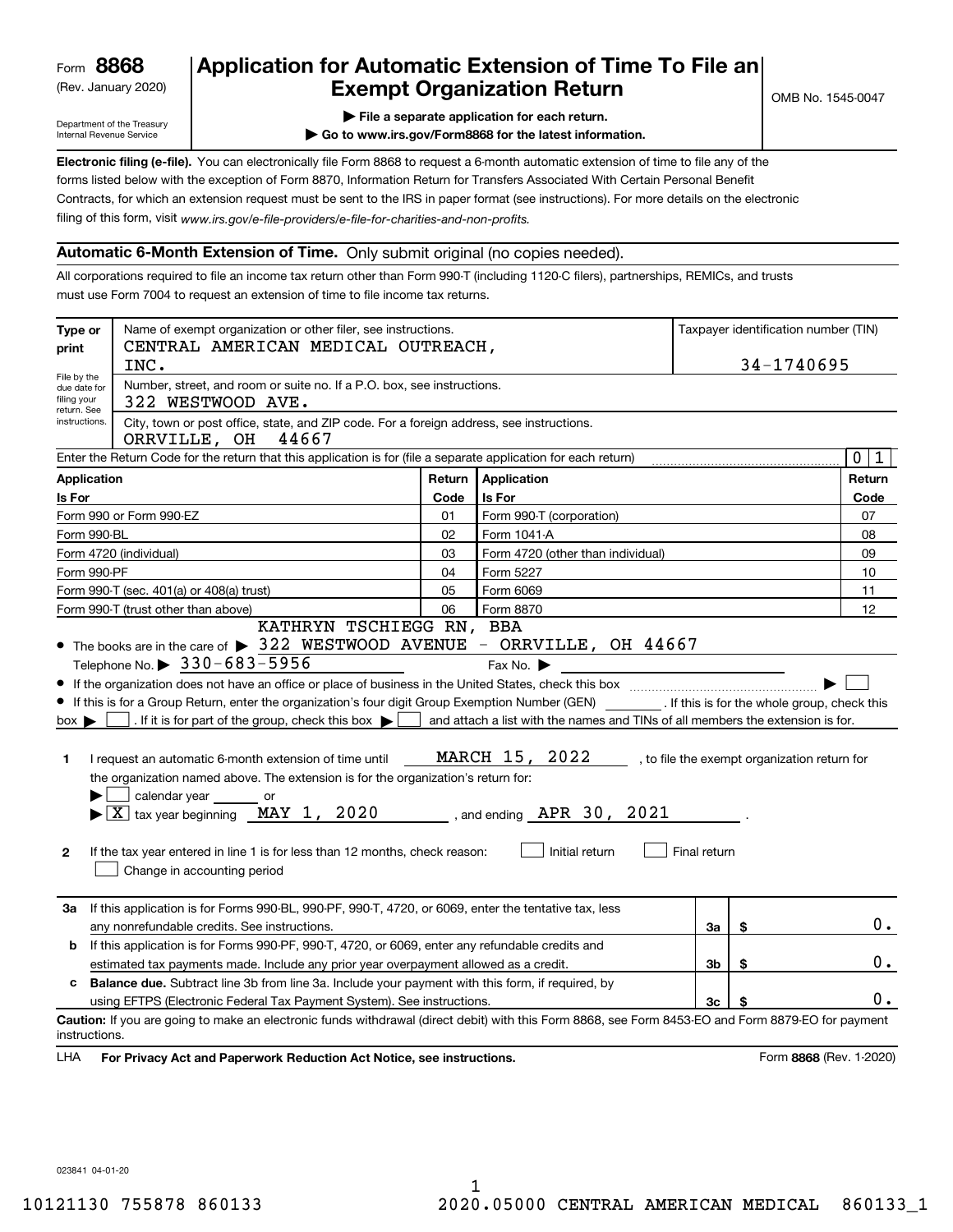Form **8868**
(Rev. January 2020)
Department of the Treasury
Internal Revenue Service

# Application for Automatic Extension of Time To File an Exempt Organization Return

OMB No. 1545-0047

▶ File a separate application for each return.
▶ Go to www.irs.gov/Form8868 for the latest information.

**Electronic filing (e-file).** You can electronically file Form 8868 to request a 6-month automatic extension of time to file any of the forms listed below with the exception of Form 8870, Information Return for Transfers Associated With Certain Personal Benefit Contracts, for which an extension request must be sent to the IRS in paper format (see instructions). For more details on the electronic filing of this form, visit *www.irs.gov/e-file-providers/e-file-for-charities-and-non-profits.*

## Automatic 6-Month Extension of Time. Only submit original (no copies needed).

All corporations required to file an income tax return other than Form 990-T (including 1120-C filers), partnerships, REMICs, and trusts must use Form 7004 to request an extension of time to file income tax returns.

**Type or print**

File by the due date for filing your return. See instructions.

Name of exempt organization or other filer, see instructions.
CENTRAL AMERICAN MEDICAL OUTREACH, INC.

Taxpayer identification number (TIN)
34-1740695

Number, street, and room or suite no. If a P.O. box, see instructions.
322 WESTWOOD AVE.

City, town or post office, state, and ZIP code. For a foreign address, see instructions.
ORRVILLE, OH 44667

Enter the Return Code for the return that this application is for (file a separate application for each return) 0 1

| Application Is For | Return Code | Application Is For | Return Code |
|---|---|---|---|
| Form 990 or Form 990-EZ | 01 | Form 990-T (corporation) | 07 |
| Form 990-BL | 02 | Form 1041-A | 08 |
| Form 4720 (individual) | 03 | Form 4720 (other than individual) | 09 |
| Form 990-PF | 04 | Form 5227 | 10 |
| Form 990-T (sec. 401(a) or 408(a) trust) | 05 | Form 6069 | 11 |
| Form 990-T (trust other than above) | 06 | Form 8870 | 12 |

- The books are in the care of ▶ KATHRYN TSCHIEGG RN, BBA 322 WESTWOOD AVENUE - ORRVILLE, OH 44667
  Telephone No. ▶ 330-683-5956 Fax No. ▶
- If the organization does not have an office or place of business in the United States, check this box ▶ ☐
- If this is for a Group Return, enter the organization's four digit Group Exemption Number (GEN) ______ . If this is for the whole group, check this box ▶ ☐ . If it is for part of the group, check this box ▶ ☐ and attach a list with the names and TINs of all members the extension is for.

**1** I request an automatic 6-month extension of time until MARCH 15, 2022 , to file the exempt organization return for the organization named above. The extension is for the organization's return for:
▶ ☐ calendar year ______ or
▶ ☒ tax year beginning MAY 1, 2020 , and ending APR 30, 2021 .

**2** If the tax year entered in line 1 is for less than 12 months, check reason: ☐ Initial return ☐ Final return ☐ Change in accounting period

| | | | |
|---|---|---|---|
| **3a** | If this application is for Forms 990-BL, 990-PF, 990-T, 4720, or 6069, enter the tentative tax, less any nonrefundable credits. See instructions. | 3a | $ 0. |
| **b** | If this application is for Forms 990-PF, 990-T, 4720, or 6069, enter any refundable credits and estimated tax payments made. Include any prior year overpayment allowed as a credit. | 3b | $ 0. |
| **c** | **Balance due.** Subtract line 3b from line 3a. Include your payment with this form, if required, by using EFTPS (Electronic Federal Tax Payment System). See instructions. | 3c | $ 0. |

**Caution:** If you are going to make an electronic funds withdrawal (direct debit) with this Form 8868, see Form 8453-EO and Form 8879-EO for payment instructions.

LHA **For Privacy Act and Paperwork Reduction Act Notice, see instructions.** Form **8868** (Rev. 1-2020)

023841 04-01-20

10121130 755878 860133 2020.05000 CENTRAL AMERICAN MEDICAL 860133_1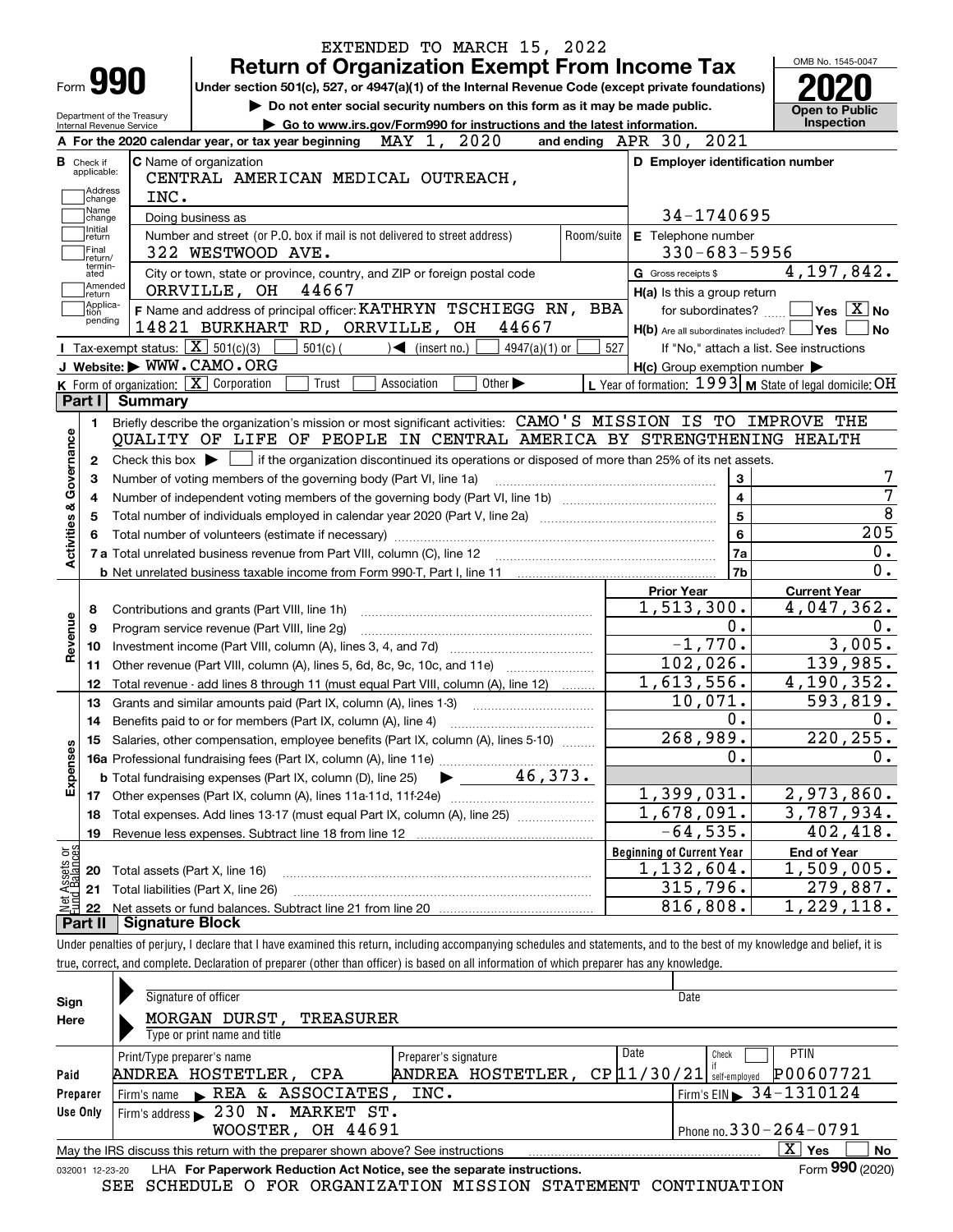EXTENDED TO MARCH 15, 2022

# Form 990 — Return of Organization Exempt From Income Tax

Under section 501(c), 527, or 4947(a)(1) of the Internal Revenue Code (except private foundations)

▶ Do not enter social security numbers on this form as it may be made public.

▶ Go to www.irs.gov/Form990 for instructions and the latest information.

Department of the Treasury, Internal Revenue Service

OMB No. 1545-0047 — **2020** — Open to Public Inspection

**A** For the 2020 calendar year, or tax year beginning MAY 1, 2020 and ending APR 30, 2021

**B** Check if applicable: Address change, Name change, Initial return, Final return/terminated, Amended return, Application pending

**C** Name of organization: CENTRAL AMERICAN MEDICAL OUTREACH, INC.

Doing business as

Number and street (or P.O. box if mail is not delivered to street address): 322 WESTWOOD AVE. Room/suite

City or town, state or province, country, and ZIP or foreign postal code: ORRVILLE, OH 44667

**D** Employer identification number: 34-1740695

**E** Telephone number: 330-683-5956

**G** Gross receipts $ 4,197,842.

**F** Name and address of principal officer: KATHRYN TSCHIEGG RN, BBA, 14821 BURKHART RD, ORRVILLE, OH 44667

**H(a)** Is this a group return for subordinates? ☐ Yes ☒ No

**H(b)** Are all subordinates included? ☐ Yes ☐ No — If "No," attach a list. See instructions

**H(c)** Group exemption number ▶

**I** Tax-exempt status: ☒ 501(c)(3) ☐ 501(c) ( ) ◀ (insert no.) ☐ 4947(a)(1) or ☐ 527

**J** Website: ▶ WWW.CAMO.ORG

**K** Form of organization: ☒ Corporation ☐ Trust ☐ Association ☐ Other ▶

**L** Year of formation: 1993 **M** State of legal domicile: OH

## Part I Summary

**Activities & Governance**

1 Briefly describe the organization's mission or most significant activities: CAMO'S MISSION IS TO IMPROVE THE QUALITY OF LIFE OF PEOPLE IN CENTRAL AMERICA BY STRENGTHENING HEALTH

2 Check this box ▶ ☐ if the organization discontinued its operations or disposed of more than 25% of its net assets.

| | | | |
|---|---|---|---|
| 3 | Number of voting members of the governing body (Part VI, line 1a) | 3 | 7 |
| 4 | Number of independent voting members of the governing body (Part VI, line 1b) | 4 | 7 |
| 5 | Total number of individuals employed in calendar year 2020 (Part V, line 2a) | 5 | 8 |
| 6 | Total number of volunteers (estimate if necessary) | 6 | 205 |
| 7a | Total unrelated business revenue from Part VIII, column (C), line 12 | 7a | 0. |
| b | Net unrelated business taxable income from Form 990-T, Part I, line 11 | 7b | 0. |

| | | | Prior Year | Current Year |
|---|---|---|---|---|
| **Revenue** | 8 | Contributions and grants (Part VIII, line 1h) | 1,513,300. | 4,047,362. |
| | 9 | Program service revenue (Part VIII, line 2g) | 0. | 0. |
| | 10 | Investment income (Part VIII, column (A), lines 3, 4, and 7d) | -1,770. | 3,005. |
| | 11 | Other revenue (Part VIII, column (A), lines 5, 6d, 8c, 9c, 10c, and 11e) | 102,026. | 139,985. |
| | 12 | Total revenue - add lines 8 through 11 (must equal Part VIII, column (A), line 12) | 1,613,556. | 4,190,352. |
| **Expenses** | 13 | Grants and similar amounts paid (Part IX, column (A), lines 1-3) | 10,071. | 593,819. |
| | 14 | Benefits paid to or for members (Part IX, column (A), line 4) | 0. | 0. |
| | 15 | Salaries, other compensation, employee benefits (Part IX, column (A), lines 5-10) | 268,989. | 220,255. |
| | 16a | Professional fundraising fees (Part IX, column (A), line 11e) | 0. | 0. |
| | b | Total fundraising expenses (Part IX, column (D), line 25) ▶ 46,373. | | |
| | 17 | Other expenses (Part IX, column (A), lines 11a-11d, 11f-24e) | 1,399,031. | 2,973,860. |
| | 18 | Total expenses. Add lines 13-17 (must equal Part IX, column (A), line 25) | 1,678,091. | 3,787,934. |
| | 19 | Revenue less expenses. Subtract line 18 from line 12 | -64,535. | 402,418. |

| | | | Beginning of Current Year | End of Year |
|---|---|---|---|---|
| **Net Assets or Fund Balances** | 20 | Total assets (Part X, line 16) | 1,132,604. | 1,509,005. |
| | 21 | Total liabilities (Part X, line 26) | 315,796. | 279,887. |
| | 22 | Net assets or fund balances. Subtract line 21 from line 20 | 816,808. | 1,229,118. |

## Part II Signature Block

Under penalties of perjury, I declare that I have examined this return, including accompanying schedules and statements, and to the best of my knowledge and belief, it is true, correct, and complete. Declaration of preparer (other than officer) is based on all information of which preparer has any knowledge.

**Sign Here**

Signature of officer — Date

MORGAN DURST, TREASURER

Type or print name and title

**Paid Preparer Use Only**

| Print/Type preparer's name | Preparer's signature | Date | Check if self-employed | PTIN |
|---|---|---|---|---|
| ANDREA HOSTETLER, CPA | ANDREA HOSTETLER, CP | 11/30/21 | ☐ | P00607721 |

Firm's name ▶ REA & ASSOCIATES, INC. — Firm's EIN ▶ 34-1310124

Firm's address ▶ 230 N. MARKET ST. WOOSTER, OH 44691 — Phone no. 330-264-0791

May the IRS discuss this return with the preparer shown above? See instructions ☒ Yes ☐ No

032001 12-23-20 LHA For Paperwork Reduction Act Notice, see the separate instructions. Form **990** (2020)

SEE SCHEDULE O FOR ORGANIZATION MISSION STATEMENT CONTINUATION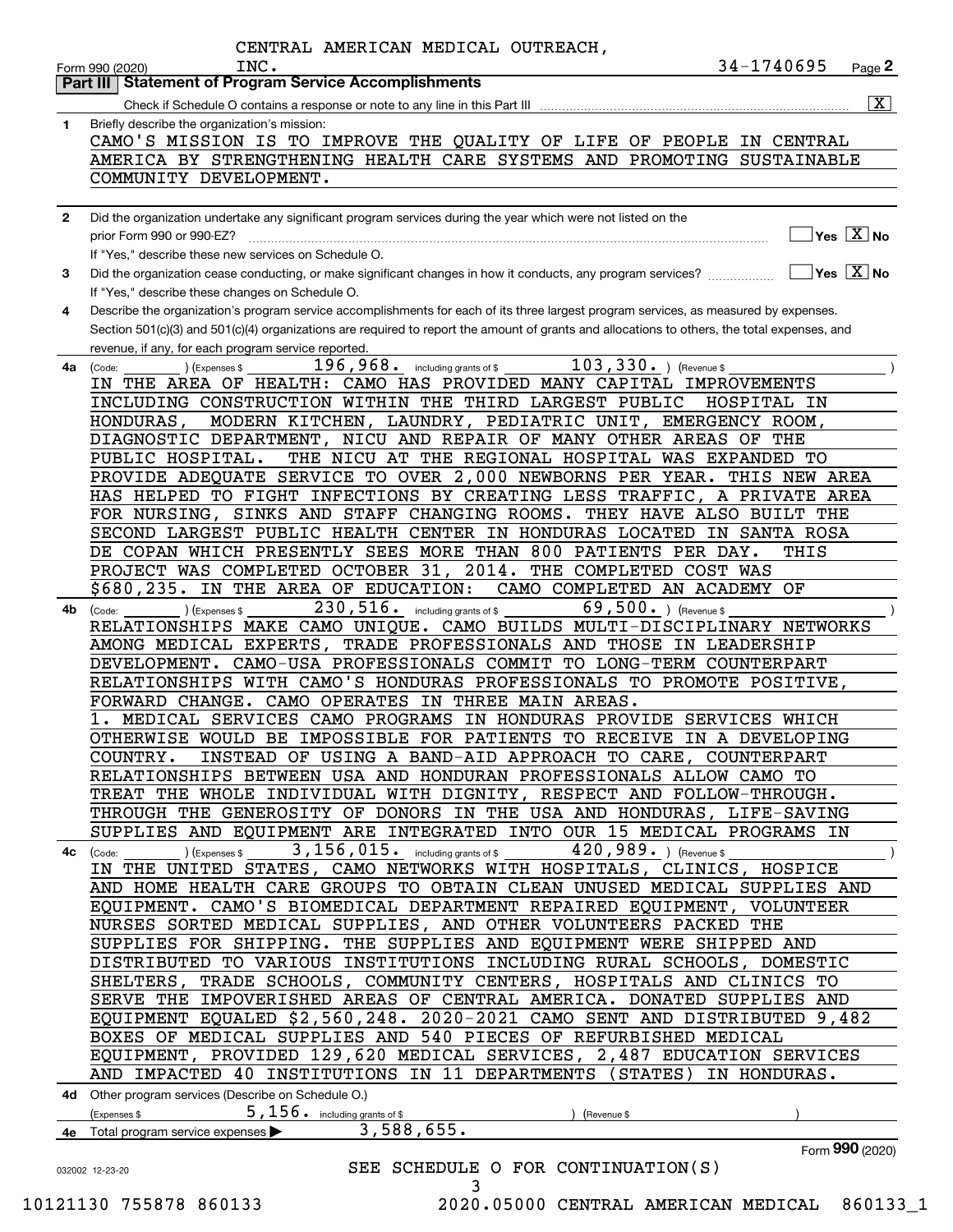CENTRAL AMERICAN MEDICAL OUTREACH, INC.

Form 990 (2020) 34-1740695 Page **2**

**Part III | Statement of Program Service Accomplishments**

Check if Schedule O contains a response or note to any line in this Part III [X]

**1** Briefly describe the organization's mission:

CAMO'S MISSION IS TO IMPROVE THE QUALITY OF LIFE OF PEOPLE IN CENTRAL AMERICA BY STRENGTHENING HEALTH CARE SYSTEMS AND PROMOTING SUSTAINABLE COMMUNITY DEVELOPMENT.

**2** Did the organization undertake any significant program services during the year which were not listed on the prior Form 990 or 990-EZ? [ ] Yes [X] No

If "Yes," describe these new services on Schedule O.

**3** Did the organization cease conducting, or make significant changes in how it conducts, any program services? [ ] Yes [X] No

If "Yes," describe these changes on Schedule O.

**4** Describe the organization's program service accomplishments for each of its three largest program services, as measured by expenses. Section 501(c)(3) and 501(c)(4) organizations are required to report the amount of grants and allocations to others, the total expenses, and revenue, if any, for each program service reported.

**4a** (Code: ) (Expenses $ 196,968. including grants of $ 103,330. ) (Revenue $ )

IN THE AREA OF HEALTH: CAMO HAS PROVIDED MANY CAPITAL IMPROVEMENTS INCLUDING CONSTRUCTION WITHIN THE THIRD LARGEST PUBLIC HOSPITAL IN HONDURAS, MODERN KITCHEN, LAUNDRY, PEDIATRIC UNIT, EMERGENCY ROOM, DIAGNOSTIC DEPARTMENT, NICU AND REPAIR OF MANY OTHER AREAS OF THE PUBLIC HOSPITAL. THE NICU AT THE REGIONAL HOSPITAL WAS EXPANDED TO PROVIDE ADEQUATE SERVICE TO OVER 2,000 NEWBORNS PER YEAR. THIS NEW AREA HAS HELPED TO FIGHT INFECTIONS BY CREATING LESS TRAFFIC, A PRIVATE AREA FOR NURSING, SINKS AND STAFF CHANGING ROOMS. THEY HAVE ALSO BUILT THE SECOND LARGEST PUBLIC HEALTH CENTER IN HONDURAS LOCATED IN SANTA ROSA DE COPAN WHICH PRESENTLY SEES MORE THAN 800 PATIENTS PER DAY. THIS PROJECT WAS COMPLETED OCTOBER 31, 2014. THE COMPLETED COST WAS $680,235. IN THE AREA OF EDUCATION: CAMO COMPLETED AN ACADEMY OF

**4b** (Code: ) (Expenses $ 230,516. including grants of $ 69,500. ) (Revenue $ )

RELATIONSHIPS MAKE CAMO UNIQUE. CAMO BUILDS MULTI-DISCIPLINARY NETWORKS AMONG MEDICAL EXPERTS, TRADE PROFESSIONALS AND THOSE IN LEADERSHIP DEVELOPMENT. CAMO-USA PROFESSIONALS COMMIT TO LONG-TERM COUNTERPART RELATIONSHIPS WITH CAMO'S HONDURAS PROFESSIONALS TO PROMOTE POSITIVE, FORWARD CHANGE. CAMO OPERATES IN THREE MAIN AREAS.
1. MEDICAL SERVICES CAMO PROGRAMS IN HONDURAS PROVIDE SERVICES WHICH OTHERWISE WOULD BE IMPOSSIBLE FOR PATIENTS TO RECEIVE IN A DEVELOPING COUNTRY. INSTEAD OF USING A BAND-AID APPROACH TO CARE, COUNTERPART RELATIONSHIPS BETWEEN USA AND HONDURAN PROFESSIONALS ALLOW CAMO TO TREAT THE WHOLE INDIVIDUAL WITH DIGNITY, RESPECT AND FOLLOW-THROUGH. THROUGH THE GENEROSITY OF DONORS IN THE USA AND HONDURAS, LIFE-SAVING SUPPLIES AND EQUIPMENT ARE INTEGRATED INTO OUR 15 MEDICAL PROGRAMS IN

**4c** (Code: ) (Expenses $ 3,156,015. including grants of $ 420,989. ) (Revenue $ )

IN THE UNITED STATES, CAMO NETWORKS WITH HOSPITALS, CLINICS, HOSPICE AND HOME HEALTH CARE GROUPS TO OBTAIN CLEAN UNUSED MEDICAL SUPPLIES AND EQUIPMENT. CAMO'S BIOMEDICAL DEPARTMENT REPAIRED EQUIPMENT, VOLUNTEER NURSES SORTED MEDICAL SUPPLIES, AND OTHER VOLUNTEERS PACKED THE SUPPLIES FOR SHIPPING. THE SUPPLIES AND EQUIPMENT WERE SHIPPED AND DISTRIBUTED TO VARIOUS INSTITUTIONS INCLUDING RURAL SCHOOLS, DOMESTIC SHELTERS, TRADE SCHOOLS, COMMUNITY CENTERS, HOSPITALS AND CLINICS TO SERVE THE IMPOVERISHED AREAS OF CENTRAL AMERICA. DONATED SUPPLIES AND EQUIPMENT EQUALED $2,560,248. 2020-2021 CAMO SENT AND DISTRIBUTED 9,482 BOXES OF MEDICAL SUPPLIES AND 540 PIECES OF REFURBISHED MEDICAL EQUIPMENT, PROVIDED 129,620 MEDICAL SERVICES, 2,487 EDUCATION SERVICES AND IMPACTED 40 INSTITUTIONS IN 11 DEPARTMENTS (STATES) IN HONDURAS.

**4d** Other program services (Describe on Schedule O.)

(Expenses $ 5,156. including grants of $ ) (Revenue $ )

**4e** Total program service expenses ▶ 3,588,655.

Form **990** (2020)

032002 12-23-20

SEE SCHEDULE O FOR CONTINUATION(S)

10121130 755878 860133 2020.05000 CENTRAL AMERICAN MEDICAL 860133_1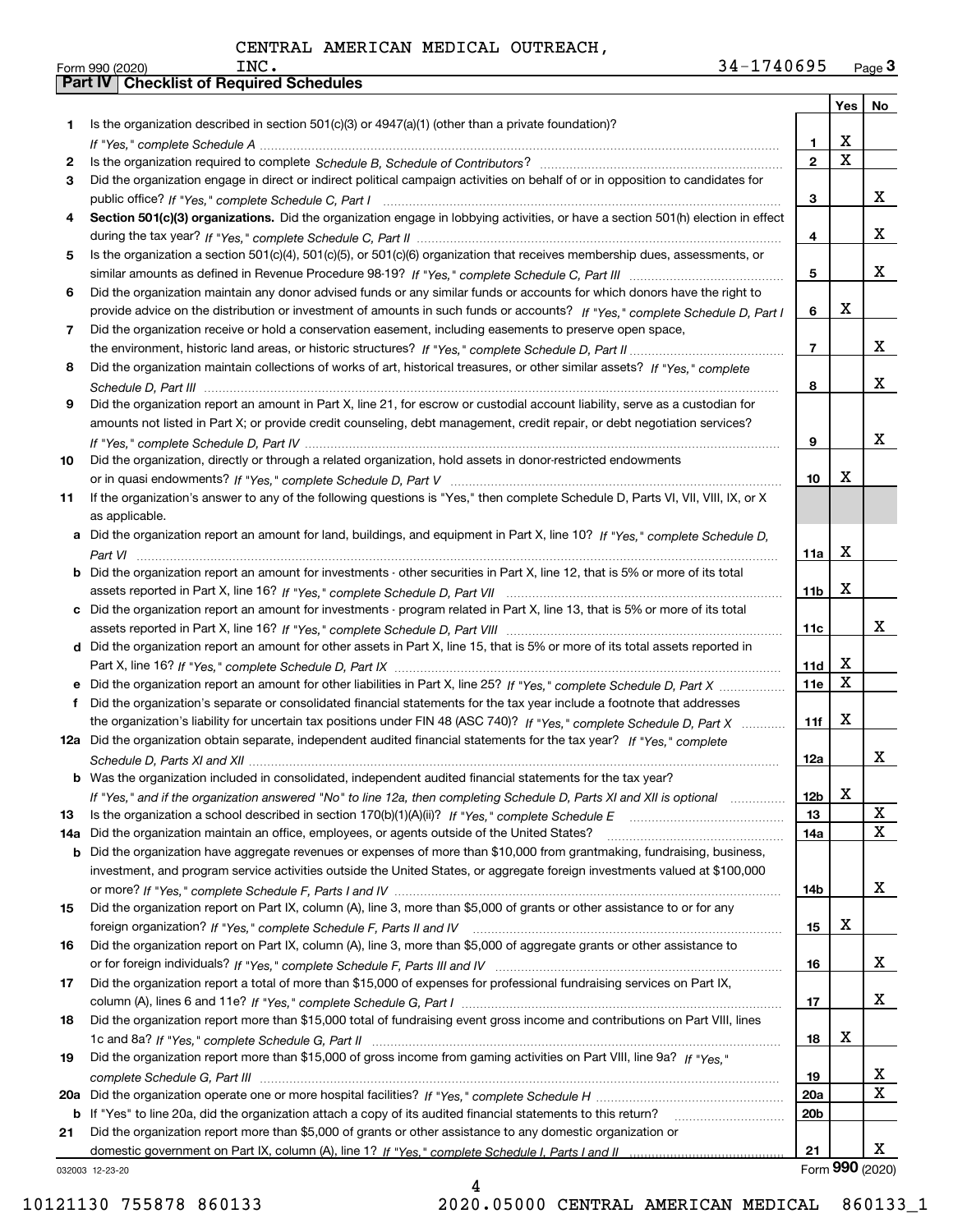CENTRAL AMERICAN MEDICAL OUTREACH, INC. 34-1740695

Form 990 (2020) Page 3

## Part IV Checklist of Required Schedules

| | | | Yes | No |
|---|---|---|---|---|
| 1 | Is the organization described in section 501(c)(3) or 4947(a)(1) (other than a private foundation)? *If "Yes," complete Schedule A* | 1 | X | |
| 2 | Is the organization required to complete *Schedule B, Schedule of Contributors*? | 2 | X | |
| 3 | Did the organization engage in direct or indirect political campaign activities on behalf of or in opposition to candidates for public office? *If "Yes," complete Schedule C, Part I* | 3 | | X |
| 4 | **Section 501(c)(3) organizations.** Did the organization engage in lobbying activities, or have a section 501(h) election in effect during the tax year? *If "Yes," complete Schedule C, Part II* | 4 | | X |
| 5 | Is the organization a section 501(c)(4), 501(c)(5), or 501(c)(6) organization that receives membership dues, assessments, or similar amounts as defined in Revenue Procedure 98-19? *If "Yes," complete Schedule C, Part III* | 5 | | X |
| 6 | Did the organization maintain any donor advised funds or any similar funds or accounts for which donors have the right to provide advice on the distribution or investment of amounts in such funds or accounts? *If "Yes," complete Schedule D, Part I* | 6 | X | |
| 7 | Did the organization receive or hold a conservation easement, including easements to preserve open space, the environment, historic land areas, or historic structures? *If "Yes," complete Schedule D, Part II* | 7 | | X |
| 8 | Did the organization maintain collections of works of art, historical treasures, or other similar assets? *If "Yes," complete Schedule D, Part III* | 8 | | X |
| 9 | Did the organization report an amount in Part X, line 21, for escrow or custodial account liability, serve as a custodian for amounts not listed in Part X; or provide credit counseling, debt management, credit repair, or debt negotiation services? *If "Yes," complete Schedule D, Part IV* | 9 | | X |
| 10 | Did the organization, directly or through a related organization, hold assets in donor-restricted endowments or in quasi endowments? *If "Yes," complete Schedule D, Part V* | 10 | X | |
| 11 | If the organization's answer to any of the following questions is "Yes," then complete Schedule D, Parts VI, VII, VIII, IX, or X as applicable. | | | |
| a | Did the organization report an amount for land, buildings, and equipment in Part X, line 10? *If "Yes," complete Schedule D, Part VI* | 11a | X | |
| b | Did the organization report an amount for investments - other securities in Part X, line 12, that is 5% or more of its total assets reported in Part X, line 16? *If "Yes," complete Schedule D, Part VII* | 11b | X | |
| c | Did the organization report an amount for investments - program related in Part X, line 13, that is 5% or more of its total assets reported in Part X, line 16? *If "Yes," complete Schedule D, Part VIII* | 11c | | X |
| d | Did the organization report an amount for other assets in Part X, line 15, that is 5% or more of its total assets reported in Part X, line 16? *If "Yes," complete Schedule D, Part IX* | 11d | X | |
| e | Did the organization report an amount for other liabilities in Part X, line 25? *If "Yes," complete Schedule D, Part X* | 11e | X | |
| f | Did the organization's separate or consolidated financial statements for the tax year include a footnote that addresses the organization's liability for uncertain tax positions under FIN 48 (ASC 740)? *If "Yes," complete Schedule D, Part X* | 11f | X | |
| 12a | Did the organization obtain separate, independent audited financial statements for the tax year? *If "Yes," complete Schedule D, Parts XI and XII* | 12a | | X |
| b | Was the organization included in consolidated, independent audited financial statements for the tax year? *If "Yes," and if the organization answered "No" to line 12a, then completing Schedule D, Parts XI and XII is optional* | 12b | X | |
| 13 | Is the organization a school described in section 170(b)(1)(A)(ii)? *If "Yes," complete Schedule E* | 13 | | X |
| 14a | Did the organization maintain an office, employees, or agents outside of the United States? | 14a | | X |
| b | Did the organization have aggregate revenues or expenses of more than $10,000 from grantmaking, fundraising, business, investment, and program service activities outside the United States, or aggregate foreign investments valued at $100,000 or more? *If "Yes," complete Schedule F, Parts I and IV* | 14b | | X |
| 15 | Did the organization report on Part IX, column (A), line 3, more than $5,000 of grants or other assistance to or for any foreign organization? *If "Yes," complete Schedule F, Parts II and IV* | 15 | X | |
| 16 | Did the organization report on Part IX, column (A), line 3, more than $5,000 of aggregate grants or other assistance to or for foreign individuals? *If "Yes," complete Schedule F, Parts III and IV* | 16 | | X |
| 17 | Did the organization report a total of more than $15,000 of expenses for professional fundraising services on Part IX, column (A), lines 6 and 11e? *If "Yes," complete Schedule G, Part I* | 17 | | X |
| 18 | Did the organization report more than $15,000 total of fundraising event gross income and contributions on Part VIII, lines 1c and 8a? *If "Yes," complete Schedule G, Part II* | 18 | X | |
| 19 | Did the organization report more than $15,000 of gross income from gaming activities on Part VIII, line 9a? *If "Yes," complete Schedule G, Part III* | 19 | | X |
| 20a | Did the organization operate one or more hospital facilities? *If "Yes," complete Schedule H* | 20a | | X |
| b | If "Yes" to line 20a, did the organization attach a copy of its audited financial statements to this return? | 20b | | |
| 21 | Did the organization report more than $5,000 of grants or other assistance to any domestic organization or domestic government on Part IX, column (A), line 1? *If "Yes," complete Schedule I, Parts I and II* | 21 | | X |

032003 12-23-20

Form **990** (2020)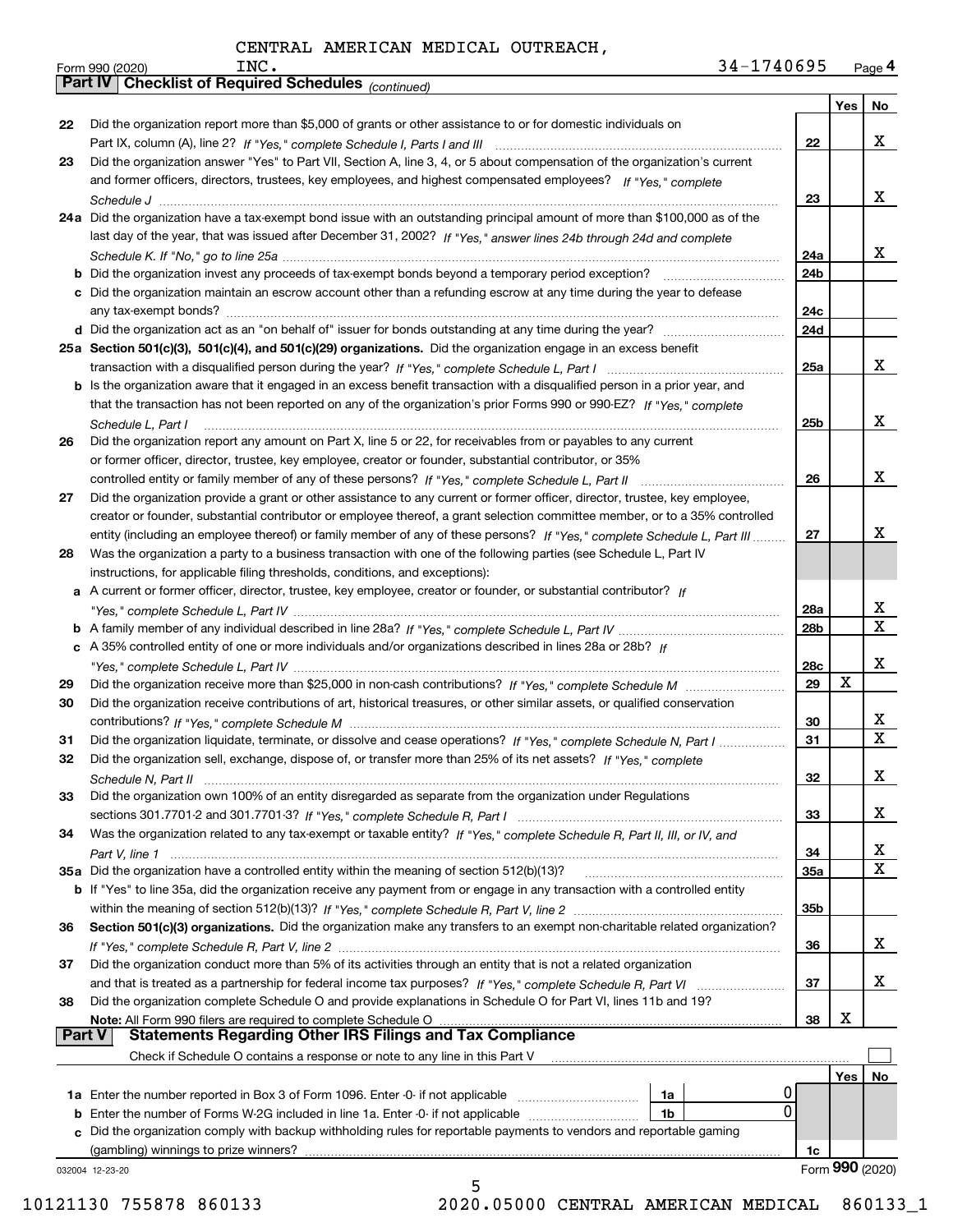CENTRAL AMERICAN MEDICAL OUTREACH, INC. 34-1740695

Form 990 (2020) Page 4

**Part IV | Checklist of Required Schedules** *(continued)*

| | | | Yes | No |
|---|---|---|---|---|
| 22 | Did the organization report more than $5,000 of grants or other assistance to or for domestic individuals on Part IX, column (A), line 2? *If "Yes," complete Schedule I, Parts I and III* | 22 | | X |
| 23 | Did the organization answer "Yes" to Part VII, Section A, line 3, 4, or 5 about compensation of the organization's current and former officers, directors, trustees, key employees, and highest compensated employees? *If "Yes," complete Schedule J* | 23 | | X |
| 24a | Did the organization have a tax-exempt bond issue with an outstanding principal amount of more than $100,000 as of the last day of the year, that was issued after December 31, 2002? *If "Yes," answer lines 24b through 24d and complete Schedule K. If "No," go to line 25a* | 24a | | X |
| b | Did the organization invest any proceeds of tax-exempt bonds beyond a temporary period exception? | 24b | | |
| c | Did the organization maintain an escrow account other than a refunding escrow at any time during the year to defease any tax-exempt bonds? | 24c | | |
| d | Did the organization act as an "on behalf of" issuer for bonds outstanding at any time during the year? | 24d | | |
| 25a | **Section 501(c)(3), 501(c)(4), and 501(c)(29) organizations.** Did the organization engage in an excess benefit transaction with a disqualified person during the year? *If "Yes," complete Schedule L, Part I* | 25a | | X |
| b | Is the organization aware that it engaged in an excess benefit transaction with a disqualified person in a prior year, and that the transaction has not been reported on any of the organization's prior Forms 990 or 990-EZ? *If "Yes," complete Schedule L, Part I* | 25b | | X |
| 26 | Did the organization report any amount on Part X, line 5 or 22, for receivables from or payables to any current or former officer, director, trustee, key employee, creator or founder, substantial contributor, or 35% controlled entity or family member of any of these persons? *If "Yes," complete Schedule L, Part II* | 26 | | X |
| 27 | Did the organization provide a grant or other assistance to any current or former officer, director, trustee, key employee, creator or founder, substantial contributor or employee thereof, a grant selection committee member, or to a 35% controlled entity (including an employee thereof) or family member of any of these persons? *If "Yes," complete Schedule L, Part III* | 27 | | X |
| 28 | Was the organization a party to a business transaction with one of the following parties (see Schedule L, Part IV instructions, for applicable filing thresholds, conditions, and exceptions): | | | |
| a | A current or former officer, director, trustee, key employee, creator or founder, or substantial contributor? *If "Yes," complete Schedule L, Part IV* | 28a | | X |
| b | A family member of any individual described in line 28a? *If "Yes," complete Schedule L, Part IV* | 28b | | X |
| c | A 35% controlled entity of one or more individuals and/or organizations described in lines 28a or 28b? *If "Yes," complete Schedule L, Part IV* | 28c | | X |
| 29 | Did the organization receive more than $25,000 in non-cash contributions? *If "Yes," complete Schedule M* | 29 | X | |
| 30 | Did the organization receive contributions of art, historical treasures, or other similar assets, or qualified conservation contributions? *If "Yes," complete Schedule M* | 30 | | X |
| 31 | Did the organization liquidate, terminate, or dissolve and cease operations? *If "Yes," complete Schedule N, Part I* | 31 | | X |
| 32 | Did the organization sell, exchange, dispose of, or transfer more than 25% of its net assets? *If "Yes," complete Schedule N, Part II* | 32 | | X |
| 33 | Did the organization own 100% of an entity disregarded as separate from the organization under Regulations sections 301.7701-2 and 301.7701-3? *If "Yes," complete Schedule R, Part I* | 33 | | X |
| 34 | Was the organization related to any tax-exempt or taxable entity? *If "Yes," complete Schedule R, Part II, III, or IV, and Part V, line 1* | 34 | | X |
| 35a | Did the organization have a controlled entity within the meaning of section 512(b)(13)? | 35a | | X |
| b | If "Yes" to line 35a, did the organization receive any payment from or engage in any transaction with a controlled entity within the meaning of section 512(b)(13)? *If "Yes," complete Schedule R, Part V, line 2* | 35b | | |
| 36 | **Section 501(c)(3) organizations.** Did the organization make any transfers to an exempt non-charitable related organization? *If "Yes," complete Schedule R, Part V, line 2* | 36 | | X |
| 37 | Did the organization conduct more than 5% of its activities through an entity that is not a related organization and that is treated as a partnership for federal income tax purposes? *If "Yes," complete Schedule R, Part VI* | 37 | | X |
| 38 | Did the organization complete Schedule O and provide explanations in Schedule O for Part VI, lines 11b and 19? **Note:** All Form 990 filers are required to complete Schedule O | 38 | X | |

**Part V | Statements Regarding Other IRS Filings and Tax Compliance**

Check if Schedule O contains a response or note to any line in this Part V ☐

| | | | | | Yes | No |
|---|---|---|---|---|---|---|
| 1a | Enter the number reported in Box 3 of Form 1096. Enter -0- if not applicable | 1a | 0 | | | |
| b | Enter the number of Forms W-2G included in line 1a. Enter -0- if not applicable | 1b | 0 | | | |
| c | Did the organization comply with backup withholding rules for reportable payments to vendors and reportable gaming (gambling) winnings to prize winners? | | | 1c | | |

032004 12-23-20 Form **990** (2020)

10121130 755878 860133 2020.05000 CENTRAL AMERICAN MEDICAL 860133_1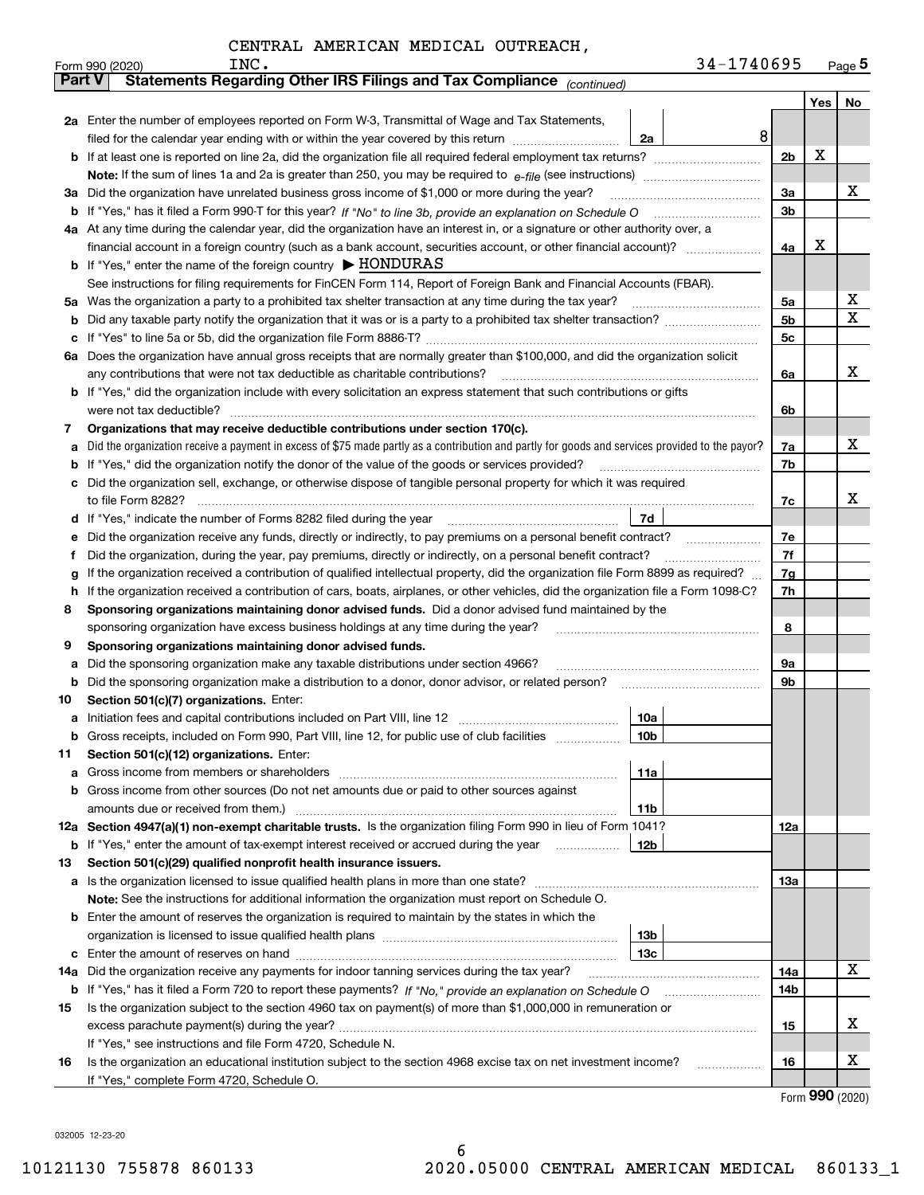CENTRAL AMERICAN MEDICAL OUTREACH, INC. 34-1740695

Form 990 (2020) Page **5**

## Part V Statements Regarding Other IRS Filings and Tax Compliance *(continued)*

| | | | | | Yes | No |
|---|---|---|---|---|---|---|
| **2a** | Enter the number of employees reported on Form W-3, Transmittal of Wage and Tax Statements, filed for the calendar year ending with or within the year covered by this return | 2a | 8 | | | |
| **b** | If at least one is reported on line 2a, did the organization file all required federal employment tax returns? | | | 2b | X | |
| | **Note:** If the sum of lines 1a and 2a is greater than 250, you may be required to *e-file* (see instructions) | | | | | |
| **3a** | Did the organization have unrelated business gross income of $1,000 or more during the year? | | | 3a | | X |
| **b** | If "Yes," has it filed a Form 990-T for this year? *If "No" to line 3b, provide an explanation on Schedule O* | | | 3b | | |
| **4a** | At any time during the calendar year, did the organization have an interest in, or a signature or other authority over, a financial account in a foreign country (such as a bank account, securities account, or other financial account)? | | | 4a | X | |
| **b** | If "Yes," enter the name of the foreign country ▶ HONDURAS | | | | | |
| | See instructions for filing requirements for FinCEN Form 114, Report of Foreign Bank and Financial Accounts (FBAR). | | | | | |
| **5a** | Was the organization a party to a prohibited tax shelter transaction at any time during the tax year? | | | 5a | | X |
| **b** | Did any taxable party notify the organization that it was or is a party to a prohibited tax shelter transaction? | | | 5b | | X |
| **c** | If "Yes" to line 5a or 5b, did the organization file Form 8886-T? | | | 5c | | |
| **6a** | Does the organization have annual gross receipts that are normally greater than $100,000, and did the organization solicit any contributions that were not tax deductible as charitable contributions? | | | 6a | | X |
| **b** | If "Yes," did the organization include with every solicitation an express statement that such contributions or gifts were not tax deductible? | | | 6b | | |
| **7** | **Organizations that may receive deductible contributions under section 170(c).** | | | | | |
| **a** | Did the organization receive a payment in excess of $75 made partly as a contribution and partly for goods and services provided to the payor? | | | 7a | | X |
| **b** | If "Yes," did the organization notify the donor of the value of the goods or services provided? | | | 7b | | |
| **c** | Did the organization sell, exchange, or otherwise dispose of tangible personal property for which it was required to file Form 8282? | | | 7c | | X |
| **d** | If "Yes," indicate the number of Forms 8282 filed during the year | 7d | | | | |
| **e** | Did the organization receive any funds, directly or indirectly, to pay premiums on a personal benefit contract? | | | 7e | | |
| **f** | Did the organization, during the year, pay premiums, directly or indirectly, on a personal benefit contract? | | | 7f | | |
| **g** | If the organization received a contribution of qualified intellectual property, did the organization file Form 8899 as required? | | | 7g | | |
| **h** | If the organization received a contribution of cars, boats, airplanes, or other vehicles, did the organization file a Form 1098-C? | | | 7h | | |
| **8** | **Sponsoring organizations maintaining donor advised funds.** Did a donor advised fund maintained by the sponsoring organization have excess business holdings at any time during the year? | | | 8 | | |
| **9** | **Sponsoring organizations maintaining donor advised funds.** | | | | | |
| **a** | Did the sponsoring organization make any taxable distributions under section 4966? | | | 9a | | |
| **b** | Did the sponsoring organization make a distribution to a donor, donor advisor, or related person? | | | 9b | | |
| **10** | **Section 501(c)(7) organizations.** Enter: | | | | | |
| **a** | Initiation fees and capital contributions included on Part VIII, line 12 | 10a | | | | |
| **b** | Gross receipts, included on Form 990, Part VIII, line 12, for public use of club facilities | 10b | | | | |
| **11** | **Section 501(c)(12) organizations.** Enter: | | | | | |
| **a** | Gross income from members or shareholders | 11a | | | | |
| **b** | Gross income from other sources (Do not net amounts due or paid to other sources against amounts due or received from them.) | 11b | | | | |
| **12a** | **Section 4947(a)(1) non-exempt charitable trusts.** Is the organization filing Form 990 in lieu of Form 1041? | | | 12a | | |
| **b** | If "Yes," enter the amount of tax-exempt interest received or accrued during the year | 12b | | | | |
| **13** | **Section 501(c)(29) qualified nonprofit health insurance issuers.** | | | | | |
| **a** | Is the organization licensed to issue qualified health plans in more than one state? | | | 13a | | |
| | **Note:** See the instructions for additional information the organization must report on Schedule O. | | | | | |
| **b** | Enter the amount of reserves the organization is required to maintain by the states in which the organization is licensed to issue qualified health plans | 13b | | | | |
| **c** | Enter the amount of reserves on hand | 13c | | | | |
| **14a** | Did the organization receive any payments for indoor tanning services during the tax year? | | | 14a | | X |
| **b** | If "Yes," has it filed a Form 720 to report these payments? *If "No," provide an explanation on Schedule O* | | | 14b | | |
| **15** | Is the organization subject to the section 4960 tax on payment(s) of more than $1,000,000 in remuneration or excess parachute payment(s) during the year? | | | 15 | | X |
| | If "Yes," see instructions and file Form 4720, Schedule N. | | | | | |
| **16** | Is the organization an educational institution subject to the section 4968 excise tax on net investment income? | | | 16 | | X |
| | If "Yes," complete Form 4720, Schedule O. | | | | | |

Form **990** (2020)

032005 12-23-20

10121130 755878 860133 2020.05000 CENTRAL AMERICAN MEDICAL 860133_1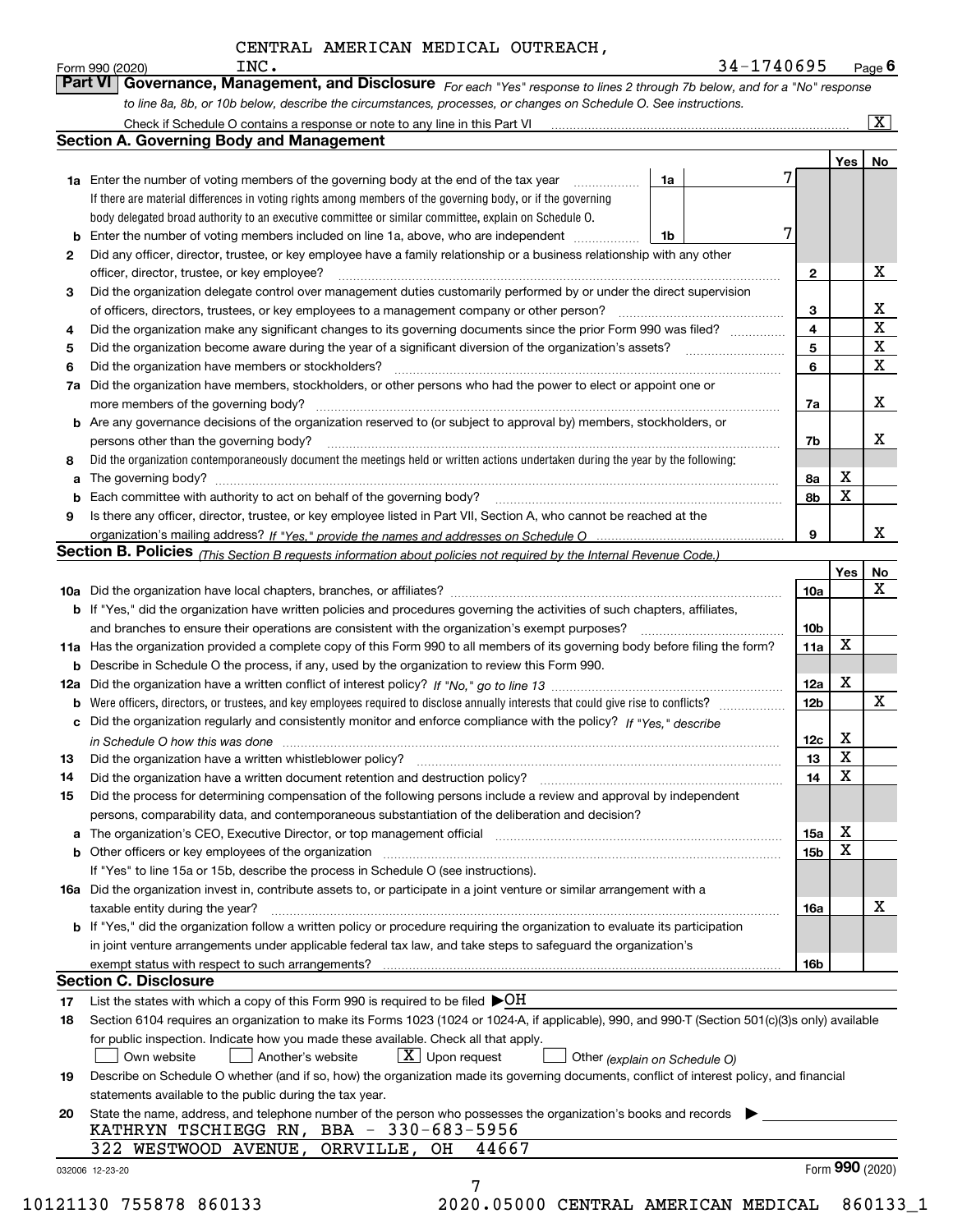CENTRAL AMERICAN MEDICAL OUTREACH, INC. 34-1740695

Form 990 (2020) Page 6

**Part VI Governance, Management, and Disclosure** *For each "Yes" response to lines 2 through 7b below, and for a "No" response to line 8a, 8b, or 10b below, describe the circumstances, processes, or changes on Schedule O. See instructions.*

Check if Schedule O contains a response or note to any line in this Part VI [X]

## Section A. Governing Body and Management

| | | | | Yes | No |
|---|---|---|---|---|---|
| **1a** | Enter the number of voting members of the governing body at the end of the tax year. If there are material differences in voting rights among members of the governing body, or if the governing body delegated broad authority to an executive committee or similar committee, explain on Schedule O. | 1a: 7 | | | |
| **b** | Enter the number of voting members included on line 1a, above, who are independent | 1b: 7 | | | |
| **2** | Did any officer, director, trustee, or key employee have a family relationship or a business relationship with any other officer, director, trustee, or key employee? | | 2 | | X |
| **3** | Did the organization delegate control over management duties customarily performed by or under the direct supervision of officers, directors, trustees, or key employees to a management company or other person? | | 3 | | X |
| **4** | Did the organization make any significant changes to its governing documents since the prior Form 990 was filed? | | 4 | | X |
| **5** | Did the organization become aware during the year of a significant diversion of the organization's assets? | | 5 | | X |
| **6** | Did the organization have members or stockholders? | | 6 | | X |
| **7a** | Did the organization have members, stockholders, or other persons who had the power to elect or appoint one or more members of the governing body? | | 7a | | X |
| **b** | Are any governance decisions of the organization reserved to (or subject to approval by) members, stockholders, or persons other than the governing body? | | 7b | | X |
| **8** | Did the organization contemporaneously document the meetings held or written actions undertaken during the year by the following: | | | | |
| **a** | The governing body? | | 8a | X | |
| **b** | Each committee with authority to act on behalf of the governing body? | | 8b | X | |
| **9** | Is there any officer, director, trustee, or key employee listed in Part VII, Section A, who cannot be reached at the organization's mailing address? *If "Yes," provide the names and addresses on Schedule O* | | 9 | | X |

## Section B. Policies *(This Section B requests information about policies not required by the Internal Revenue Code.)*

| | | | Yes | No |
|---|---|---|---|---|
| **10a** | Did the organization have local chapters, branches, or affiliates? | 10a | | X |
| **b** | If "Yes," did the organization have written policies and procedures governing the activities of such chapters, affiliates, and branches to ensure their operations are consistent with the organization's exempt purposes? | 10b | | |
| **11a** | Has the organization provided a complete copy of this Form 990 to all members of its governing body before filing the form? | 11a | X | |
| **b** | Describe in Schedule O the process, if any, used by the organization to review this Form 990. | | | |
| **12a** | Did the organization have a written conflict of interest policy? *If "No," go to line 13* | 12a | X | |
| **b** | Were officers, directors, or trustees, and key employees required to disclose annually interests that could give rise to conflicts? | 12b | | X |
| **c** | Did the organization regularly and consistently monitor and enforce compliance with the policy? *If "Yes," describe in Schedule O how this was done* | 12c | X | |
| **13** | Did the organization have a written whistleblower policy? | 13 | X | |
| **14** | Did the organization have a written document retention and destruction policy? | 14 | X | |
| **15** | Did the process for determining compensation of the following persons include a review and approval by independent persons, comparability data, and contemporaneous substantiation of the deliberation and decision? | | | |
| **a** | The organization's CEO, Executive Director, or top management official | 15a | X | |
| **b** | Other officers or key employees of the organization | 15b | X | |
| | If "Yes" to line 15a or 15b, describe the process in Schedule O (see instructions). | | | |
| **16a** | Did the organization invest in, contribute assets to, or participate in a joint venture or similar arrangement with a taxable entity during the year? | 16a | | X |
| **b** | If "Yes," did the organization follow a written policy or procedure requiring the organization to evaluate its participation in joint venture arrangements under applicable federal tax law, and take steps to safeguard the organization's exempt status with respect to such arrangements? | 16b | | |

## Section C. Disclosure

**17** List the states with which a copy of this Form 990 is required to be filed ▶OH

**18** Section 6104 requires an organization to make its Forms 1023 (1024 or 1024-A, if applicable), 990, and 990-T (Section 501(c)(3)s only) available for public inspection. Indicate how you made these available. Check all that apply.

[ ] Own website [ ] Another's website [X] Upon request [ ] Other *(explain on Schedule O)*

**19** Describe on Schedule O whether (and if so, how) the organization made its governing documents, conflict of interest policy, and financial statements available to the public during the tax year.

**20** State the name, address, and telephone number of the person who possesses the organization's books and records ▶

KATHRYN TSCHIEGG RN, BBA - 330-683-5956
322 WESTWOOD AVENUE, ORRVILLE, OH 44667

032006 12-23-20 Form 990 (2020)

10121130 755878 860133 2020.05000 CENTRAL AMERICAN MEDICAL 860133_1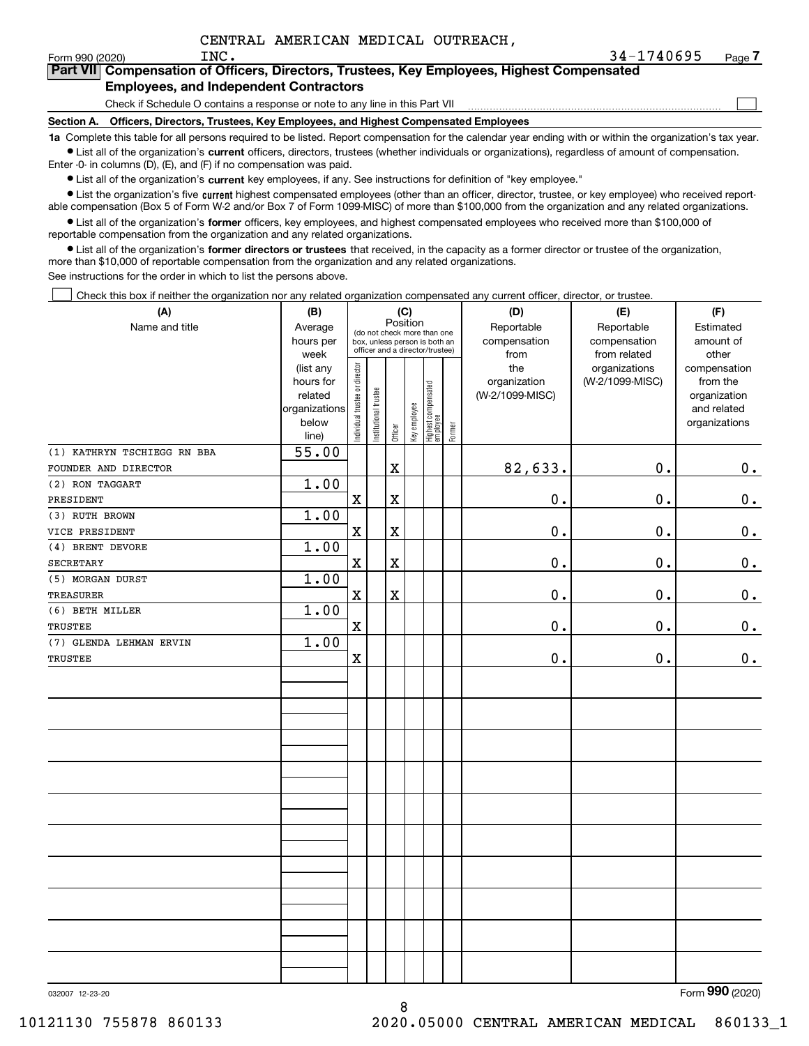CENTRAL AMERICAN MEDICAL OUTREACH, INC. 34-1740695

Form 990 (2020) Page 7

## Part VII Compensation of Officers, Directors, Trustees, Key Employees, Highest Compensated Employees, and Independent Contractors

Check if Schedule O contains a response or note to any line in this Part VII ☐

**Section A. Officers, Directors, Trustees, Key Employees, and Highest Compensated Employees**

**1a** Complete this table for all persons required to be listed. Report compensation for the calendar year ending with or within the organization's tax year.

- List all of the organization's **current** officers, directors, trustees (whether individuals or organizations), regardless of amount of compensation. Enter -0- in columns (D), (E), and (F) if no compensation was paid.
- List all of the organization's **current** key employees, if any. See instructions for definition of "key employee."
- List the organization's five **current** highest compensated employees (other than an officer, director, trustee, or key employee) who received reportable compensation (Box 5 of Form W-2 and/or Box 7 of Form 1099-MISC) of more than $100,000 from the organization and any related organizations.
- List all of the organization's **former** officers, key employees, and highest compensated employees who received more than $100,000 of reportable compensation from the organization and any related organizations.
- List all of the organization's **former directors or trustees** that received, in the capacity as a former director or trustee of the organization, more than $10,000 of reportable compensation from the organization and any related organizations.

See instructions for the order in which to list the persons above.

☐ Check this box if neither the organization nor any related organization compensated any current officer, director, or trustee.

| (A) Name and title | (B) Average hours per week (list any hours for related organizations below line) | (C) Position: Individual trustee or director | Institutional trustee | Officer | Key employee | Highest compensated employee | Former | (D) Reportable compensation from the organization (W-2/1099-MISC) | (E) Reportable compensation from related organizations (W-2/1099-MISC) | (F) Estimated amount of other compensation from the organization and related organizations |
|---|---|---|---|---|---|---|---|---|---|---|
| (1) KATHRYN TSCHIEGG RN BBA<br>FOUNDER AND DIRECTOR | 55.00 | | | X | | | | 82,633. | 0. | 0. |
| (2) RON TAGGART<br>PRESIDENT | 1.00 | X | | X | | | | 0. | 0. | 0. |
| (3) RUTH BROWN<br>VICE PRESIDENT | 1.00 | X | | X | | | | 0. | 0. | 0. |
| (4) BRENT DEVORE<br>SECRETARY | 1.00 | X | | X | | | | 0. | 0. | 0. |
| (5) MORGAN DURST<br>TREASURER | 1.00 | X | | X | | | | 0. | 0. | 0. |
| (6) BETH MILLER<br>TRUSTEE | 1.00 | X | | | | | | 0. | 0. | 0. |
| (7) GLENDA LEHMAN ERVIN<br>TRUSTEE | 1.00 | X | | | | | | 0. | 0. | 0. |

032007 12-23-20

Form **990** (2020)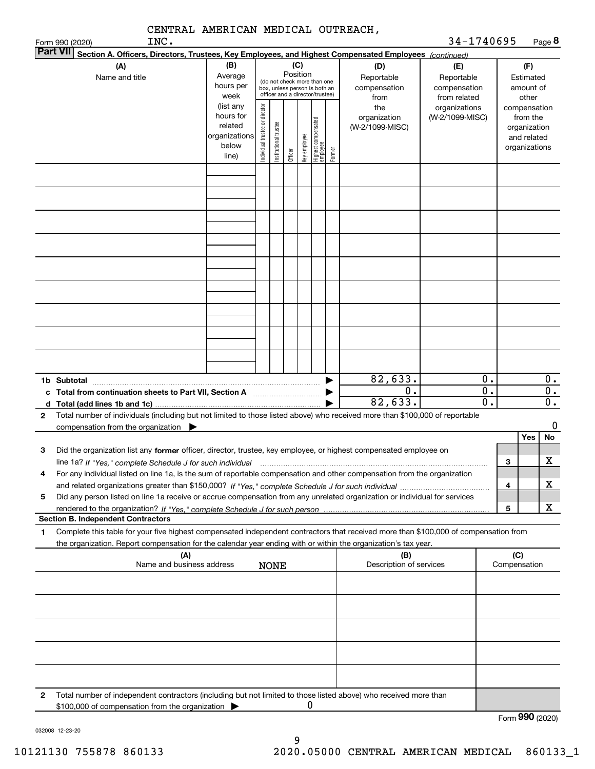CENTRAL AMERICAN MEDICAL OUTREACH, INC. 34-1740695

Form 990 (2020) Page 8

**Part VII Section A. Officers, Directors, Trustees, Key Employees, and Highest Compensated Employees** *(continued)*

| (A) Name and title | (B) Average hours per week (list any hours for related organizations below line) | (C) Position (do not check more than one box, unless person is both an officer and a director/trustee): Individual trustee or director | Institutional trustee | Officer | Key employee | Highest compensated employee | Former | (D) Reportable compensation from the organization (W-2/1099-MISC) | (E) Reportable compensation from related organizations (W-2/1099-MISC) | (F) Estimated amount of other compensation from the organization and related organizations |
|---|---|---|---|---|---|---|---|---|---|---|
| | | | | | | | | | | |
| | | | | | | | | | | |
| | | | | | | | | | | |
| | | | | | | | | | | |
| | | | | | | | | | | |
| | | | | | | | | | | |
| | | | | | | | | | | |
| | | | | | | | | | | |
| | | | | | | | | | | |
| **1b Subtotal** | | | | | | | | 82,633. | 0. | 0. |
| **c Total from continuation sheets to Part VII, Section A** | | | | | | | | 0. | 0. | 0. |
| **d Total (add lines 1b and 1c)** | | | | | | | | 82,633. | 0. | 0. |

**2** Total number of individuals (including but not limited to those listed above) who received more than $100,000 of reportable compensation from the organization ▶ 0

| | | Yes | No |
|---|---|---|---|
| **3** Did the organization list any **former** officer, director, trustee, key employee, or highest compensated employee on line 1a? *If "Yes," complete Schedule J for such individual* | 3 | | X |
| **4** For any individual listed on line 1a, is the sum of reportable compensation and other compensation from the organization and related organizations greater than $150,000? *If "Yes," complete Schedule J for such individual* | 4 | | X |
| **5** Did any person listed on line 1a receive or accrue compensation from any unrelated organization or individual for services rendered to the organization? *If "Yes," complete Schedule J for such person* | 5 | | X |

**Section B. Independent Contractors**

**1** Complete this table for your five highest compensated independent contractors that received more than $100,000 of compensation from the organization. Report compensation for the calendar year ending with or within the organization's tax year.

| (A) Name and business address | (B) Description of services | (C) Compensation |
|---|---|---|
| NONE | | |
| | | |
| | | |
| | | |
| | | |

**2** Total number of independent contractors (including but not limited to those listed above) who received more than $100,000 of compensation from the organization ▶ 0

Form **990** (2020)

032008 12-23-20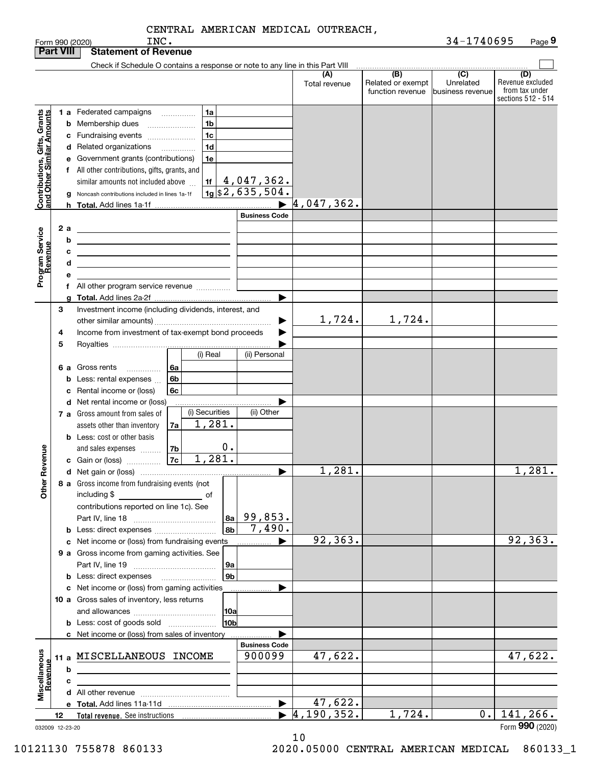CENTRAL AMERICAN MEDICAL OUTREACH, INC. 34-1740695

Form 990 (2020) Page 9

## Part VIII Statement of Revenue

Check if Schedule O contains a response or note to any line in this Part VIII

| | | | (A) Total revenue | (B) Related or exempt function revenue | (C) Unrelated business revenue | (D) Revenue excluded from tax under sections 512 - 514 |
|---|---|---|---|---|---|---|
| **Contributions, Gifts, Grants and Other Similar Amounts** | 1a Federated campaigns | 1a | | | | |
| | b Membership dues | 1b | | | | |
| | c Fundraising events | 1c | | | | |
| | d Related organizations | 1d | | | | |
| | e Government grants (contributions) | 1e | | | | |
| | f All other contributions, gifts, grants, and similar amounts not included above | 1f 4,047,362. | | | | |
| | g Noncash contributions included in lines 1a-1f | 1g $2,635,504. | | | | |
| | h Total. Add lines 1a-1f | | 4,047,362. | | | |
| **Program Service Revenue** | | Business Code | | | | |
| | 2a | | | | | |
| | b | | | | | |
| | c | | | | | |
| | d | | | | | |
| | e | | | | | |
| | f All other program service revenue | | | | | |
| | g Total. Add lines 2a-2f | | | | | |
| **Other Revenue** | 3 Investment income (including dividends, interest, and other similar amounts) | | 1,724. | 1,724. | | |
| | 4 Income from investment of tax-exempt bond proceeds | | | | | |
| | 5 Royalties | | | | | |
| | 6a Gross rents — 6a (i) Real / (ii) Personal | | | | | |
| | b Less: rental expenses — 6b | | | | | |
| | c Rental income or (loss) — 6c | | | | | |
| | d Net rental income or (loss) | | | | | |
| | 7a Gross amount from sales of assets other than inventory — 7a (i) Securities 1,281. / (ii) Other | | | | | |
| | b Less: cost or other basis and sales expenses — 7b (i) Securities 0. | | | | | |
| | c Gain or (loss) — 7c (i) Securities 1,281. | | | | | |
| | d Net gain or (loss) | | 1,281. | | | 1,281. |
| | 8a Gross income from fundraising events (not including $ of contributions reported on line 1c). See Part IV, line 18 | 8a 99,853. | | | | |
| | b Less: direct expenses | 8b 7,490. | | | | |
| | c Net income or (loss) from fundraising events | | 92,363. | | | 92,363. |
| | 9a Gross income from gaming activities. See Part IV, line 19 | 9a | | | | |
| | b Less: direct expenses | 9b | | | | |
| | c Net income or (loss) from gaming activities | | | | | |
| | 10a Gross sales of inventory, less returns and allowances | 10a | | | | |
| | b Less: cost of goods sold | 10b | | | | |
| | c Net income or (loss) from sales of inventory | | | | | |
| **Miscellaneous Revenue** | | Business Code | | | | |
| | 11a MISCELLANEOUS INCOME | 900099 | 47,622. | | | 47,622. |
| | b | | | | | |
| | c | | | | | |
| | d All other revenue | | | | | |
| | e Total. Add lines 11a-11d | | 47,622. | | | |
| | 12 Total revenue. See instructions | | 4,190,352. | 1,724. | 0. | 141,266. |

032009 12-23-20 Form 990 (2020)

10121130 755878 860133 2020.05000 CENTRAL AMERICAN MEDICAL 860133_1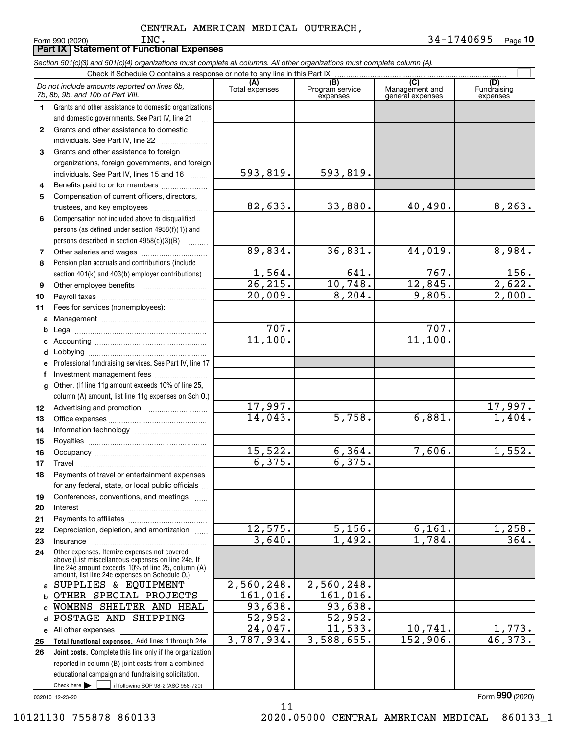CENTRAL AMERICAN MEDICAL OUTREACH, INC. 34-1740695

Form 990 (2020)

## Part IX Statement of Functional Expenses

*Section 501(c)(3) and 501(c)(4) organizations must complete all columns. All other organizations must complete column (A).*

Check if Schedule O contains a response or note to any line in this Part IX ☐

| | *Do not include amounts reported on lines 6b, 7b, 8b, 9b, and 10b of Part VIII.* | (A) Total expenses | (B) Program service expenses | (C) Management and general expenses | (D) Fundraising expenses |
|---|---|---|---|---|---|
| 1 | Grants and other assistance to domestic organizations and domestic governments. See Part IV, line 21 | | | | |
| 2 | Grants and other assistance to domestic individuals. See Part IV, line 22 | | | | |
| 3 | Grants and other assistance to foreign organizations, foreign governments, and foreign individuals. See Part IV, lines 15 and 16 | 593,819. | 593,819. | | |
| 4 | Benefits paid to or for members | | | | |
| 5 | Compensation of current officers, directors, trustees, and key employees | 82,633. | 33,880. | 40,490. | 8,263. |
| 6 | Compensation not included above to disqualified persons (as defined under section 4958(f)(1)) and persons described in section 4958(c)(3)(B) | | | | |
| 7 | Other salaries and wages | 89,834. | 36,831. | 44,019. | 8,984. |
| 8 | Pension plan accruals and contributions (include section 401(k) and 403(b) employer contributions) | 1,564. | 641. | 767. | 156. |
| 9 | Other employee benefits | 26,215. | 10,748. | 12,845. | 2,622. |
| 10 | Payroll taxes | 20,009. | 8,204. | 9,805. | 2,000. |
| 11 | Fees for services (nonemployees): | | | | |
| a | Management | | | | |
| b | Legal | 707. | | 707. | |
| c | Accounting | 11,100. | | 11,100. | |
| d | Lobbying | | | | |
| e | Professional fundraising services. See Part IV, line 17 | | | | |
| f | Investment management fees | | | | |
| g | Other. (If line 11g amount exceeds 10% of line 25, column (A) amount, list line 11g expenses on Sch O.) | | | | |
| 12 | Advertising and promotion | 17,997. | | | 17,997. |
| 13 | Office expenses | 14,043. | 5,758. | 6,881. | 1,404. |
| 14 | Information technology | | | | |
| 15 | Royalties | | | | |
| 16 | Occupancy | 15,522. | 6,364. | 7,606. | 1,552. |
| 17 | Travel | 6,375. | 6,375. | | |
| 18 | Payments of travel or entertainment expenses for any federal, state, or local public officials | | | | |
| 19 | Conferences, conventions, and meetings | | | | |
| 20 | Interest | | | | |
| 21 | Payments to affiliates | | | | |
| 22 | Depreciation, depletion, and amortization | 12,575. | 5,156. | 6,161. | 1,258. |
| 23 | Insurance | 3,640. | 1,492. | 1,784. | 364. |
| 24 | Other expenses. Itemize expenses not covered above (List miscellaneous expenses on line 24e. If line 24e amount exceeds 10% of line 25, column (A) amount, list line 24e expenses on Schedule O.) | | | | |
| a | SUPPLIES & EQUIPMENT | 2,560,248. | 2,560,248. | | |
| b | OTHER SPECIAL PROJECTS | 161,016. | 161,016. | | |
| c | WOMENS SHELTER AND HEAL | 93,638. | 93,638. | | |
| d | POSTAGE AND SHIPPING | 52,952. | 52,952. | | |
| e | All other expenses | 24,047. | 11,533. | 10,741. | 1,773. |
| 25 | **Total functional expenses.** Add lines 1 through 24e | 3,787,934. | 3,588,655. | 152,906. | 46,373. |
| 26 | **Joint costs.** Complete this line only if the organization reported in column (B) joint costs from a combined educational campaign and fundraising solicitation. Check here ☐ if following SOP 98-2 (ASC 958-720) | | | | |

032010 12-23-20

Form **990** (2020)

10121130 755878 860133 2020.05000 CENTRAL AMERICAN MEDICAL 860133_1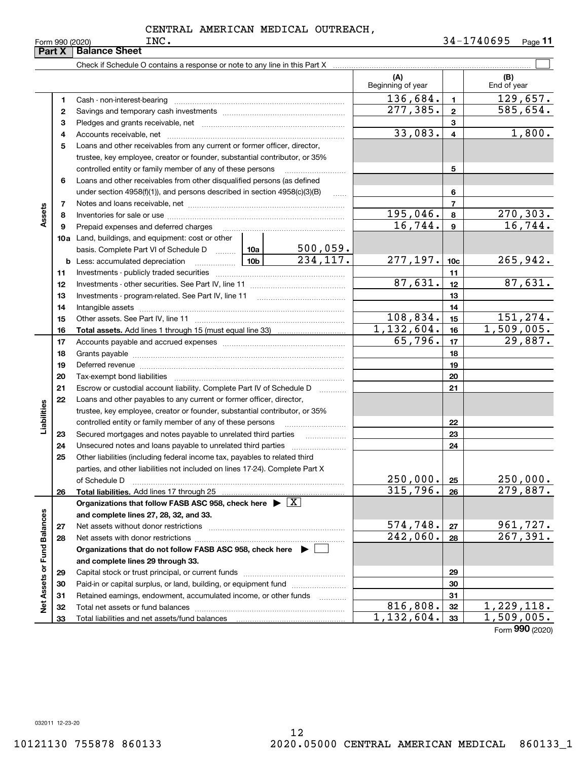CENTRAL AMERICAN MEDICAL OUTREACH, INC.

Form 990 (2020) 34-1740695

## Part X Balance Sheet

Check if Schedule O contains a response or note to any line in this Part X ☐

| | | | | (A) Beginning of year | | (B) End of year |
|---|---|---|---|---|---|---|
| **Assets** | 1 | Cash - non-interest-bearing | | 136,684. | 1 | 129,657. |
| | 2 | Savings and temporary cash investments | | 277,385. | 2 | 585,654. |
| | 3 | Pledges and grants receivable, net | | | 3 | |
| | 4 | Accounts receivable, net | | 33,083. | 4 | 1,800. |
| | 5 | Loans and other receivables from any current or former officer, director, trustee, key employee, creator or founder, substantial contributor, or 35% controlled entity or family member of any of these persons | | | 5 | |
| | 6 | Loans and other receivables from other disqualified persons (as defined under section 4958(f)(1)), and persons described in section 4958(c)(3)(B) | | | 6 | |
| | 7 | Notes and loans receivable, net | | | 7 | |
| | 8 | Inventories for sale or use | | 195,046. | 8 | 270,303. |
| | 9 | Prepaid expenses and deferred charges | | 16,744. | 9 | 16,744. |
| | 10a | Land, buildings, and equipment: cost or other basis. Complete Part VI of Schedule D | 10a 500,059. | | | |
| | b | Less: accumulated depreciation | 10b 234,117. | 277,197. | 10c | 265,942. |
| | 11 | Investments - publicly traded securities | | | 11 | |
| | 12 | Investments - other securities. See Part IV, line 11 | | 87,631. | 12 | 87,631. |
| | 13 | Investments - program-related. See Part IV, line 11 | | | 13 | |
| | 14 | Intangible assets | | | 14 | |
| | 15 | Other assets. See Part IV, line 11 | | 108,834. | 15 | 151,274. |
| | 16 | **Total assets.** Add lines 1 through 15 (must equal line 33) | | 1,132,604. | 16 | 1,509,005. |
| **Liabilities** | 17 | Accounts payable and accrued expenses | | 65,796. | 17 | 29,887. |
| | 18 | Grants payable | | | 18 | |
| | 19 | Deferred revenue | | | 19 | |
| | 20 | Tax-exempt bond liabilities | | | 20 | |
| | 21 | Escrow or custodial account liability. Complete Part IV of Schedule D | | | 21 | |
| | 22 | Loans and other payables to any current or former officer, director, trustee, key employee, creator or founder, substantial contributor, or 35% controlled entity or family member of any of these persons | | | 22 | |
| | 23 | Secured mortgages and notes payable to unrelated third parties | | | 23 | |
| | 24 | Unsecured notes and loans payable to unrelated third parties | | | 24 | |
| | 25 | Other liabilities (including federal income tax, payables to related third parties, and other liabilities not included on lines 17-24). Complete Part X of Schedule D | | 250,000. | 25 | 250,000. |
| | 26 | **Total liabilities.** Add lines 17 through 25 | | 315,796. | 26 | 279,887. |
| **Net Assets or Fund Balances** | | **Organizations that follow FASB ASC 958, check here ▶ ☒ and complete lines 27, 28, 32, and 33.** | | | | |
| | 27 | Net assets without donor restrictions | | 574,748. | 27 | 961,727. |
| | 28 | Net assets with donor restrictions | | 242,060. | 28 | 267,391. |
| | | **Organizations that do not follow FASB ASC 958, check here ▶ ☐ and complete lines 29 through 33.** | | | | |
| | 29 | Capital stock or trust principal, or current funds | | | 29 | |
| | 30 | Paid-in or capital surplus, or land, building, or equipment fund | | | 30 | |
| | 31 | Retained earnings, endowment, accumulated income, or other funds | | | 31 | |
| | 32 | Total net assets or fund balances | | 816,808. | 32 | 1,229,118. |
| | 33 | Total liabilities and net assets/fund balances | | 1,132,604. | 33 | 1,509,005. |

Form **990** (2020)

032011 12-23-20

10121130 755878 860133 2020.05000 CENTRAL AMERICAN MEDICAL 860133_1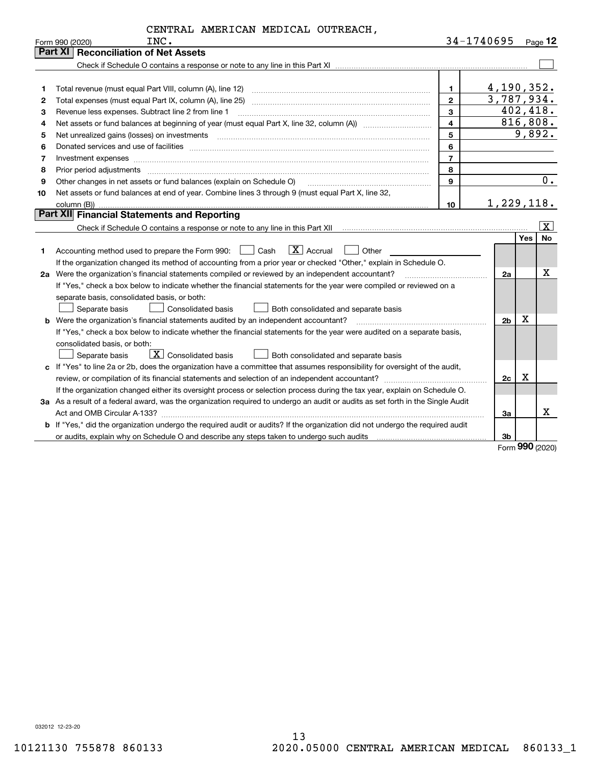CENTRAL AMERICAN MEDICAL OUTREACH, INC.

Form 990 (2020) 34-1740695 Page 12

## Part XI Reconciliation of Net Assets

Check if Schedule O contains a response or note to any line in this Part XI [ ]

| | | | |
|---|---|---|---|
| 1 | Total revenue (must equal Part VIII, column (A), line 12) | 1 | 4,190,352. |
| 2 | Total expenses (must equal Part IX, column (A), line 25) | 2 | 3,787,934. |
| 3 | Revenue less expenses. Subtract line 2 from line 1 | 3 | 402,418. |
| 4 | Net assets or fund balances at beginning of year (must equal Part X, line 32, column (A)) | 4 | 816,808. |
| 5 | Net unrealized gains (losses) on investments | 5 | 9,892. |
| 6 | Donated services and use of facilities | 6 | |
| 7 | Investment expenses | 7 | |
| 8 | Prior period adjustments | 8 | |
| 9 | Other changes in net assets or fund balances (explain on Schedule O) | 9 | 0. |
| 10 | Net assets or fund balances at end of year. Combine lines 3 through 9 (must equal Part X, line 32, column (B)) | 10 | 1,229,118. |

## Part XII Financial Statements and Reporting

Check if Schedule O contains a response or note to any line in this Part XII [X]

| | | | Yes | No |
|---|---|---|---|---|
| 1 | Accounting method used to prepare the Form 990: [ ] Cash [X] Accrual [ ] Other ______ If the organization changed its method of accounting from a prior year or checked "Other," explain in Schedule O. | | | |
| 2a | Were the organization's financial statements compiled or reviewed by an independent accountant? If "Yes," check a box below to indicate whether the financial statements for the year were compiled or reviewed on a separate basis, consolidated basis, or both: [ ] Separate basis [ ] Consolidated basis [ ] Both consolidated and separate basis | 2a | | X |
| b | Were the organization's financial statements audited by an independent accountant? If "Yes," check a box below to indicate whether the financial statements for the year were audited on a separate basis, consolidated basis, or both: [ ] Separate basis [X] Consolidated basis [ ] Both consolidated and separate basis | 2b | X | |
| c | If "Yes" to line 2a or 2b, does the organization have a committee that assumes responsibility for oversight of the audit, review, or compilation of its financial statements and selection of an independent accountant? If the organization changed either its oversight process or selection process during the tax year, explain on Schedule O. | 2c | X | |
| 3a | As a result of a federal award, was the organization required to undergo an audit or audits as set forth in the Single Audit Act and OMB Circular A-133? | 3a | | X |
| b | If "Yes," did the organization undergo the required audit or audits? If the organization did not undergo the required audit or audits, explain why on Schedule O and describe any steps taken to undergo such audits | 3b | | |

Form 990 (2020)

032012 12-23-20

10121130 755878 860133 2020.05000 CENTRAL AMERICAN MEDICAL 860133_1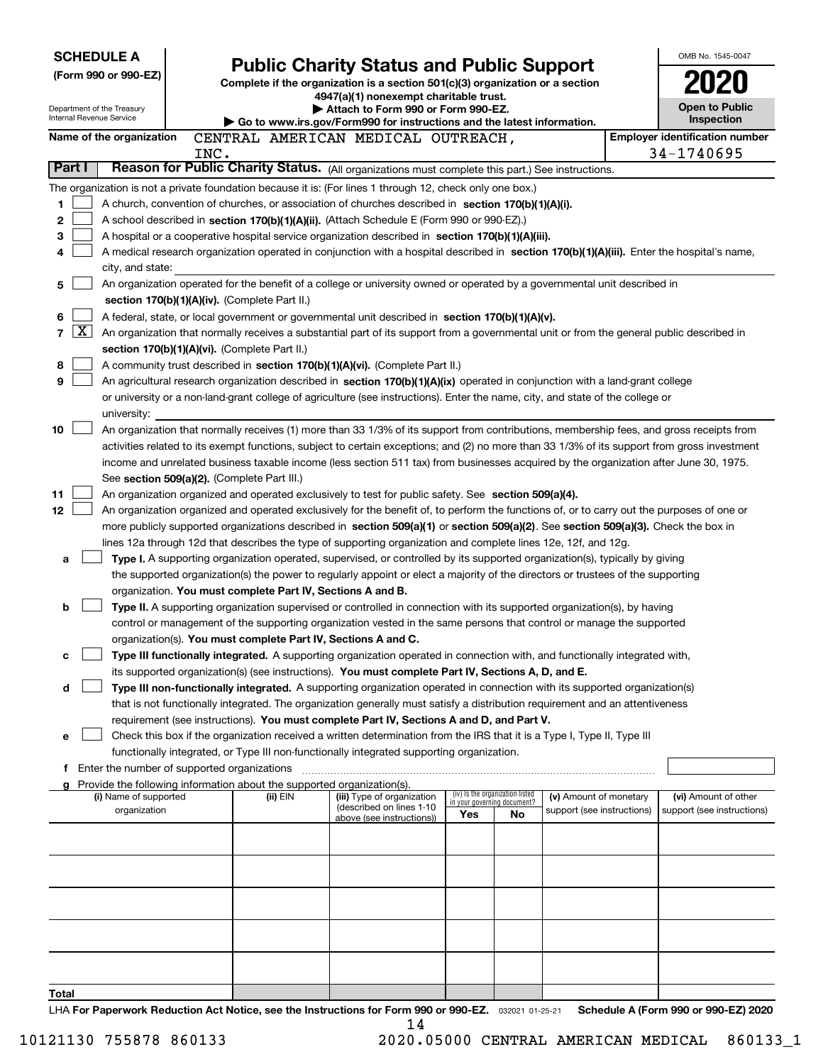**SCHEDULE A**
**(Form 990 or 990-EZ)**

Department of the Treasury
Internal Revenue Service

# Public Charity Status and Public Support

**Complete if the organization is a section 501(c)(3) organization or a section 4947(a)(1) nonexempt charitable trust.**
**▶ Attach to Form 990 or Form 990-EZ.**
**▶ Go to www.irs.gov/Form990 for instructions and the latest information.**

OMB No. 1545-0047

**2020**

**Open to Public Inspection**

**Name of the organization** CENTRAL AMERICAN MEDICAL OUTREACH, INC.

**Employer identification number** 34-1740695

**Part I** **Reason for Public Charity Status.** (All organizations must complete this part.) See instructions.

The organization is not a private foundation because it is: (For lines 1 through 12, check only one box.)

1. ☐ A church, convention of churches, or association of churches described in **section 170(b)(1)(A)(i).**
2. ☐ A school described in **section 170(b)(1)(A)(ii).** (Attach Schedule E (Form 990 or 990-EZ).)
3. ☐ A hospital or a cooperative hospital service organization described in **section 170(b)(1)(A)(iii).**
4. ☐ A medical research organization operated in conjunction with a hospital described in **section 170(b)(1)(A)(iii).** Enter the hospital's name, city, and state:
5. ☐ An organization operated for the benefit of a college or university owned or operated by a governmental unit described in **section 170(b)(1)(A)(iv).** (Complete Part II.)
6. ☐ A federal, state, or local government or governmental unit described in **section 170(b)(1)(A)(v).**
7. ☒ An organization that normally receives a substantial part of its support from a governmental unit or from the general public described in **section 170(b)(1)(A)(vi).** (Complete Part II.)
8. ☐ A community trust described in **section 170(b)(1)(A)(vi).** (Complete Part II.)
9. ☐ An agricultural research organization described in **section 170(b)(1)(A)(ix)** operated in conjunction with a land-grant college or university or a non-land-grant college of agriculture (see instructions). Enter the name, city, and state of the college or university:
10. ☐ An organization that normally receives (1) more than 33 1/3% of its support from contributions, membership fees, and gross receipts from activities related to its exempt functions, subject to certain exceptions; and (2) no more than 33 1/3% of its support from gross investment income and unrelated business taxable income (less section 511 tax) from businesses acquired by the organization after June 30, 1975. See **section 509(a)(2).** (Complete Part III.)
11. ☐ An organization organized and operated exclusively to test for public safety. See **section 509(a)(4).**
12. ☐ An organization organized and operated exclusively for the benefit of, to perform the functions of, or to carry out the purposes of one or more publicly supported organizations described in **section 509(a)(1)** or **section 509(a)(2)**. See **section 509(a)(3).** Check the box in lines 12a through 12d that describes the type of supporting organization and complete lines 12e, 12f, and 12g.
   - **a** ☐ **Type I.** A supporting organization operated, supervised, or controlled by its supported organization(s), typically by giving the supported organization(s) the power to regularly appoint or elect a majority of the directors or trustees of the supporting organization. **You must complete Part IV, Sections A and B.**
   - **b** ☐ **Type II.** A supporting organization supervised or controlled in connection with its supported organization(s), by having control or management of the supporting organization vested in the same persons that control or manage the supported organization(s). **You must complete Part IV, Sections A and C.**
   - **c** ☐ **Type III functionally integrated.** A supporting organization operated in connection with, and functionally integrated with, its supported organization(s) (see instructions). **You must complete Part IV, Sections A, D, and E.**
   - **d** ☐ **Type III non-functionally integrated.** A supporting organization operated in connection with its supported organization(s) that is not functionally integrated. The organization generally must satisfy a distribution requirement and an attentiveness requirement (see instructions). **You must complete Part IV, Sections A and D, and Part V.**
   - **e** ☐ Check this box if the organization received a written determination from the IRS that it is a Type I, Type II, Type III functionally integrated, or Type III non-functionally integrated supporting organization.
   - **f** Enter the number of supported organizations
   - **g** Provide the following information about the supported organization(s).

| (i) Name of supported organization | (ii) EIN | (iii) Type of organization (described on lines 1-10 above (see instructions)) | (iv) Is the organization listed in your governing document? Yes | No | (v) Amount of monetary support (see instructions) | (vi) Amount of other support (see instructions) |
|---|---|---|---|---|---|---|
| | | | | | | |
| | | | | | | |
| | | | | | | |
| | | | | | | |
| | | | | | | |
| **Total** | | | | | | |

LHA **For Paperwork Reduction Act Notice, see the Instructions for Form 990 or 990-EZ.** 032021 01-25-21 **Schedule A (Form 990 or 990-EZ) 2020**

10121130 755878 860133 2020.05000 CENTRAL AMERICAN MEDICAL 860133_1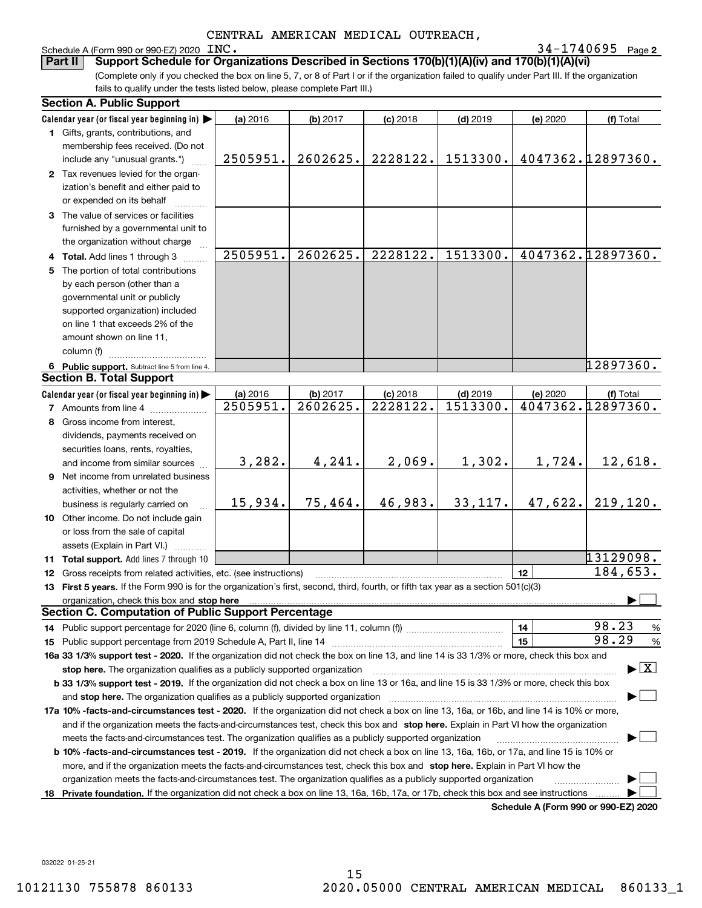CENTRAL AMERICAN MEDICAL OUTREACH,

Schedule A (Form 990 or 990-EZ) 2020 INC. 34-1740695 Page **2**

**Part II** **Support Schedule for Organizations Described in Sections 170(b)(1)(A)(iv) and 170(b)(1)(A)(vi)**

(Complete only if you checked the box on line 5, 7, or 8 of Part I or if the organization failed to qualify under Part III. If the organization fails to qualify under the tests listed below, please complete Part III.)

## Section A. Public Support

| Calendar year (or fiscal year beginning in) ▶ | (a) 2016 | (b) 2017 | (c) 2018 | (d) 2019 | (e) 2020 | (f) Total |
|---|---|---|---|---|---|---|
| **1** Gifts, grants, contributions, and membership fees received. (Do not include any "unusual grants.") | 2505951. | 2602625. | 2228122. | 1513300. | 4047362. | 12897360. |
| **2** Tax revenues levied for the organization's benefit and either paid to or expended on its behalf | | | | | | |
| **3** The value of services or facilities furnished by a governmental unit to the organization without charge | | | | | | |
| **4 Total.** Add lines 1 through 3 | 2505951. | 2602625. | 2228122. | 1513300. | 4047362. | 12897360. |
| **5** The portion of total contributions by each person (other than a governmental unit or publicly supported organization) included on line 1 that exceeds 2% of the amount shown on line 11, column (f) | | | | | | |
| **6 Public support.** Subtract line 5 from line 4. | | | | | | 12897360. |

## Section B. Total Support

| Calendar year (or fiscal year beginning in) ▶ | (a) 2016 | (b) 2017 | (c) 2018 | (d) 2019 | (e) 2020 | (f) Total |
|---|---|---|---|---|---|---|
| **7** Amounts from line 4 | 2505951. | 2602625. | 2228122. | 1513300. | 4047362. | 12897360. |
| **8** Gross income from interest, dividends, payments received on securities loans, rents, royalties, and income from similar sources | 3,282. | 4,241. | 2,069. | 1,302. | 1,724. | 12,618. |
| **9** Net income from unrelated business activities, whether or not the business is regularly carried on | 15,934. | 75,464. | 46,983. | 33,117. | 47,622. | 219,120. |
| **10** Other income. Do not include gain or loss from the sale of capital assets (Explain in Part VI.) | | | | | | |
| **11 Total support.** Add lines 7 through 10 | | | | | | 13129098. |

**12** Gross receipts from related activities, etc. (see instructions) — **12** — 184,653.

**13 First 5 years.** If the Form 990 is for the organization's first, second, third, fourth, or fifth tax year as a section 501(c)(3) organization, check this box and **stop here** ▶ ☐

## Section C. Computation of Public Support Percentage

**14** Public support percentage for 2020 (line 6, column (f), divided by line 11, column (f)) — **14** — 98.23 %

**15** Public support percentage from 2019 Schedule A, Part II, line 14 — **15** — 98.29 %

**16a 33 1/3% support test - 2020.** If the organization did not check the box on line 13, and line 14 is 33 1/3% or more, check this box and **stop here.** The organization qualifies as a publicly supported organization ▶ ☒

**b 33 1/3% support test - 2019.** If the organization did not check a box on line 13 or 16a, and line 15 is 33 1/3% or more, check this box and **stop here.** The organization qualifies as a publicly supported organization ▶ ☐

**17a 10% -facts-and-circumstances test - 2020.** If the organization did not check a box on line 13, 16a, or 16b, and line 14 is 10% or more, and if the organization meets the facts-and-circumstances test, check this box and **stop here.** Explain in Part VI how the organization meets the facts-and-circumstances test. The organization qualifies as a publicly supported organization ▶ ☐

**b 10% -facts-and-circumstances test - 2019.** If the organization did not check a box on line 13, 16a, 16b, or 17a, and line 15 is 10% or more, and if the organization meets the facts-and-circumstances test, check this box and **stop here.** Explain in Part VI how the organization meets the facts-and-circumstances test. The organization qualifies as a publicly supported organization ▶ ☐

**18 Private foundation.** If the organization did not check a box on line 13, 16a, 16b, 17a, or 17b, check this box and see instructions ▶ ☐

**Schedule A (Form 990 or 990-EZ) 2020**

032022 01-25-21

10121130 755878 860133 2020.05000 CENTRAL AMERICAN MEDICAL 860133_1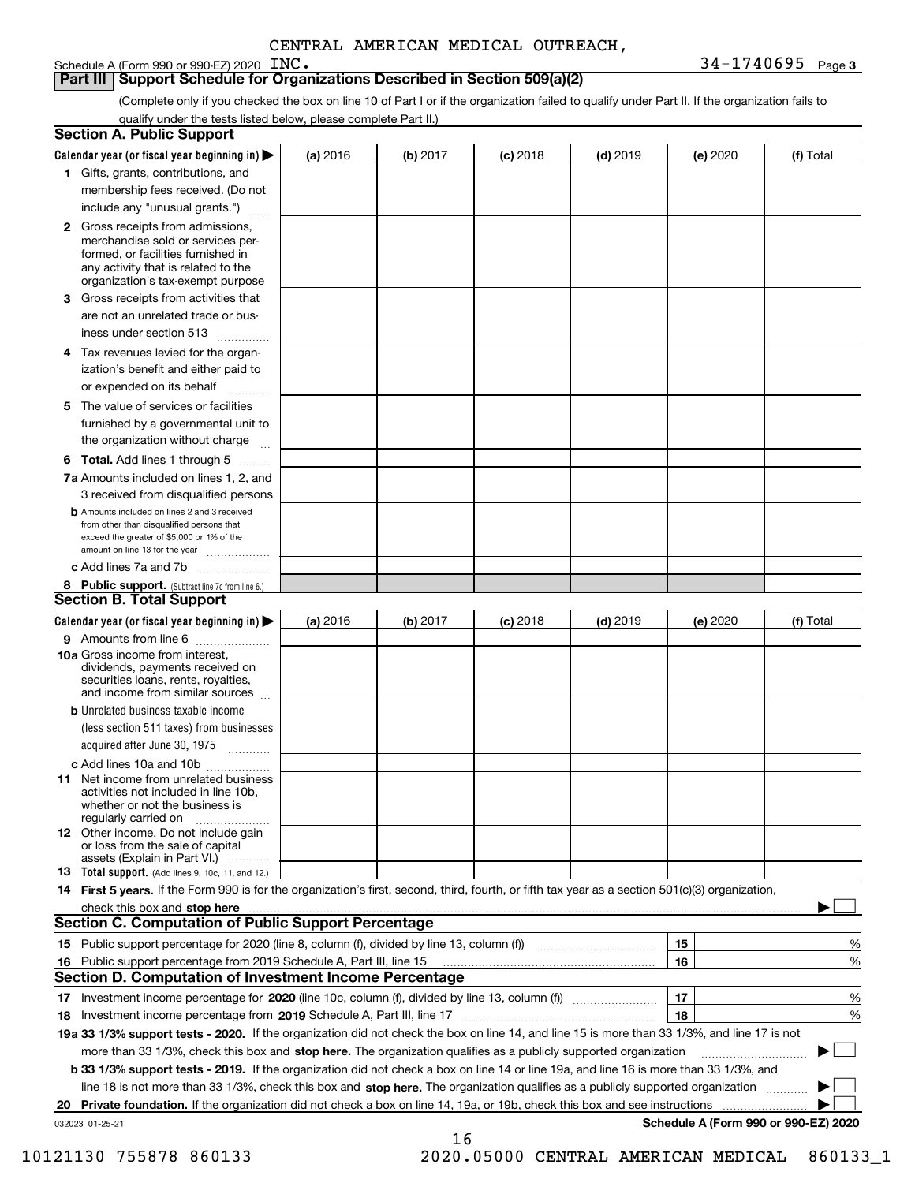CENTRAL AMERICAN MEDICAL OUTREACH, INC.

Schedule A (Form 990 or 990-EZ) 2020 — 34-1740695 Page 3

## Part III Support Schedule for Organizations Described in Section 509(a)(2)

(Complete only if you checked the box on line 10 of Part I or if the organization failed to qualify under Part II. If the organization fails to qualify under the tests listed below, please complete Part II.)

### Section A. Public Support

| Calendar year (or fiscal year beginning in) ▶ | (a) 2016 | (b) 2017 | (c) 2018 | (d) 2019 | (e) 2020 | (f) Total |
|---|---|---|---|---|---|---|
| **1** Gifts, grants, contributions, and membership fees received. (Do not include any "unusual grants.") | | | | | | |
| **2** Gross receipts from admissions, merchandise sold or services performed, or facilities furnished in any activity that is related to the organization's tax-exempt purpose | | | | | | |
| **3** Gross receipts from activities that are not an unrelated trade or business under section 513 | | | | | | |
| **4** Tax revenues levied for the organization's benefit and either paid to or expended on its behalf | | | | | | |
| **5** The value of services or facilities furnished by a governmental unit to the organization without charge | | | | | | |
| **6 Total.** Add lines 1 through 5 | | | | | | |
| **7a** Amounts included on lines 1, 2, and 3 received from disqualified persons | | | | | | |
| **b** Amounts included on lines 2 and 3 received from other than disqualified persons that exceed the greater of $5,000 or 1% of the amount on line 13 for the year | | | | | | |
| **c** Add lines 7a and 7b | | | | | | |
| **8 Public support.** (Subtract line 7c from line 6.) | | | | | | |

### Section B. Total Support

| Calendar year (or fiscal year beginning in) ▶ | (a) 2016 | (b) 2017 | (c) 2018 | (d) 2019 | (e) 2020 | (f) Total |
|---|---|---|---|---|---|---|
| **9** Amounts from line 6 | | | | | | |
| **10a** Gross income from interest, dividends, payments received on securities loans, rents, royalties, and income from similar sources | | | | | | |
| **b** Unrelated business taxable income (less section 511 taxes) from businesses acquired after June 30, 1975 | | | | | | |
| **c** Add lines 10a and 10b | | | | | | |
| **11** Net income from unrelated business activities not included in line 10b, whether or not the business is regularly carried on | | | | | | |
| **12** Other income. Do not include gain or loss from the sale of capital assets (Explain in Part VI.) | | | | | | |
| **13 Total support.** (Add lines 9, 10c, 11, and 12.) | | | | | | |

**14 First 5 years.** If the Form 990 is for the organization's first, second, third, fourth, or fifth tax year as a section 501(c)(3) organization, check this box and **stop here** ▶ ☐

### Section C. Computation of Public Support Percentage

| | | | |
|---|---|---|---|
| **15** | Public support percentage for 2020 (line 8, column (f), divided by line 13, column (f)) | 15 | % |
| **16** | Public support percentage from 2019 Schedule A, Part III, line 15 | 16 | % |

### Section D. Computation of Investment Income Percentage

| | | | |
|---|---|---|---|
| **17** | Investment income percentage for **2020** (line 10c, column (f), divided by line 13, column (f)) | 17 | % |
| **18** | Investment income percentage from **2019** Schedule A, Part III, line 17 | 18 | % |

**19a 33 1/3% support tests - 2020.** If the organization did not check the box on line 14, and line 15 is more than 33 1/3%, and line 17 is not more than 33 1/3%, check this box and **stop here.** The organization qualifies as a publicly supported organization ▶ ☐

**b 33 1/3% support tests - 2019.** If the organization did not check a box on line 14 or line 19a, and line 16 is more than 33 1/3%, and line 18 is not more than 33 1/3%, check this box and **stop here.** The organization qualifies as a publicly supported organization ▶ ☐

**20 Private foundation.** If the organization did not check a box on line 14, 19a, or 19b, check this box and see instructions ▶ ☐

032023 01-25-21 — **Schedule A (Form 990 or 990-EZ) 2020**

10121130 755878 860133 — 2020.05000 CENTRAL AMERICAN MEDICAL 860133_1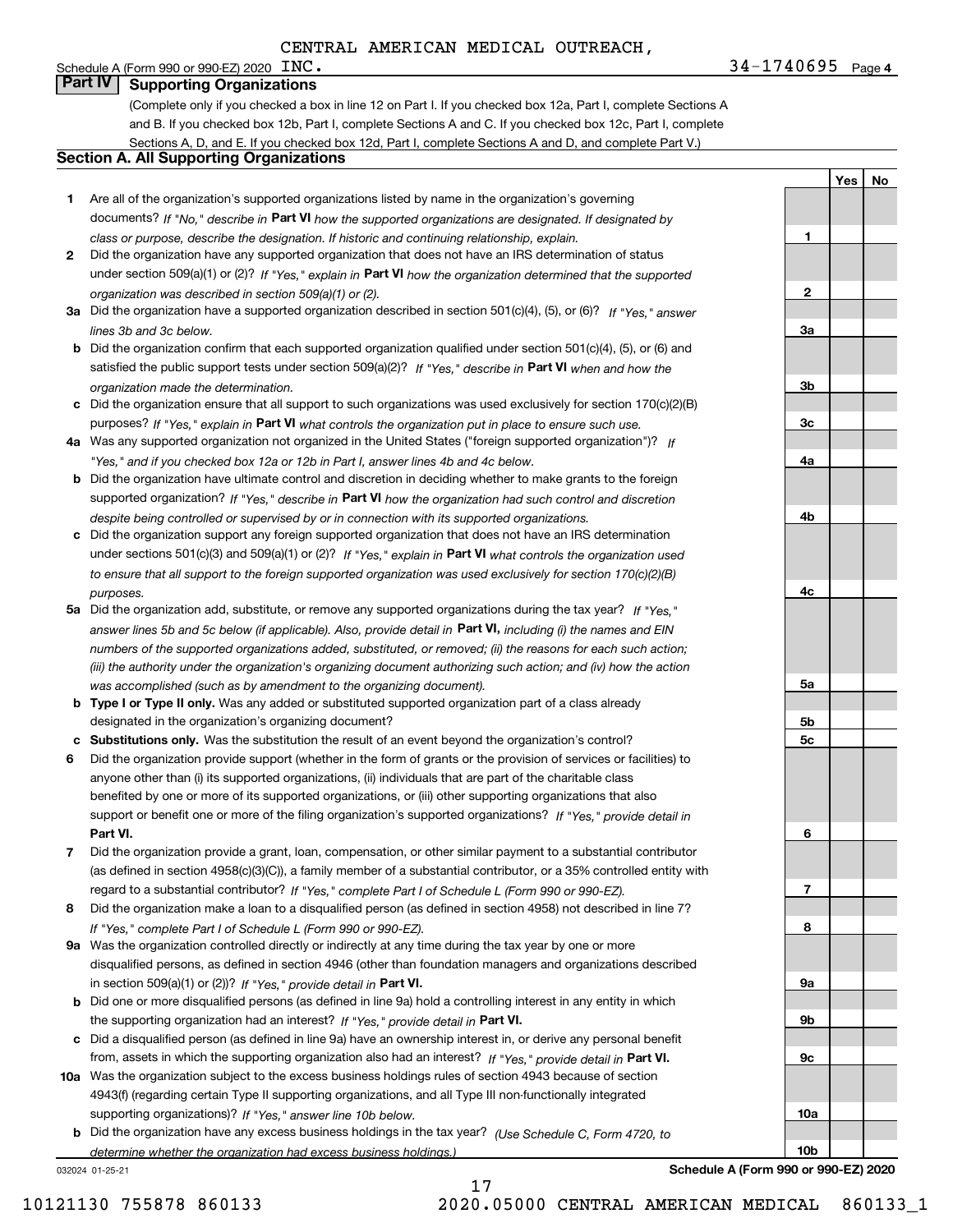CENTRAL AMERICAN MEDICAL OUTREACH, INC. — 34-1740695

## Part IV Supporting Organizations

(Complete only if you checked a box in line 12 on Part I. If you checked box 12a, Part I, complete Sections A and B. If you checked box 12b, Part I, complete Sections A and C. If you checked box 12c, Part I, complete Sections A, D, and E. If you checked box 12d, Part I, complete Sections A and D, and complete Part V.)

### Section A. All Supporting Organizations

| | | Line | Yes | No |
|---|---|---|---|---|
| **1** | Are all of the organization's supported organizations listed by name in the organization's governing documents? *If "No," describe in* **Part VI** *how the supported organizations are designated. If designated by class or purpose, describe the designation. If historic and continuing relationship, explain.* | 1 | | |
| **2** | Did the organization have any supported organization that does not have an IRS determination of status under section 509(a)(1) or (2)? *If "Yes," explain in* **Part VI** *how the organization determined that the supported organization was described in section 509(a)(1) or (2).* | 2 | | |
| **3a** | Did the organization have a supported organization described in section 501(c)(4), (5), or (6)? *If "Yes," answer lines 3b and 3c below.* | 3a | | |
| **b** | Did the organization confirm that each supported organization qualified under section 501(c)(4), (5), or (6) and satisfied the public support tests under section 509(a)(2)? *If "Yes," describe in* **Part VI** *when and how the organization made the determination.* | 3b | | |
| **c** | Did the organization ensure that all support to such organizations was used exclusively for section 170(c)(2)(B) purposes? *If "Yes," explain in* **Part VI** *what controls the organization put in place to ensure such use.* | 3c | | |
| **4a** | Was any supported organization not organized in the United States ("foreign supported organization")? *If "Yes," and if you checked box 12a or 12b in Part I, answer lines 4b and 4c below.* | 4a | | |
| **b** | Did the organization have ultimate control and discretion in deciding whether to make grants to the foreign supported organization? *If "Yes," describe in* **Part VI** *how the organization had such control and discretion despite being controlled or supervised by or in connection with its supported organizations.* | 4b | | |
| **c** | Did the organization support any foreign supported organization that does not have an IRS determination under sections 501(c)(3) and 509(a)(1) or (2)? *If "Yes," explain in* **Part VI** *what controls the organization used to ensure that all support to the foreign supported organization was used exclusively for section 170(c)(2)(B) purposes.* | 4c | | |
| **5a** | Did the organization add, substitute, or remove any supported organizations during the tax year? *If "Yes," answer lines 5b and 5c below (if applicable). Also, provide detail in* **Part VI,** *including (i) the names and EIN numbers of the supported organizations added, substituted, or removed; (ii) the reasons for each such action; (iii) the authority under the organization's organizing document authorizing such action; and (iv) how the action was accomplished (such as by amendment to the organizing document).* | 5a | | |
| **b** | **Type I or Type II only.** Was any added or substituted supported organization part of a class already designated in the organization's organizing document? | 5b | | |
| **c** | **Substitutions only.** Was the substitution the result of an event beyond the organization's control? | 5c | | |
| **6** | Did the organization provide support (whether in the form of grants or the provision of services or facilities) to anyone other than (i) its supported organizations, (ii) individuals that are part of the charitable class benefited by one or more of its supported organizations, or (iii) other supporting organizations that also support or benefit one or more of the filing organization's supported organizations? *If "Yes," provide detail in* **Part VI.** | 6 | | |
| **7** | Did the organization provide a grant, loan, compensation, or other similar payment to a substantial contributor (as defined in section 4958(c)(3)(C)), a family member of a substantial contributor, or a 35% controlled entity with regard to a substantial contributor? *If "Yes," complete Part I of Schedule L (Form 990 or 990-EZ).* | 7 | | |
| **8** | Did the organization make a loan to a disqualified person (as defined in section 4958) not described in line 7? *If "Yes," complete Part I of Schedule L (Form 990 or 990-EZ).* | 8 | | |
| **9a** | Was the organization controlled directly or indirectly at any time during the tax year by one or more disqualified persons, as defined in section 4946 (other than foundation managers and organizations described in section 509(a)(1) or (2))? *If "Yes," provide detail in* **Part VI.** | 9a | | |
| **b** | Did one or more disqualified persons (as defined in line 9a) hold a controlling interest in any entity in which the supporting organization had an interest? *If "Yes," provide detail in* **Part VI.** | 9b | | |
| **c** | Did a disqualified person (as defined in line 9a) have an ownership interest in, or derive any personal benefit from, assets in which the supporting organization also had an interest? *If "Yes," provide detail in* **Part VI.** | 9c | | |
| **10a** | Was the organization subject to the excess business holdings rules of section 4943 because of section 4943(f) (regarding certain Type II supporting organizations, and all Type III non-functionally integrated supporting organizations)? *If "Yes," answer line 10b below.* | 10a | | |
| **b** | Did the organization have any excess business holdings in the tax year? *(Use Schedule C, Form 4720, to determine whether the organization had excess business holdings.)* | 10b | | |

032024 01-25-21 — Schedule A (Form 990 or 990-EZ) 2020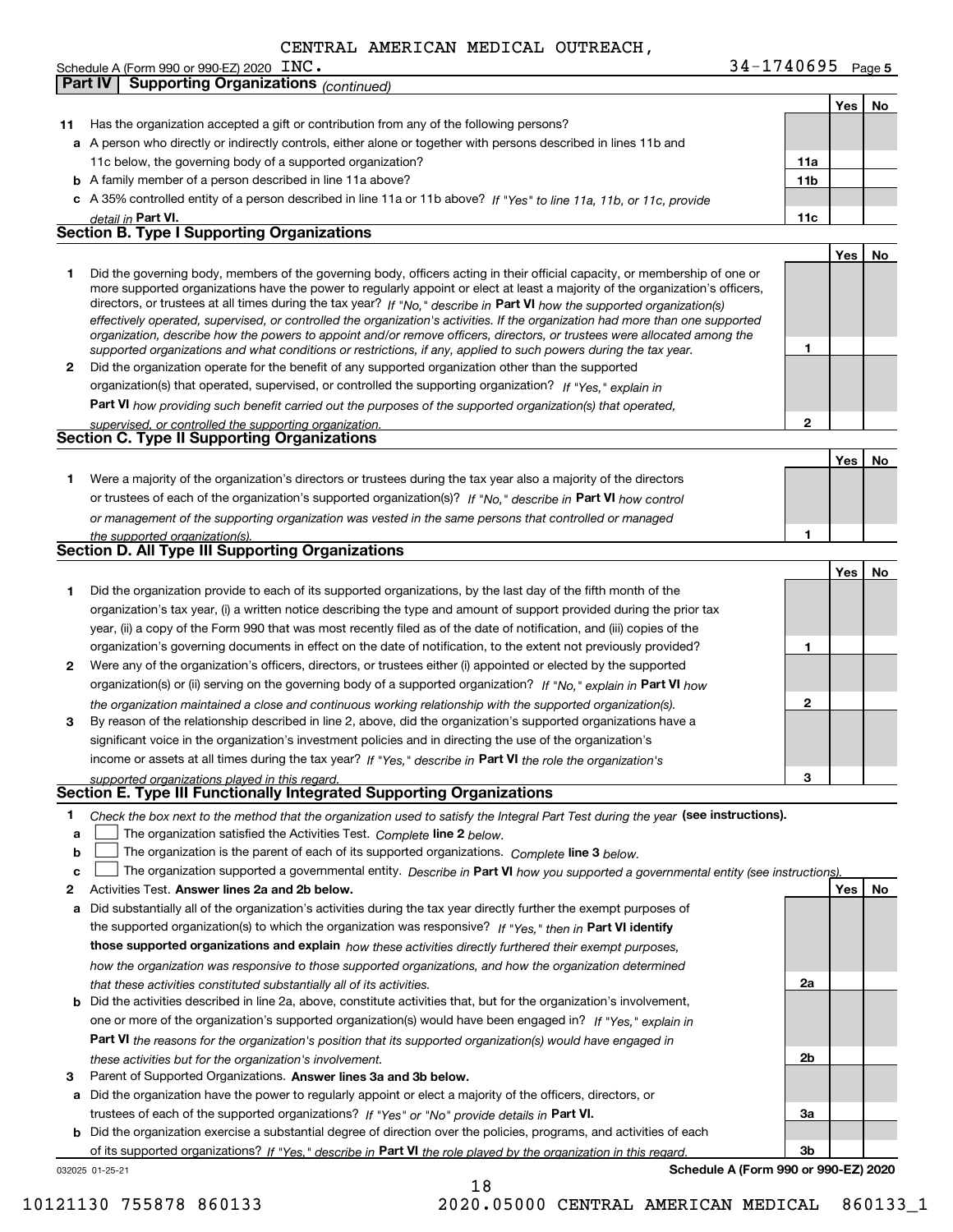CENTRAL AMERICAN MEDICAL OUTREACH, INC. — 34-1740695

Schedule A (Form 990 or 990-EZ) 2020

## Part IV | Supporting Organizations *(continued)*

| | | | Yes | No |
|---|---|---|---|---|
| **11** | Has the organization accepted a gift or contribution from any of the following persons? | | | |
| **a** | A person who directly or indirectly controls, either alone or together with persons described in lines 11b and 11c below, the governing body of a supported organization? | **11a** | | |
| **b** | A family member of a person described in line 11a above? | **11b** | | |
| **c** | A 35% controlled entity of a person described in line 11a or 11b above? *If "Yes" to line 11a, 11b, or 11c, provide detail in* **Part VI.** | **11c** | | |

### Section B. Type I Supporting Organizations

| | | | Yes | No |
|---|---|---|---|---|
| **1** | Did the governing body, members of the governing body, officers acting in their official capacity, or membership of one or more supported organizations have the power to regularly appoint or elect at least a majority of the organization's officers, directors, or trustees at all times during the tax year? *If "No," describe in* **Part VI** *how the supported organization(s) effectively operated, supervised, or controlled the organization's activities. If the organization had more than one supported organization, describe how the powers to appoint and/or remove officers, directors, or trustees were allocated among the supported organizations and what conditions or restrictions, if any, applied to such powers during the tax year.* | **1** | | |
| **2** | Did the organization operate for the benefit of any supported organization other than the supported organization(s) that operated, supervised, or controlled the supporting organization? *If "Yes," explain in* **Part VI** *how providing such benefit carried out the purposes of the supported organization(s) that operated, supervised, or controlled the supporting organization.* | **2** | | |

### Section C. Type II Supporting Organizations

| | | | Yes | No |
|---|---|---|---|---|
| **1** | Were a majority of the organization's directors or trustees during the tax year also a majority of the directors or trustees of each of the organization's supported organization(s)? *If "No," describe in* **Part VI** *how control or management of the supporting organization was vested in the same persons that controlled or managed the supported organization(s).* | **1** | | |

### Section D. All Type III Supporting Organizations

| | | | Yes | No |
|---|---|---|---|---|
| **1** | Did the organization provide to each of its supported organizations, by the last day of the fifth month of the organization's tax year, (i) a written notice describing the type and amount of support provided during the prior tax year, (ii) a copy of the Form 990 that was most recently filed as of the date of notification, and (iii) copies of the organization's governing documents in effect on the date of notification, to the extent not previously provided? | **1** | | |
| **2** | Were any of the organization's officers, directors, or trustees either (i) appointed or elected by the supported organization(s) or (ii) serving on the governing body of a supported organization? *If "No," explain in* **Part VI** *how the organization maintained a close and continuous working relationship with the supported organization(s).* | **2** | | |
| **3** | By reason of the relationship described in line 2, above, did the organization's supported organizations have a significant voice in the organization's investment policies and in directing the use of the organization's income or assets at all times during the tax year? *If "Yes," describe in* **Part VI** *the role the organization's supported organizations played in this regard.* | **3** | | |

### Section E. Type III Functionally Integrated Supporting Organizations

**1** *Check the box next to the method that the organization used to satisfy the Integral Part Test during the year* **(see instructions).**

- **a** ☐ The organization satisfied the Activities Test. *Complete* **line 2** *below.*
- **b** ☐ The organization is the parent of each of its supported organizations. *Complete* **line 3** *below.*
- **c** ☐ The organization supported a governmental entity. *Describe in* **Part VI** *how you supported a governmental entity (see instructions).*

| | | | Yes | No |
|---|---|---|---|---|
| **2** | Activities Test. **Answer lines 2a and 2b below.** | | | |
| **a** | Did substantially all of the organization's activities during the tax year directly further the exempt purposes of the supported organization(s) to which the organization was responsive? *If "Yes," then in* **Part VI identify those supported organizations and explain** *how these activities directly furthered their exempt purposes, how the organization was responsive to those supported organizations, and how the organization determined that these activities constituted substantially all of its activities.* | **2a** | | |
| **b** | Did the activities described in line 2a, above, constitute activities that, but for the organization's involvement, one or more of the organization's supported organization(s) would have been engaged in? *If "Yes," explain in* **Part VI** *the reasons for the organization's position that its supported organization(s) would have engaged in these activities but for the organization's involvement.* | **2b** | | |
| **3** | Parent of Supported Organizations. **Answer lines 3a and 3b below.** | | | |
| **a** | Did the organization have the power to regularly appoint or elect a majority of the officers, directors, or trustees of each of the supported organizations? *If "Yes" or "No" provide details in* **Part VI.** | **3a** | | |
| **b** | Did the organization exercise a substantial degree of direction over the policies, programs, and activities of each of its supported organizations? *If "Yes," describe in* **Part VI** *the role played by the organization in this regard.* | **3b** | | |

**Schedule A (Form 990 or 990-EZ) 2020**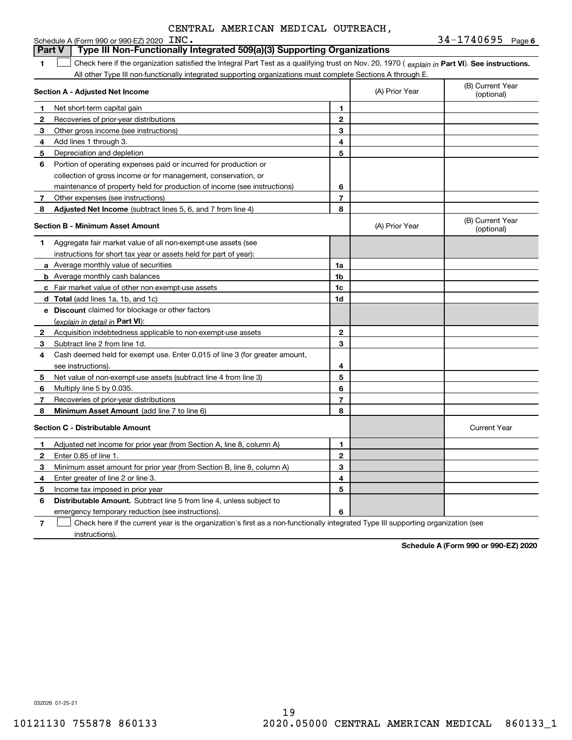CENTRAL AMERICAN MEDICAL OUTREACH, INC.

34-1740695

## Part V — Type III Non-Functionally Integrated 509(a)(3) Supporting Organizations

**1** ☐ Check here if the organization satisfied the Integral Part Test as a qualifying trust on Nov. 20, 1970 ( *explain in* **Part VI**). **See instructions.** All other Type III non-functionally integrated supporting organizations must complete Sections A through E.

| **Section A - Adjusted Net Income** | | | (A) Prior Year | (B) Current Year (optional) |
|---|---|---|---|---|
| **1** | Net short-term capital gain | **1** | | |
| **2** | Recoveries of prior-year distributions | **2** | | |
| **3** | Other gross income (see instructions) | **3** | | |
| **4** | Add lines 1 through 3. | **4** | | |
| **5** | Depreciation and depletion | **5** | | |
| **6** | Portion of operating expenses paid or incurred for production or collection of gross income or for management, conservation, or maintenance of property held for production of income (see instructions) | **6** | | |
| **7** | Other expenses (see instructions) | **7** | | |
| **8** | **Adjusted Net Income** (subtract lines 5, 6, and 7 from line 4) | **8** | | |

| **Section B - Minimum Asset Amount** | | | (A) Prior Year | (B) Current Year (optional) |
|---|---|---|---|---|
| **1** | Aggregate fair market value of all non-exempt-use assets (see instructions for short tax year or assets held for part of year): | | | |
| **a** | Average monthly value of securities | **1a** | | |
| **b** | Average monthly cash balances | **1b** | | |
| **c** | Fair market value of other non-exempt-use assets | **1c** | | |
| **d** | **Total** (add lines 1a, 1b, and 1c) | **1d** | | |
| **e** | **Discount** claimed for blockage or other factors (*explain in detail in* **Part VI**): | | | |
| **2** | Acquisition indebtedness applicable to non-exempt-use assets | **2** | | |
| **3** | Subtract line 2 from line 1d. | **3** | | |
| **4** | Cash deemed held for exempt use. Enter 0.015 of line 3 (for greater amount, see instructions). | **4** | | |
| **5** | Net value of non-exempt-use assets (subtract line 4 from line 3) | **5** | | |
| **6** | Multiply line 5 by 0.035. | **6** | | |
| **7** | Recoveries of prior-year distributions | **7** | | |
| **8** | **Minimum Asset Amount** (add line 7 to line 6) | **8** | | |

| **Section C - Distributable Amount** | | | | Current Year |
|---|---|---|---|---|
| **1** | Adjusted net income for prior year (from Section A, line 8, column A) | **1** | | |
| **2** | Enter 0.85 of line 1. | **2** | | |
| **3** | Minimum asset amount for prior year (from Section B, line 8, column A) | **3** | | |
| **4** | Enter greater of line 2 or line 3. | **4** | | |
| **5** | Income tax imposed in prior year | **5** | | |
| **6** | **Distributable Amount.** Subtract line 5 from line 4, unless subject to emergency temporary reduction (see instructions). | **6** | | |

**7** ☐ Check here if the current year is the organization's first as a non-functionally integrated Type III supporting organization (see instructions).

**Schedule A (Form 990 or 990-EZ) 2020**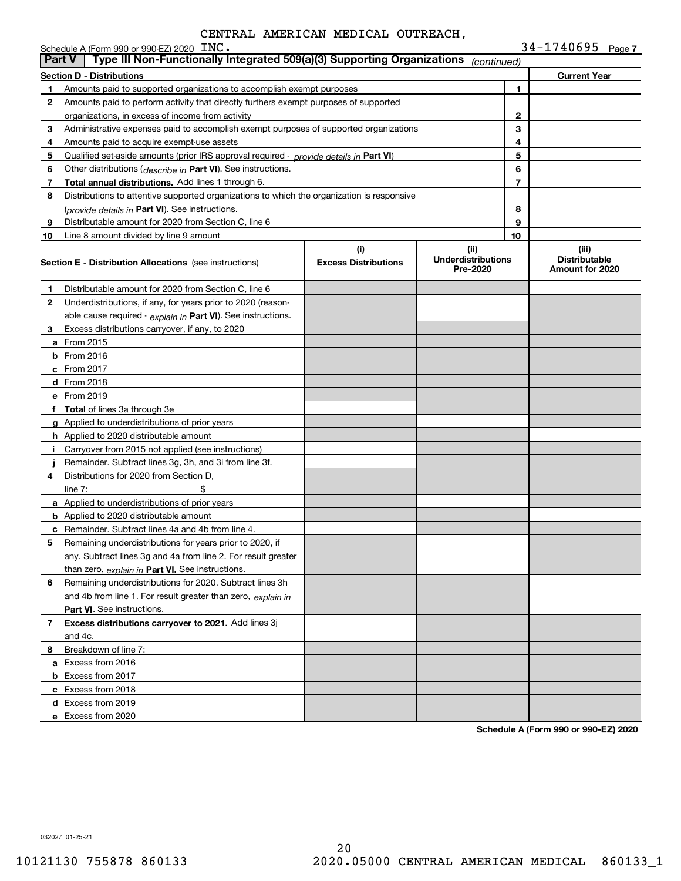CENTRAL AMERICAN MEDICAL OUTREACH,

Schedule A (Form 990 or 990-EZ) 2020 INC. 34-1740695 Page 7

## Part V | Type III Non-Functionally Integrated 509(a)(3) Supporting Organizations *(continued)*

| Section D - Distributions | | | Current Year |
|---|---|---|---|
| 1 | Amounts paid to supported organizations to accomplish exempt purposes | 1 | |
| 2 | Amounts paid to perform activity that directly furthers exempt purposes of supported organizations, in excess of income from activity | 2 | |
| 3 | Administrative expenses paid to accomplish exempt purposes of supported organizations | 3 | |
| 4 | Amounts paid to acquire exempt-use assets | 4 | |
| 5 | Qualified set-aside amounts (prior IRS approval required - *provide details in* **Part VI**) | 5 | |
| 6 | Other distributions (*describe in* **Part VI**). See instructions. | 6 | |
| 7 | **Total annual distributions.** Add lines 1 through 6. | 7 | |
| 8 | Distributions to attentive supported organizations to which the organization is responsive (*provide details in* **Part VI**). See instructions. | 8 | |
| 9 | Distributable amount for 2020 from Section C, line 6 | 9 | |
| 10 | Line 8 amount divided by line 9 amount | 10 | |

| | **Section E - Distribution Allocations** (see instructions) | (i) Excess Distributions | (ii) Underdistributions Pre-2020 | (iii) Distributable Amount for 2020 |
|---|---|---|---|---|
| 1 | Distributable amount for 2020 from Section C, line 6 | | | |
| 2 | Underdistributions, if any, for years prior to 2020 (reasonable cause required - *explain in* **Part VI**). See instructions. | | | |
| 3 | Excess distributions carryover, if any, to 2020 | | | |
| a | From 2015 | | | |
| b | From 2016 | | | |
| c | From 2017 | | | |
| d | From 2018 | | | |
| e | From 2019 | | | |
| f | **Total** of lines 3a through 3e | | | |
| g | Applied to underdistributions of prior years | | | |
| h | Applied to 2020 distributable amount | | | |
| i | Carryover from 2015 not applied (see instructions) | | | |
| j | Remainder. Subtract lines 3g, 3h, and 3i from line 3f. | | | |
| 4 | Distributions for 2020 from Section D, line 7: $ | | | |
| a | Applied to underdistributions of prior years | | | |
| b | Applied to 2020 distributable amount | | | |
| c | Remainder. Subtract lines 4a and 4b from line 4. | | | |
| 5 | Remaining underdistributions for years prior to 2020, if any. Subtract lines 3g and 4a from line 2. For result greater than zero, *explain in* **Part VI.** See instructions. | | | |
| 6 | Remaining underdistributions for 2020. Subtract lines 3h and 4b from line 1. For result greater than zero, *explain in* **Part VI**. See instructions. | | | |
| 7 | **Excess distributions carryover to 2021.** Add lines 3j and 4c. | | | |
| 8 | Breakdown of line 7: | | | |
| a | Excess from 2016 | | | |
| b | Excess from 2017 | | | |
| c | Excess from 2018 | | | |
| d | Excess from 2019 | | | |
| e | Excess from 2020 | | | |

**Schedule A (Form 990 or 990-EZ) 2020**

032027 01-25-21

10121130 755878 860133 2020.05000 CENTRAL AMERICAN MEDICAL 860133_1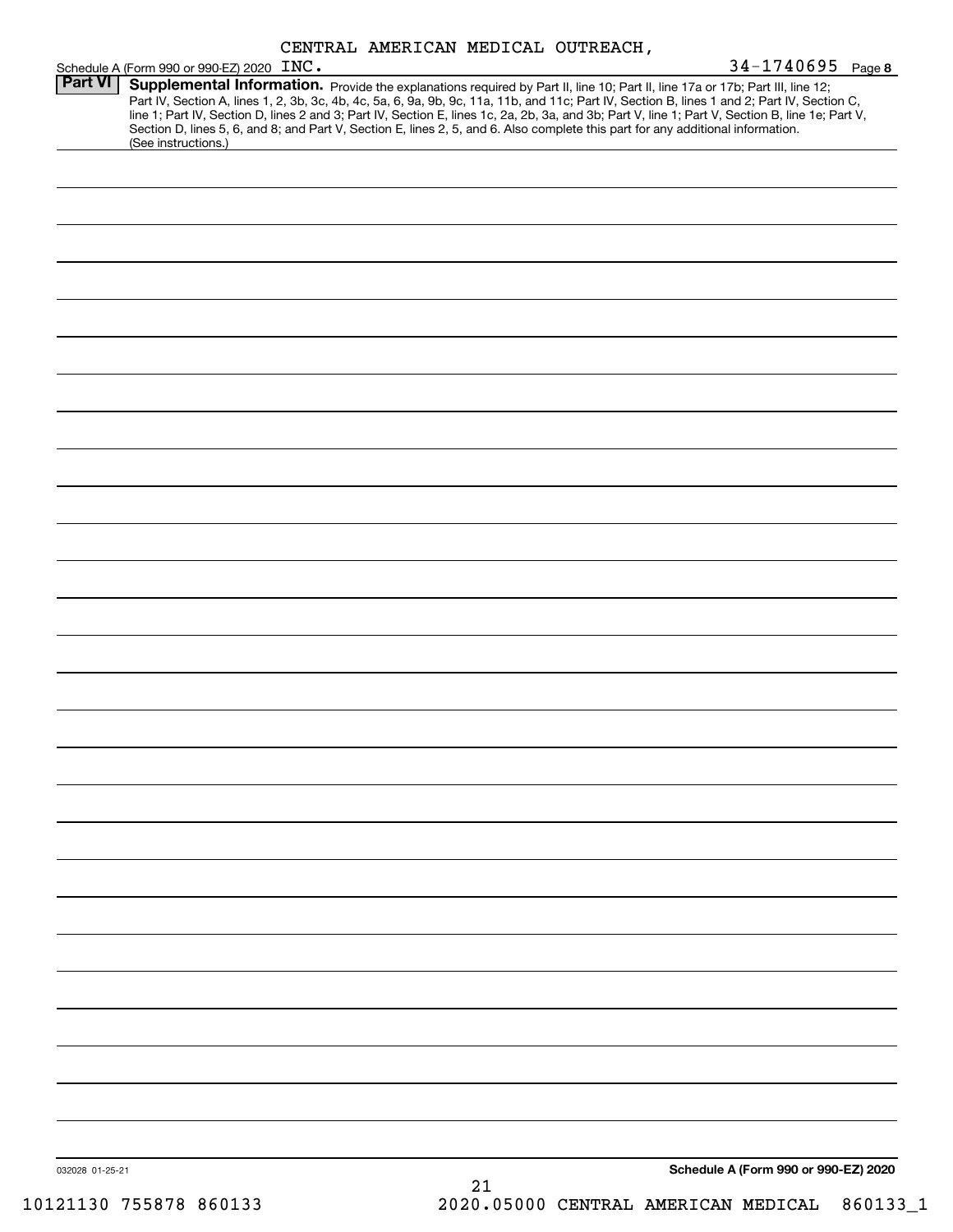CENTRAL AMERICAN MEDICAL OUTREACH, INC.

Schedule A (Form 990 or 990-EZ) 2020 — 34-1740695 — Page 8

**Part VI** **Supplemental Information.** Provide the explanations required by Part II, line 10; Part II, line 17a or 17b; Part III, line 12; Part IV, Section A, lines 1, 2, 3b, 3c, 4b, 4c, 5a, 6, 9a, 9b, 9c, 11a, 11b, and 11c; Part IV, Section B, lines 1 and 2; Part IV, Section C, line 1; Part IV, Section D, lines 2 and 3; Part IV, Section E, lines 1c, 2a, 2b, 3a, and 3b; Part V, line 1; Part V, Section B, line 1e; Part V, Section D, lines 5, 6, and 8; and Part V, Section E, lines 2, 5, and 6. Also complete this part for any additional information. (See instructions.)

032028 01-25-21

**Schedule A (Form 990 or 990-EZ) 2020**

10121130 755878 860133 — 2020.05000 CENTRAL AMERICAN MEDICAL 860133_1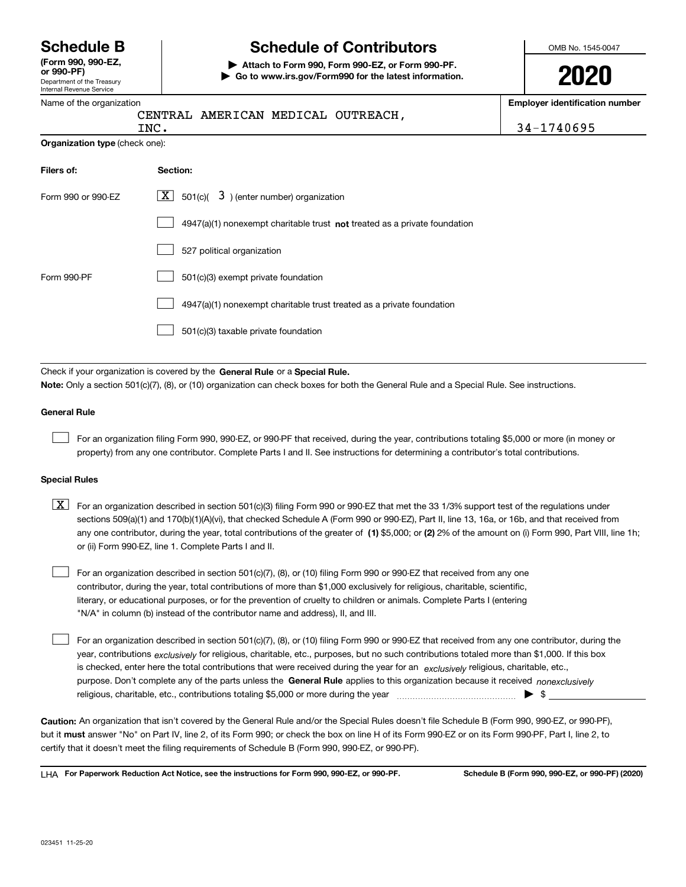# Schedule B

**(Form 990, 990-EZ, or 990-PF)**

Department of the Treasury
Internal Revenue Service

# Schedule of Contributors

▶ **Attach to Form 990, Form 990-EZ, or Form 990-PF.**
▶ **Go to www.irs.gov/Form990 for the latest information.**

OMB No. 1545-0047

**2020**

Name of the organization: CENTRAL AMERICAN MEDICAL OUTREACH, INC.

**Employer identification number:** 34-1740695

**Organization type** (check one):

| **Filers of:** | **Section:** |
|---|---|
| Form 990 or 990-EZ | [X] 501(c)( 3 ) (enter number) organization |
| | [ ] 4947(a)(1) nonexempt charitable trust **not** treated as a private foundation |
| | [ ] 527 political organization |
| Form 990-PF | [ ] 501(c)(3) exempt private foundation |
| | [ ] 4947(a)(1) nonexempt charitable trust treated as a private foundation |
| | [ ] 501(c)(3) taxable private foundation |

Check if your organization is covered by the **General Rule** or a **Special Rule.**

**Note:** Only a section 501(c)(7), (8), or (10) organization can check boxes for both the General Rule and a Special Rule. See instructions.

**General Rule**

[ ] For an organization filing Form 990, 990-EZ, or 990-PF that received, during the year, contributions totaling $5,000 or more (in money or property) from any one contributor. Complete Parts I and II. See instructions for determining a contributor's total contributions.

**Special Rules**

[X] For an organization described in section 501(c)(3) filing Form 990 or 990-EZ that met the 33 1/3% support test of the regulations under sections 509(a)(1) and 170(b)(1)(A)(vi), that checked Schedule A (Form 990 or 990-EZ), Part II, line 13, 16a, or 16b, and that received from any one contributor, during the year, total contributions of the greater of **(1)** $5,000; or **(2)** 2% of the amount on (i) Form 990, Part VIII, line 1h; or (ii) Form 990-EZ, line 1. Complete Parts I and II.

[ ] For an organization described in section 501(c)(7), (8), or (10) filing Form 990 or 990-EZ that received from any one contributor, during the year, total contributions of more than $1,000 exclusively for religious, charitable, scientific, literary, or educational purposes, or for the prevention of cruelty to children or animals. Complete Parts I (entering "N/A" in column (b) instead of the contributor name and address), II, and III.

[ ] For an organization described in section 501(c)(7), (8), or (10) filing Form 990 or 990-EZ that received from any one contributor, during the year, contributions *exclusively* for religious, charitable, etc., purposes, but no such contributions totaled more than $1,000. If this box is checked, enter here the total contributions that were received during the year for an *exclusively* religious, charitable, etc., purpose. Don't complete any of the parts unless the **General Rule** applies to this organization because it received *nonexclusively* religious, charitable, etc., contributions totaling $5,000 or more during the year ▶ $ \_\_\_\_\_\_\_\_\_\_

**Caution:** An organization that isn't covered by the General Rule and/or the Special Rules doesn't file Schedule B (Form 990, 990-EZ, or 990-PF), but it **must** answer "No" on Part IV, line 2, of its Form 990; or check the box on line H of its Form 990-EZ or on its Form 990-PF, Part I, line 2, to certify that it doesn't meet the filing requirements of Schedule B (Form 990, 990-EZ, or 990-PF).

LHA **For Paperwork Reduction Act Notice, see the instructions for Form 990, 990-EZ, or 990-PF.** **Schedule B (Form 990, 990-EZ, or 990-PF) (2020)**

023451 11-25-20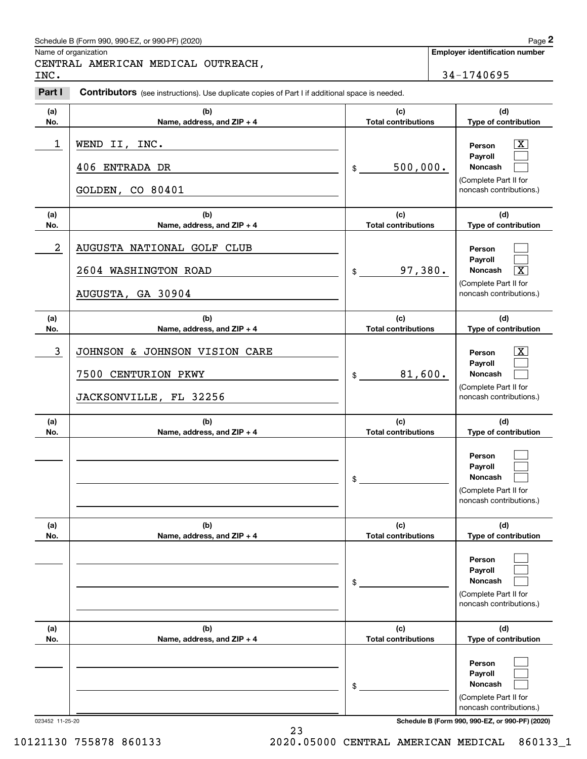Schedule B (Form 990, 990-EZ, or 990-PF) (2020)

Name of organization: CENTRAL AMERICAN MEDICAL OUTREACH, INC.

**Employer identification number:** 34-1740695

**Part I** **Contributors** (see instructions). Use duplicate copies of Part I if additional space is needed.

| (a) No. | (b) Name, address, and ZIP + 4 | (c) Total contributions | (d) Type of contribution |
|---|---|---|---|
| 1 | WEND II, INC.<br>406 ENTRADA DR<br>GOLDEN, CO 80401 | $ 500,000. | Person [X]<br>Payroll [ ]<br>Noncash [ ]<br>(Complete Part II for noncash contributions.) |
| 2 | AUGUSTA NATIONAL GOLF CLUB<br>2604 WASHINGTON ROAD<br>AUGUSTA, GA 30904 | $ 97,380. | Person [ ]<br>Payroll [ ]<br>Noncash [X]<br>(Complete Part II for noncash contributions.) |
| 3 | JOHNSON & JOHNSON VISION CARE<br>7500 CENTURION PKWY<br>JACKSONVILLE, FL 32256 | $ 81,600. | Person [X]<br>Payroll [ ]<br>Noncash [ ]<br>(Complete Part II for noncash contributions.) |
| | | $ | Person [ ]<br>Payroll [ ]<br>Noncash [ ]<br>(Complete Part II for noncash contributions.) |
| | | $ | Person [ ]<br>Payroll [ ]<br>Noncash [ ]<br>(Complete Part II for noncash contributions.) |
| | | $ | Person [ ]<br>Payroll [ ]<br>Noncash [ ]<br>(Complete Part II for noncash contributions.) |

023452 11-25-20

Schedule B (Form 990, 990-EZ, or 990-PF) (2020)

10121130 755878 860133 2020.05000 CENTRAL AMERICAN MEDICAL 860133_1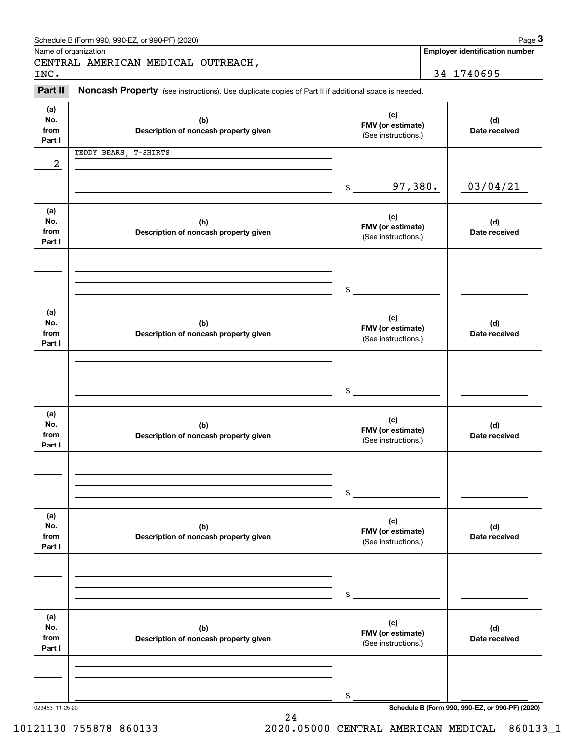Schedule B (Form 990, 990-EZ, or 990-PF) (2020)

Name of organization: CENTRAL AMERICAN MEDICAL OUTREACH, INC.

**Employer identification number**: 34-1740695

## Part II Noncash Property

(see instructions). Use duplicate copies of Part II if additional space is needed.

| (a) No. from Part I | (b) Description of noncash property given | (c) FMV (or estimate) (See instructions.) | (d) Date received |
|---|---|---|---|
| 2 | TEDDY BEARS, T-SHIRTS | $ 97,380. | 03/04/21 |
| | | $ | |
| | | $ | |
| | | $ | |
| | | $ | |
| | | $ | |

023453 11-25-20

Schedule B (Form 990, 990-EZ, or 990-PF) (2020)

10121130 755878 860133 2020.05000 CENTRAL AMERICAN MEDICAL 860133_1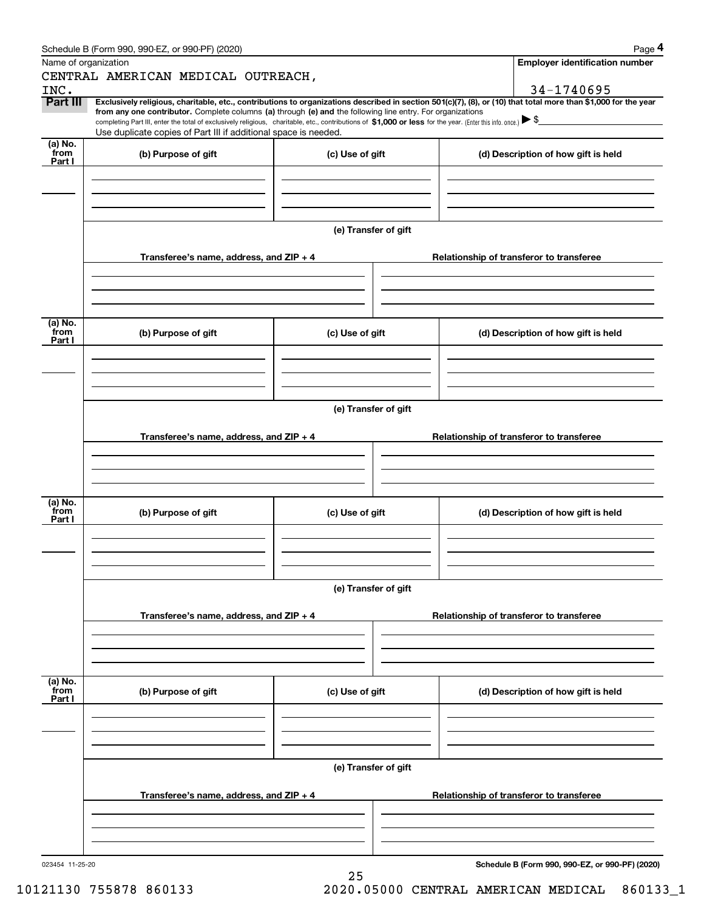Schedule B (Form 990, 990-EZ, or 990-PF) (2020)

Name of organization: CENTRAL AMERICAN MEDICAL OUTREACH, INC.

Employer identification number: 34-1740695

**Part III** **Exclusively religious, charitable, etc., contributions to organizations described in section 501(c)(7), (8), or (10) that total more than $1,000 for the year from any one contributor.** Complete columns **(a)** through **(e) and** the following line entry. For organizations completing Part III, enter the total of exclusively religious, charitable, etc., contributions of **$1,000 or less** for the year. (Enter this info. once.) ▶ $

Use duplicate copies of Part III if additional space is needed.

| (a) No. from Part I | (b) Purpose of gift | (c) Use of gift | (d) Description of how gift is held |
|---|---|---|---|
| | | | |

(e) Transfer of gift

| Transferee's name, address, and ZIP + 4 | Relationship of transferor to transferee |
|---|---|
| | |

| (a) No. from Part I | (b) Purpose of gift | (c) Use of gift | (d) Description of how gift is held |
|---|---|---|---|
| | | | |

(e) Transfer of gift

| Transferee's name, address, and ZIP + 4 | Relationship of transferor to transferee |
|---|---|
| | |

| (a) No. from Part I | (b) Purpose of gift | (c) Use of gift | (d) Description of how gift is held |
|---|---|---|---|
| | | | |

(e) Transfer of gift

| Transferee's name, address, and ZIP + 4 | Relationship of transferor to transferee |
|---|---|
| | |

| (a) No. from Part I | (b) Purpose of gift | (c) Use of gift | (d) Description of how gift is held |
|---|---|---|---|
| | | | |

(e) Transfer of gift

| Transferee's name, address, and ZIP + 4 | Relationship of transferor to transferee |
|---|---|
| | |

**Schedule B (Form 990, 990-EZ, or 990-PF) (2020)**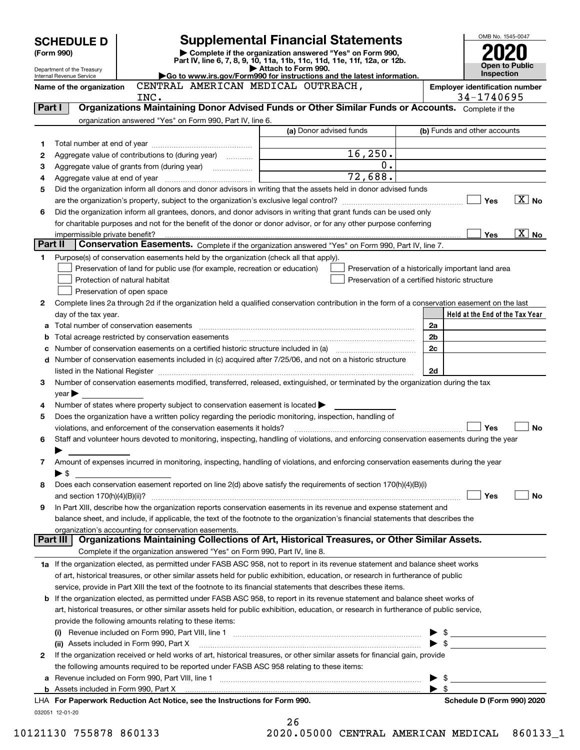# SCHEDULE D (Form 990)

Department of the Treasury
Internal Revenue Service

## Supplemental Financial Statements

▶ Complete if the organization answered "Yes" on Form 990, Part IV, line 6, 7, 8, 9, 10, 11a, 11b, 11c, 11d, 11e, 11f, 12a, or 12b.
▶ Attach to Form 990.
▶Go to www.irs.gov/Form990 for instructions and the latest information.

OMB No. 1545-0047
**2020**
**Open to Public Inspection**

**Name of the organization:** CENTRAL AMERICAN MEDICAL OUTREACH, INC.
**Employer identification number:** 34-1740695

### Part I — Organizations Maintaining Donor Advised Funds or Other Similar Funds or Accounts.
Complete if the organization answered "Yes" on Form 990, Part IV, line 6.

| | | (a) Donor advised funds | (b) Funds and other accounts |
|---|---|---|---|
| 1 | Total number at end of year | | |
| 2 | Aggregate value of contributions to (during year) | 16,250. | |
| 3 | Aggregate value of grants from (during year) | 0. | |
| 4 | Aggregate value at end of year | 72,688. | |

5 Did the organization inform all donors and donor advisors in writing that the assets held in donor advised funds are the organization's property, subject to the organization's exclusive legal control? ☐ Yes ☒ No

6 Did the organization inform all grantees, donors, and donor advisors in writing that grant funds can be used only for charitable purposes and not for the benefit of the donor or donor advisor, or for any other purpose conferring impermissible private benefit? ☐ Yes ☒ No

### Part II — Conservation Easements.
Complete if the organization answered "Yes" on Form 990, Part IV, line 7.

1 Purpose(s) of conservation easements held by the organization (check all that apply).
- ☐ Preservation of land for public use (for example, recreation or education)
- ☐ Protection of natural habitat
- ☐ Preservation of open space
- ☐ Preservation of a historically important land area
- ☐ Preservation of a certified historic structure

2 Complete lines 2a through 2d if the organization held a qualified conservation contribution in the form of a conservation easement on the last day of the tax year.

| | | | Held at the End of the Tax Year |
|---|---|---|---|
| a | Total number of conservation easements | 2a | |
| b | Total acreage restricted by conservation easements | 2b | |
| c | Number of conservation easements on a certified historic structure included in (a) | 2c | |
| d | Number of conservation easements included in (c) acquired after 7/25/06, and not on a historic structure listed in the National Register | 2d | |

3 Number of conservation easements modified, transferred, released, extinguished, or terminated by the organization during the tax year ▶

4 Number of states where property subject to conservation easement is located ▶

5 Does the organization have a written policy regarding the periodic monitoring, inspection, handling of violations, and enforcement of the conservation easements it holds? ☐ Yes ☐ No

6 Staff and volunteer hours devoted to monitoring, inspecting, handling of violations, and enforcing conservation easements during the year ▶

7 Amount of expenses incurred in monitoring, inspecting, handling of violations, and enforcing conservation easements during the year ▶ $

8 Does each conservation easement reported on line 2(d) above satisfy the requirements of section 170(h)(4)(B)(i) and section 170(h)(4)(B)(ii)? ☐ Yes ☐ No

9 In Part XIII, describe how the organization reports conservation easements in its revenue and expense statement and balance sheet, and include, if applicable, the text of the footnote to the organization's financial statements that describes the organization's accounting for conservation easements.

### Part III — Organizations Maintaining Collections of Art, Historical Treasures, or Other Similar Assets.
Complete if the organization answered "Yes" on Form 990, Part IV, line 8.

1a If the organization elected, as permitted under FASB ASC 958, not to report in its revenue statement and balance sheet works of art, historical treasures, or other similar assets held for public exhibition, education, or research in furtherance of public service, provide in Part XIII the text of the footnote to its financial statements that describes these items.

b If the organization elected, as permitted under FASB ASC 958, to report in its revenue statement and balance sheet works of art, historical treasures, or other similar assets held for public exhibition, education, or research in furtherance of public service, provide the following amounts relating to these items:

(i) Revenue included on Form 990, Part VIII, line 1 ▶ $

(ii) Assets included in Form 990, Part X ▶ $

2 If the organization received or held works of art, historical treasures, or other similar assets for financial gain, provide the following amounts required to be reported under FASB ASC 958 relating to these items:

a Revenue included on Form 990, Part VIII, line 1 ▶ $

b Assets included in Form 990, Part X ▶ $

LHA For Paperwork Reduction Act Notice, see the Instructions for Form 990. **Schedule D (Form 990) 2020**

032051 12-01-20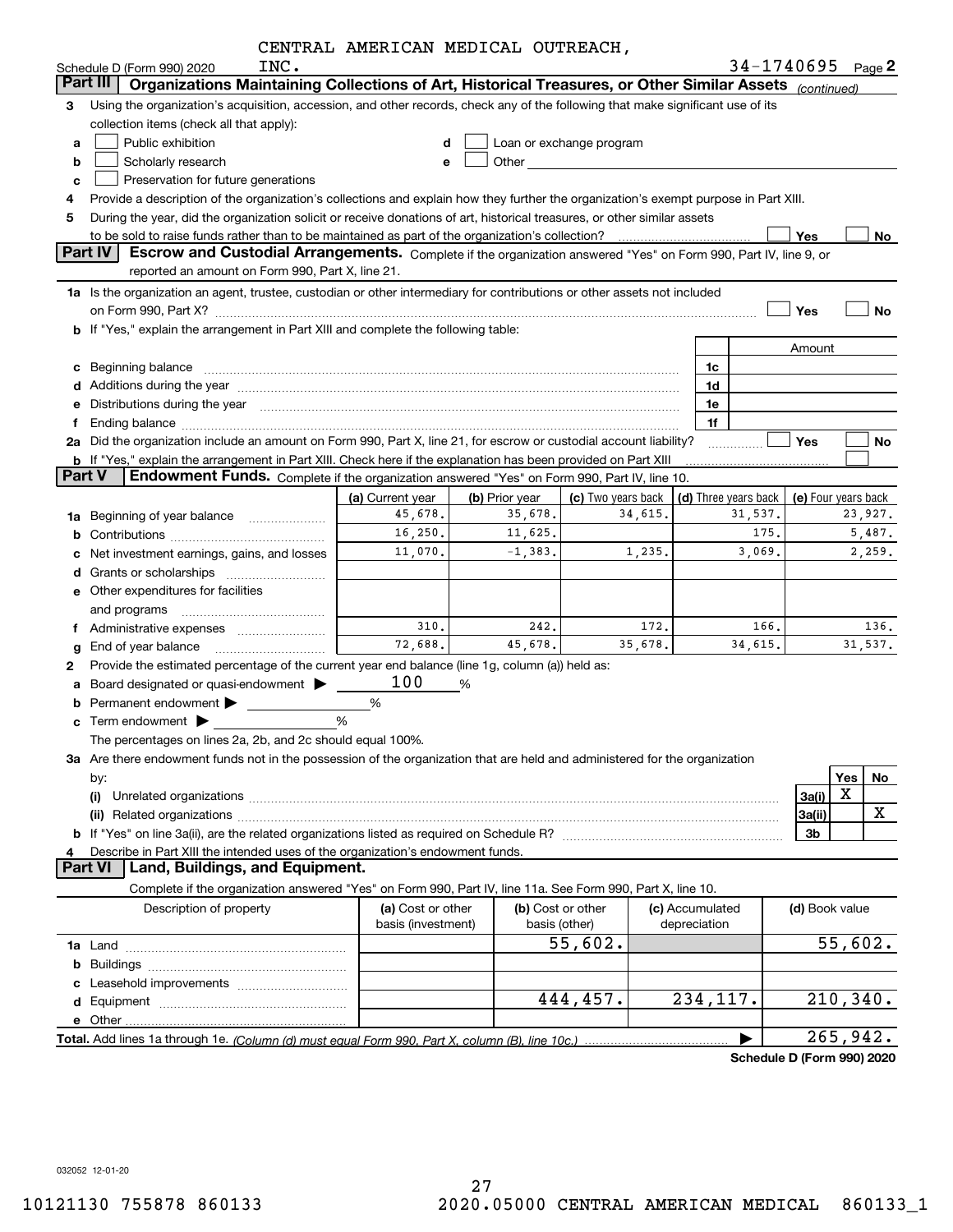CENTRAL AMERICAN MEDICAL OUTREACH, INC. 34-1740695

Schedule D (Form 990) 2020 Page 2

## Part III Organizations Maintaining Collections of Art, Historical Treasures, or Other Similar Assets *(continued)*

3 Using the organization's acquisition, accession, and other records, check any of the following that make significant use of its collection items (check all that apply):

a ☐ Public exhibition
b ☐ Scholarly research
c ☐ Preservation for future generations
d ☐ Loan or exchange program
e ☐ Other

4 Provide a description of the organization's collections and explain how they further the organization's exempt purpose in Part XIII.

5 During the year, did the organization solicit or receive donations of art, historical treasures, or other similar assets to be sold to raise funds rather than to be maintained as part of the organization's collection? ☐ Yes ☐ No

## Part IV Escrow and Custodial Arrangements.

Complete if the organization answered "Yes" on Form 990, Part IV, line 9, or reported an amount on Form 990, Part X, line 21.

1a Is the organization an agent, trustee, custodian or other intermediary for contributions or other assets not included on Form 990, Part X? ☐ Yes ☐ No

b If "Yes," explain the arrangement in Part XIII and complete the following table:

| | | Amount |
|---|---|---|
| c Beginning balance | 1c | |
| d Additions during the year | 1d | |
| e Distributions during the year | 1e | |
| f Ending balance | 1f | |

2a Did the organization include an amount on Form 990, Part X, line 21, for escrow or custodial account liability? ☐ Yes ☐ No

b If "Yes," explain the arrangement in Part XIII. Check here if the explanation has been provided on Part XIII ☐

## Part V Endowment Funds.

Complete if the organization answered "Yes" on Form 990, Part IV, line 10.

| | (a) Current year | (b) Prior year | (c) Two years back | (d) Three years back | (e) Four years back |
|---|---|---|---|---|---|
| 1a Beginning of year balance | 45,678. | 35,678. | 34,615. | 31,537. | 23,927. |
| b Contributions | 16,250. | 11,625. | | 175. | 5,487. |
| c Net investment earnings, gains, and losses | 11,070. | -1,383. | 1,235. | 3,069. | 2,259. |
| d Grants or scholarships | | | | | |
| e Other expenditures for facilities and programs | | | | | |
| f Administrative expenses | 310. | 242. | 172. | 166. | 136. |
| g End of year balance | 72,688. | 45,678. | 35,678. | 34,615. | 31,537. |

2 Provide the estimated percentage of the current year end balance (line 1g, column (a)) held as:

a Board designated or quasi-endowment ▶ 100 %

b Permanent endowment ▶ %

c Term endowment ▶ %

The percentages on lines 2a, 2b, and 2c should equal 100%.

3a Are there endowment funds not in the possession of the organization that are held and administered for the organization by:

| | | Yes | No |
|---|---|---|---|
| (i) Unrelated organizations | 3a(i) | X | |
| (ii) Related organizations | 3a(ii) | | X |
| b If "Yes" on line 3a(ii), are the related organizations listed as required on Schedule R? | 3b | | |

4 Describe in Part XIII the intended uses of the organization's endowment funds.

## Part VI Land, Buildings, and Equipment.

Complete if the organization answered "Yes" on Form 990, Part IV, line 11a. See Form 990, Part X, line 10.

| Description of property | (a) Cost or other basis (investment) | (b) Cost or other basis (other) | (c) Accumulated depreciation | (d) Book value |
|---|---|---|---|---|
| 1a Land | | 55,602. | | 55,602. |
| b Buildings | | | | |
| c Leasehold improvements | | | | |
| d Equipment | | 444,457. | 234,117. | 210,340. |
| e Other | | | | |
| **Total.** Add lines 1a through 1e. *(Column (d) must equal Form 990, Part X, column (B), line 10c.)* | | | ▶ | 265,942. |

Schedule D (Form 990) 2020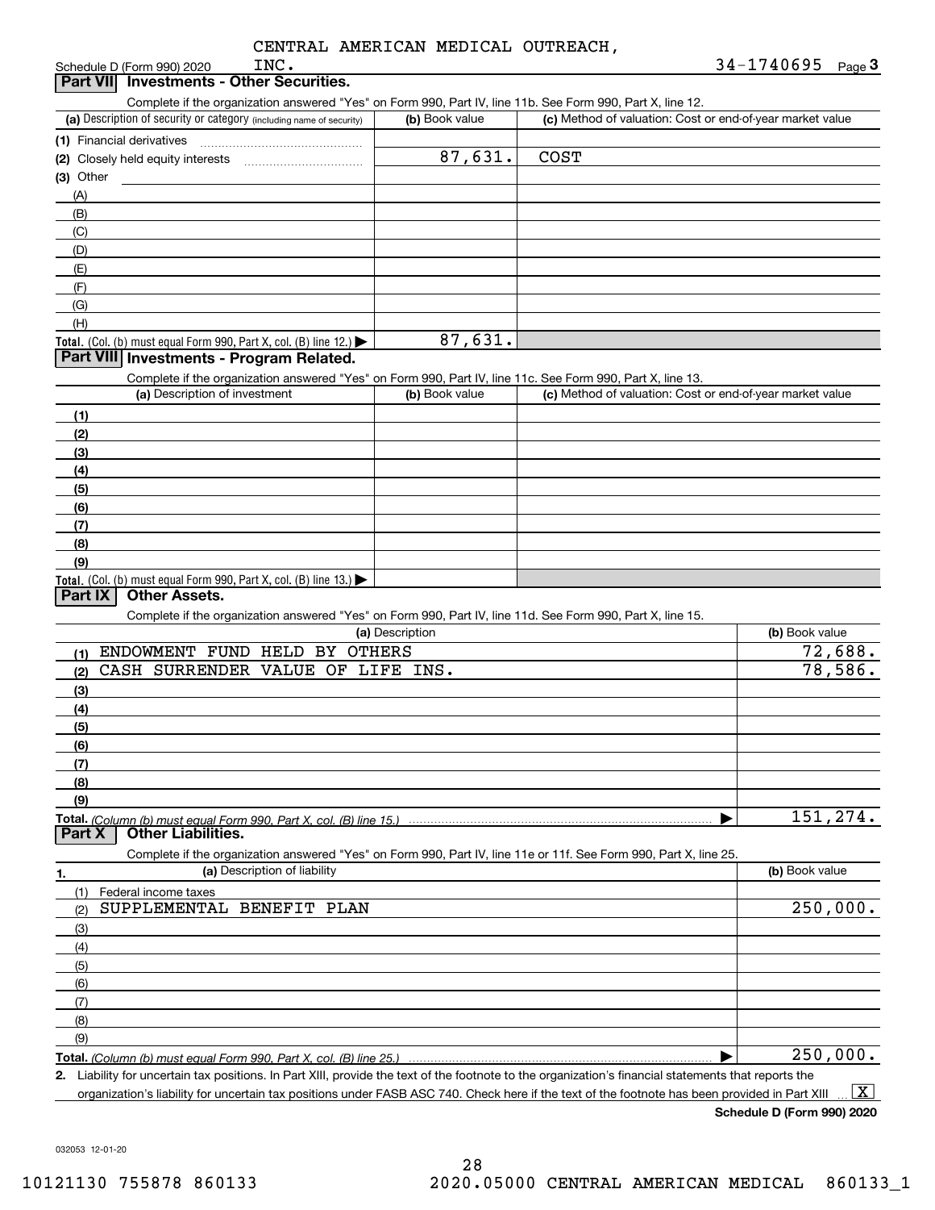CENTRAL AMERICAN MEDICAL OUTREACH, INC. 34-1740695

Schedule D (Form 990) 2020

## Part VII Investments - Other Securities.

Complete if the organization answered "Yes" on Form 990, Part IV, line 11b. See Form 990, Part X, line 12.

| (a) Description of security or category (including name of security) | (b) Book value | (c) Method of valuation: Cost or end-of-year market value |
|---|---|---|
| (1) Financial derivatives | | |
| (2) Closely held equity interests | 87,631. | COST |
| (3) Other | | |
| (A) | | |
| (B) | | |
| (C) | | |
| (D) | | |
| (E) | | |
| (F) | | |
| (G) | | |
| (H) | | |
| Total. (Col. (b) must equal Form 990, Part X, col. (B) line 12.) | 87,631. | |

## Part VIII Investments - Program Related.

Complete if the organization answered "Yes" on Form 990, Part IV, line 11c. See Form 990, Part X, line 13.

| (a) Description of investment | (b) Book value | (c) Method of valuation: Cost or end-of-year market value |
|---|---|---|
| (1) | | |
| (2) | | |
| (3) | | |
| (4) | | |
| (5) | | |
| (6) | | |
| (7) | | |
| (8) | | |
| (9) | | |
| Total. (Col. (b) must equal Form 990, Part X, col. (B) line 13.) | | |

## Part IX Other Assets.

Complete if the organization answered "Yes" on Form 990, Part IV, line 11d. See Form 990, Part X, line 15.

| (a) Description | (b) Book value |
|---|---|
| (1) ENDOWMENT FUND HELD BY OTHERS | 72,688. |
| (2) CASH SURRENDER VALUE OF LIFE INS. | 78,586. |
| (3) | |
| (4) | |
| (5) | |
| (6) | |
| (7) | |
| (8) | |
| (9) | |
| Total. (Column (b) must equal Form 990, Part X, col. (B) line 15.) | 151,274. |

## Part X Other Liabilities.

Complete if the organization answered "Yes" on Form 990, Part IV, line 11e or 11f. See Form 990, Part X, line 25.

| 1. (a) Description of liability | (b) Book value |
|---|---|
| (1) Federal income taxes | |
| (2) SUPPLEMENTAL BENEFIT PLAN | 250,000. |
| (3) | |
| (4) | |
| (5) | |
| (6) | |
| (7) | |
| (8) | |
| (9) | |
| Total. (Column (b) must equal Form 990, Part X, col. (B) line 25.) | 250,000. |

2. Liability for uncertain tax positions. In Part XIII, provide the text of the footnote to the organization's financial statements that reports the organization's liability for uncertain tax positions under FASB ASC 740. Check here if the text of the footnote has been provided in Part XIII ... [X]

Schedule D (Form 990) 2020

032053 12-01-20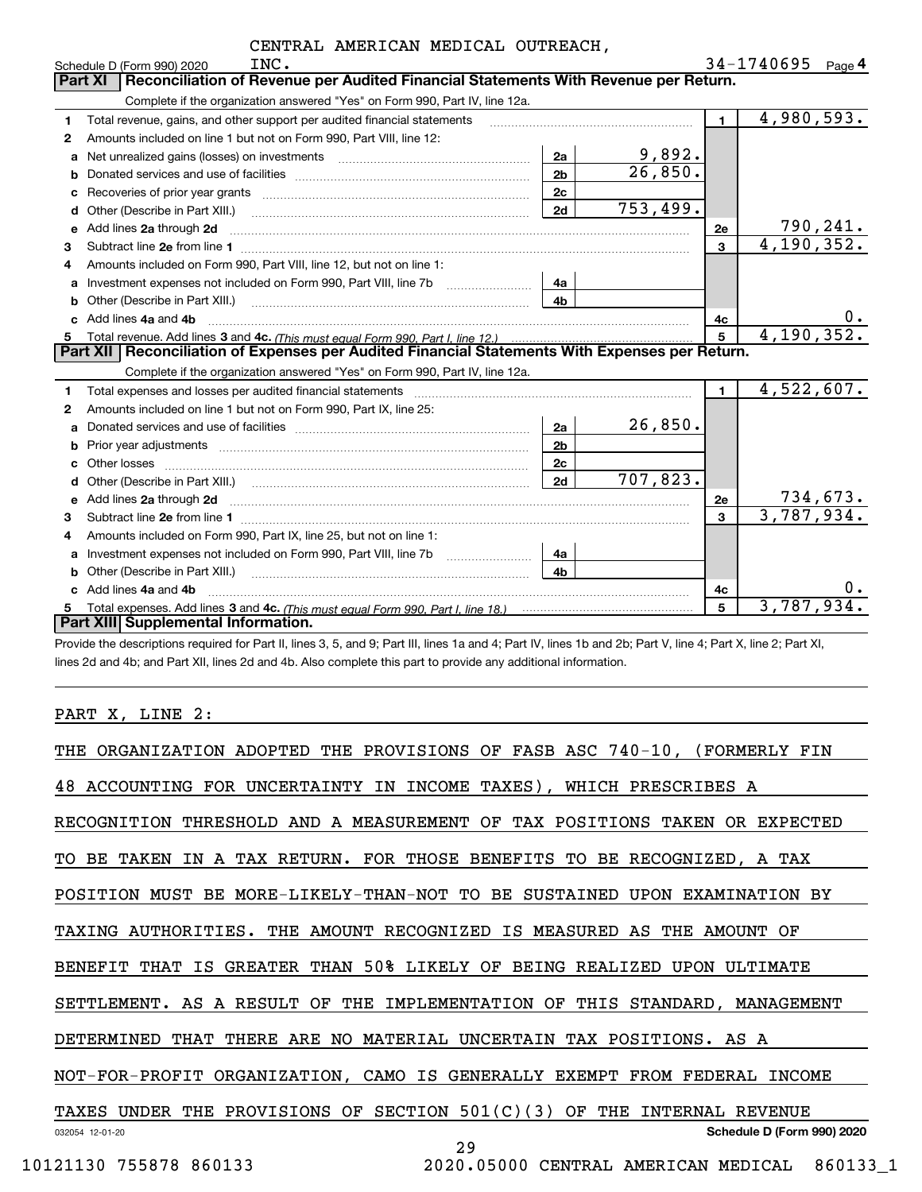CENTRAL AMERICAN MEDICAL OUTREACH, INC. 34-1740695

## Part XI Reconciliation of Revenue per Audited Financial Statements With Revenue per Return.

Complete if the organization answered "Yes" on Form 990, Part IV, line 12a.

| | | | | | |
|---|---|---|---|---|---|
| 1 | Total revenue, gains, and other support per audited financial statements | | | 1 | 4,980,593. |
| 2 | Amounts included on line 1 but not on Form 990, Part VIII, line 12: | | | | |
| a | Net unrealized gains (losses) on investments | 2a | 9,892. | | |
| b | Donated services and use of facilities | 2b | 26,850. | | |
| c | Recoveries of prior year grants | 2c | | | |
| d | Other (Describe in Part XIII.) | 2d | 753,499. | | |
| e | Add lines 2a through 2d | | | 2e | 790,241. |
| 3 | Subtract line 2e from line 1 | | | 3 | 4,190,352. |
| 4 | Amounts included on Form 990, Part VIII, line 12, but not on line 1: | | | | |
| a | Investment expenses not included on Form 990, Part VIII, line 7b | 4a | | | |
| b | Other (Describe in Part XIII.) | 4b | | | |
| c | Add lines 4a and 4b | | | 4c | 0. |
| 5 | Total revenue. Add lines 3 and 4c. *(This must equal Form 990, Part I, line 12.)* | | | 5 | 4,190,352. |

## Part XII Reconciliation of Expenses per Audited Financial Statements With Expenses per Return.

Complete if the organization answered "Yes" on Form 990, Part IV, line 12a.

| | | | | | |
|---|---|---|---|---|---|
| 1 | Total expenses and losses per audited financial statements | | | 1 | 4,522,607. |
| 2 | Amounts included on line 1 but not on Form 990, Part IX, line 25: | | | | |
| a | Donated services and use of facilities | 2a | 26,850. | | |
| b | Prior year adjustments | 2b | | | |
| c | Other losses | 2c | | | |
| d | Other (Describe in Part XIII.) | 2d | 707,823. | | |
| e | Add lines 2a through 2d | | | 2e | 734,673. |
| 3 | Subtract line 2e from line 1 | | | 3 | 3,787,934. |
| 4 | Amounts included on Form 990, Part IX, line 25, but not on line 1: | | | | |
| a | Investment expenses not included on Form 990, Part VIII, line 7b | 4a | | | |
| b | Other (Describe in Part XIII.) | 4b | | | |
| c | Add lines 4a and 4b | | | 4c | 0. |
| 5 | Total expenses. Add lines 3 and 4c. *(This must equal Form 990, Part I, line 18.)* | | | 5 | 3,787,934. |

## Part XIII Supplemental Information.

Provide the descriptions required for Part II, lines 3, 5, and 9; Part III, lines 1a and 4; Part IV, lines 1b and 2b; Part V, line 4; Part X, line 2; Part XI, lines 2d and 4b; and Part XII, lines 2d and 4b. Also complete this part to provide any additional information.

PART X, LINE 2:

THE ORGANIZATION ADOPTED THE PROVISIONS OF FASB ASC 740-10, (FORMERLY FIN 48 ACCOUNTING FOR UNCERTAINTY IN INCOME TAXES), WHICH PRESCRIBES A RECOGNITION THRESHOLD AND A MEASUREMENT OF TAX POSITIONS TAKEN OR EXPECTED TO BE TAKEN IN A TAX RETURN. FOR THOSE BENEFITS TO BE RECOGNIZED, A TAX POSITION MUST BE MORE-LIKELY-THAN-NOT TO BE SUSTAINED UPON EXAMINATION BY TAXING AUTHORITIES. THE AMOUNT RECOGNIZED IS MEASURED AS THE AMOUNT OF BENEFIT THAT IS GREATER THAN 50% LIKELY OF BEING REALIZED UPON ULTIMATE SETTLEMENT. AS A RESULT OF THE IMPLEMENTATION OF THIS STANDARD, MANAGEMENT DETERMINED THAT THERE ARE NO MATERIAL UNCERTAIN TAX POSITIONS. AS A NOT-FOR-PROFIT ORGANIZATION, CAMO IS GENERALLY EXEMPT FROM FEDERAL INCOME TAXES UNDER THE PROVISIONS OF SECTION 501(C)(3) OF THE INTERNAL REVENUE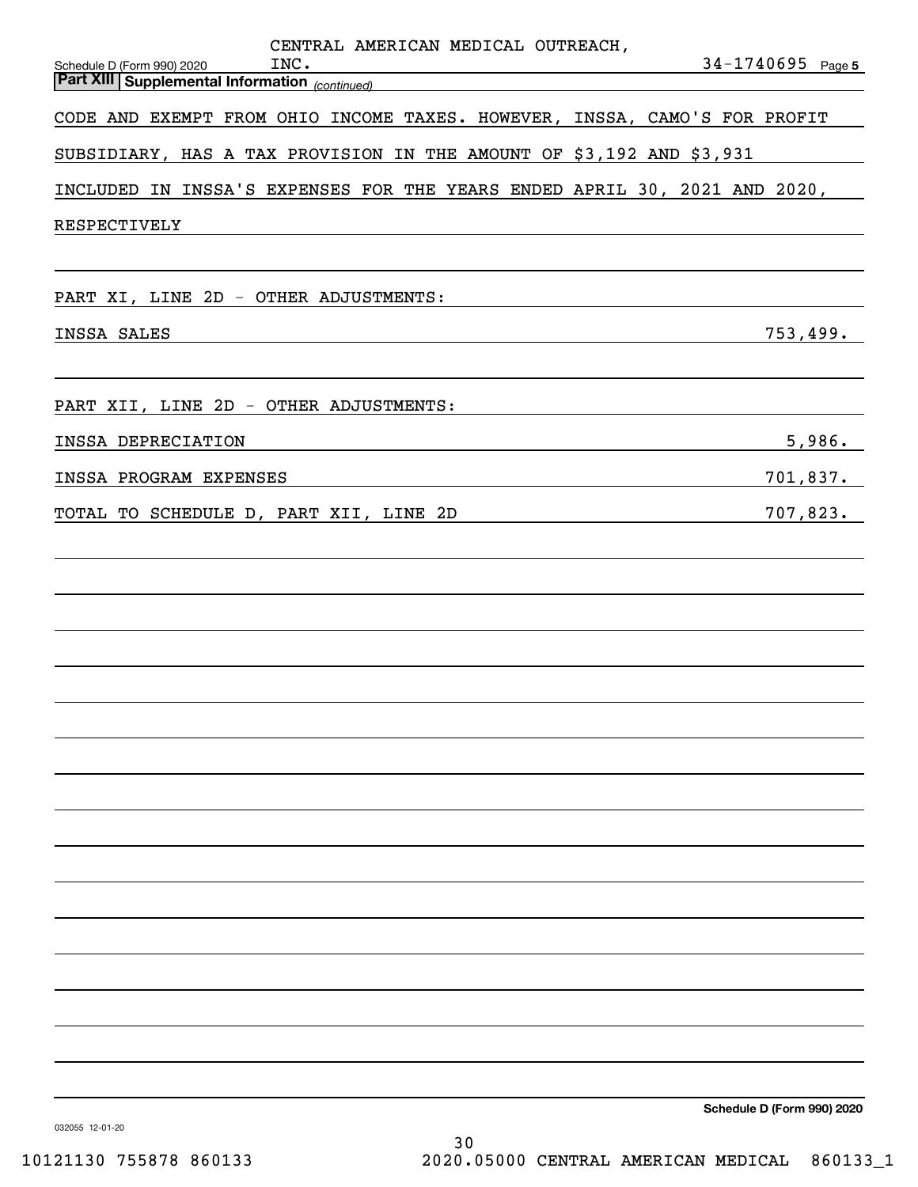CENTRAL AMERICAN MEDICAL OUTREACH, INC. 34-1740695

**Part XIII | Supplemental Information** *(continued)*

CODE AND EXEMPT FROM OHIO INCOME TAXES. HOWEVER, INSSA, CAMO'S FOR PROFIT SUBSIDIARY, HAS A TAX PROVISION IN THE AMOUNT OF $3,192 AND $3,931 INCLUDED IN INSSA'S EXPENSES FOR THE YEARS ENDED APRIL 30, 2021 AND 2020, RESPECTIVELY

PART XI, LINE 2D - OTHER ADJUSTMENTS:

| | |
|---|---|
| INSSA SALES | 753,499. |

PART XII, LINE 2D - OTHER ADJUSTMENTS:

| | |
|---|---|
| INSSA DEPRECIATION | 5,986. |
| INSSA PROGRAM EXPENSES | 701,837. |
| TOTAL TO SCHEDULE D, PART XII, LINE 2D | 707,823. |

**Schedule D (Form 990) 2020**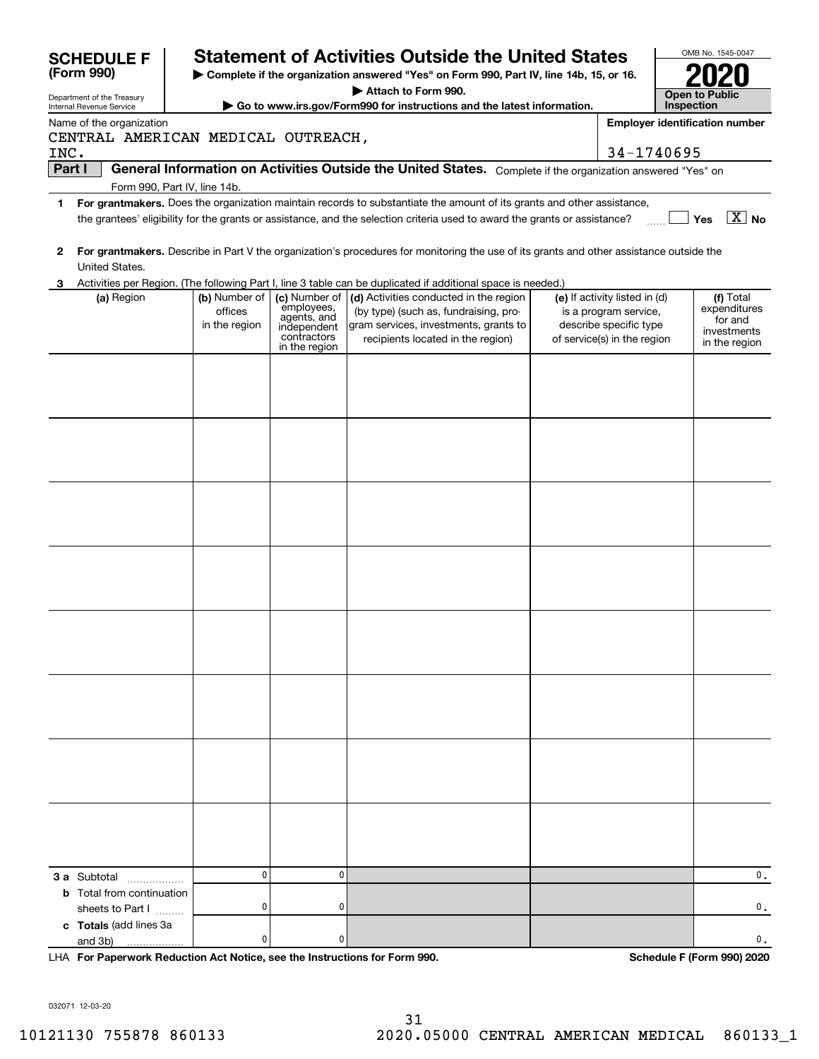# SCHEDULE F (Form 990)

Department of the Treasury
Internal Revenue Service

## Statement of Activities Outside the United States

▶ Complete if the organization answered "Yes" on Form 990, Part IV, line 14b, 15, or 16.

▶ Attach to Form 990.

▶ Go to www.irs.gov/Form990 for instructions and the latest information.

OMB No. 1545-0047

**2020**

**Open to Public Inspection**

Name of the organization: CENTRAL AMERICAN MEDICAL OUTREACH, INC.

Employer identification number: 34-1740695

**Part I — General Information on Activities Outside the United States.** Complete if the organization answered "Yes" on Form 990, Part IV, line 14b.

1 **For grantmakers.** Does the organization maintain records to substantiate the amount of its grants and other assistance, the grantees' eligibility for the grants or assistance, and the selection criteria used to award the grants or assistance? ☐ Yes ☒ No

2 **For grantmakers.** Describe in Part V the organization's procedures for monitoring the use of its grants and other assistance outside the United States.

3 Activities per Region. (The following Part I, line 3 table can be duplicated if additional space is needed.)

| (a) Region | (b) Number of offices in the region | (c) Number of employees, agents, and independent contractors in the region | (d) Activities conducted in the region (by type) (such as, fundraising, program services, investments, grants to recipients located in the region) | (e) If activity listed in (d) is a program service, describe specific type of service(s) in the region | (f) Total expenditures for and investments in the region |
|---|---|---|---|---|---|
| | | | | | |
| | | | | | |
| | | | | | |
| | | | | | |
| | | | | | |
| | | | | | |
| | | | | | |
| | | | | | |
| **3 a** Subtotal | 0 | 0 | | | 0. |
| **b** Total from continuation sheets to Part I | 0 | 0 | | | 0. |
| **c Totals** (add lines 3a and 3b) | 0 | 0 | | | 0. |

LHA **For Paperwork Reduction Act Notice, see the Instructions for Form 990.** **Schedule F (Form 990) 2020**

032071 12-03-20

10121130 755878 860133 2020.05000 CENTRAL AMERICAN MEDICAL 860133_1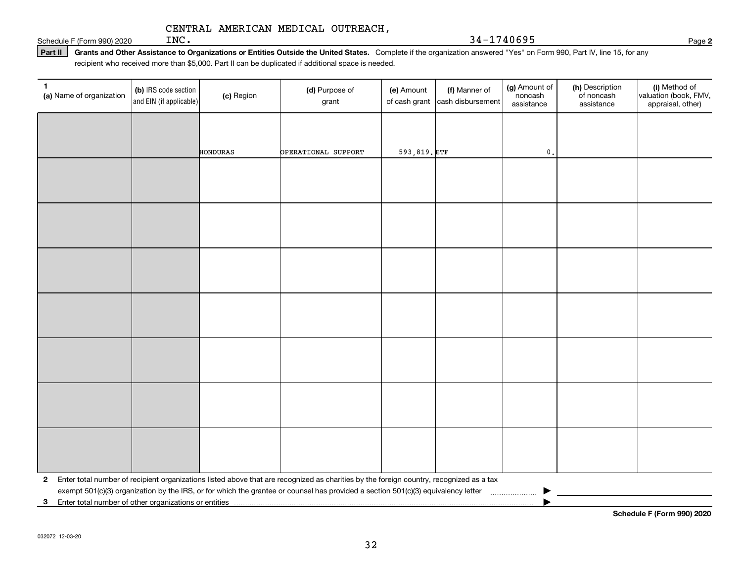Schedule F (Form 990) 2020 CENTRAL AMERICAN MEDICAL OUTREACH, INC. 34-1740695 Page **2**

**Part II** **Grants and Other Assistance to Organizations or Entities Outside the United States.** Complete if the organization answered "Yes" on Form 990, Part IV, line 15, for any recipient who received more than $5,000. Part II can be duplicated if additional space is needed.

| 1 (a) Name of organization | (b) IRS code section and EIN (if applicable) | (c) Region | (d) Purpose of grant | (e) Amount of cash grant | (f) Manner of cash disbursement | (g) Amount of noncash assistance | (h) Description of noncash assistance | (i) Method of valuation (book, FMV, appraisal, other) |
|---|---|---|---|---|---|---|---|---|
| | | HONDURAS | OPERATIONAL SUPPORT | 593,819. | ETF | 0. | | |
| | | | | | | | | |
| | | | | | | | | |
| | | | | | | | | |
| | | | | | | | | |
| | | | | | | | | |
| | | | | | | | | |
| | | | | | | | | |

**2** Enter total number of recipient organizations listed above that are recognized as charities by the foreign country, recognized as a tax exempt 501(c)(3) organization by the IRS, or for which the grantee or counsel has provided a section 501(c)(3) equivalency letter ▶

**3** Enter total number of other organizations or entities ▶

**Schedule F (Form 990) 2020**

032072 12-03-20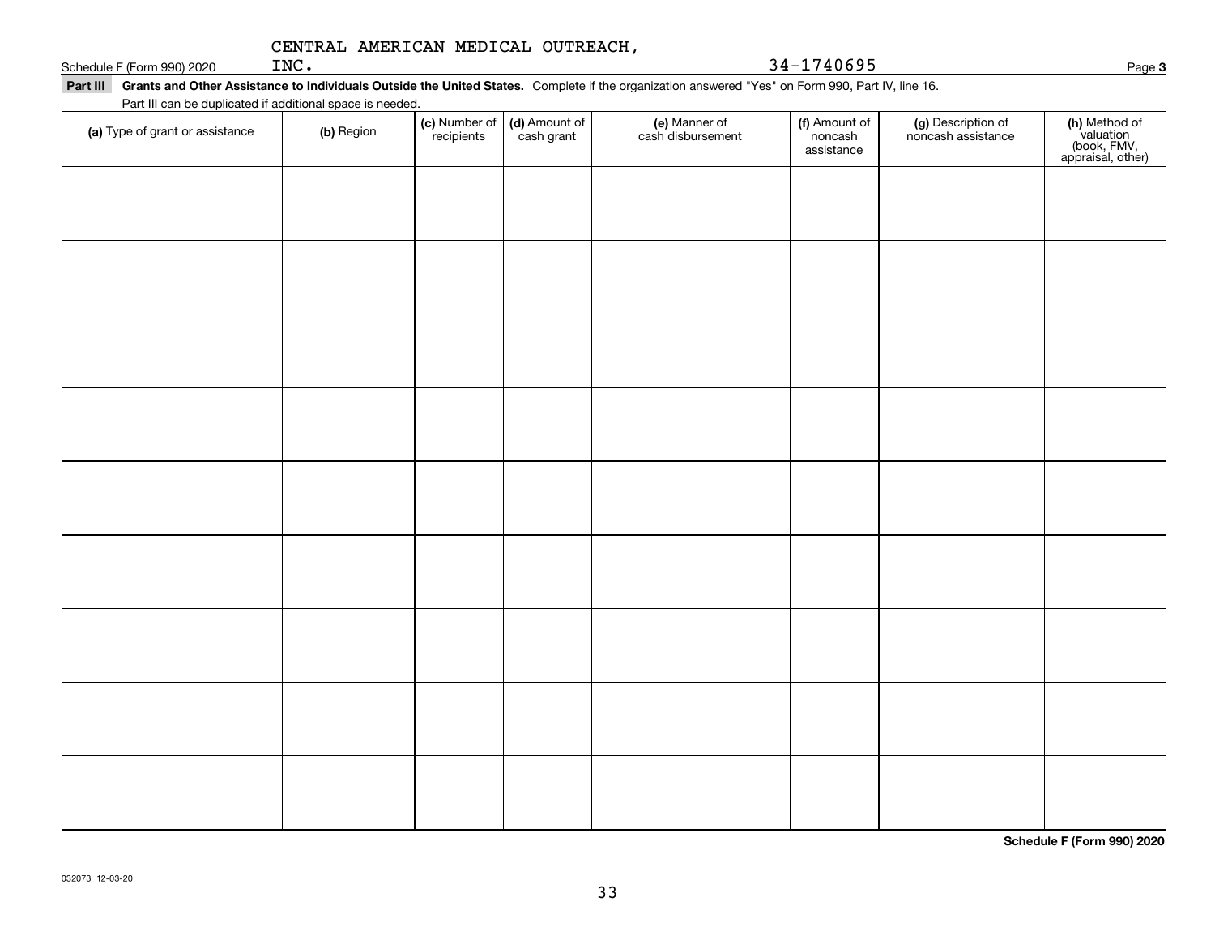CENTRAL AMERICAN MEDICAL OUTREACH, INC. 34-1740695

## Part III Grants and Other Assistance to Individuals Outside the United States.

Complete if the organization answered "Yes" on Form 990, Part IV, line 16.

Part III can be duplicated if additional space is needed.

| (a) Type of grant or assistance | (b) Region | (c) Number of recipients | (d) Amount of cash grant | (e) Manner of cash disbursement | (f) Amount of noncash assistance | (g) Description of noncash assistance | (h) Method of valuation (book, FMV, appraisal, other) |
|---|---|---|---|---|---|---|---|
| | | | | | | | |
| | | | | | | | |
| | | | | | | | |
| | | | | | | | |
| | | | | | | | |
| | | | | | | | |
| | | | | | | | |
| | | | | | | | |
| | | | | | | | |

Schedule F (Form 990) 2020

032073 12-03-20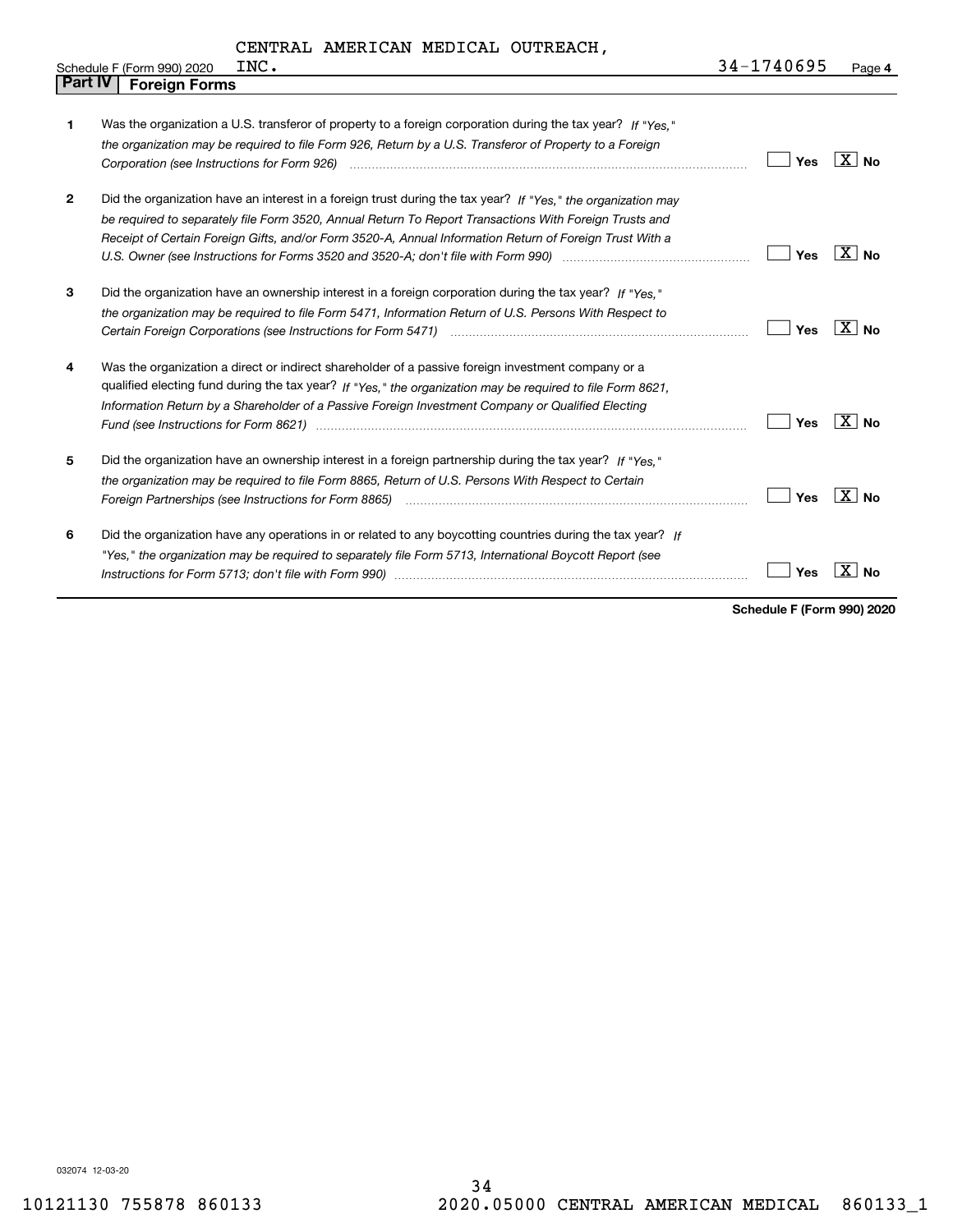CENTRAL AMERICAN MEDICAL OUTREACH, INC. — 34-1740695

## Part IV — Foreign Forms

| | | Yes | No |
|---|---|---|---|
| 1 | Was the organization a U.S. transferor of property to a foreign corporation during the tax year? *If "Yes," the organization may be required to file Form 926, Return by a U.S. Transferor of Property to a Foreign Corporation (see Instructions for Form 926)* | | X |
| 2 | Did the organization have an interest in a foreign trust during the tax year? *If "Yes," the organization may be required to separately file Form 3520, Annual Return To Report Transactions With Foreign Trusts and Receipt of Certain Foreign Gifts, and/or Form 3520-A, Annual Information Return of Foreign Trust With a U.S. Owner (see Instructions for Forms 3520 and 3520-A; don't file with Form 990)* | | X |
| 3 | Did the organization have an ownership interest in a foreign corporation during the tax year? *If "Yes," the organization may be required to file Form 5471, Information Return of U.S. Persons With Respect to Certain Foreign Corporations (see Instructions for Form 5471)* | | X |
| 4 | Was the organization a direct or indirect shareholder of a passive foreign investment company or a qualified electing fund during the tax year? *If "Yes," the organization may be required to file Form 8621, Information Return by a Shareholder of a Passive Foreign Investment Company or Qualified Electing Fund (see Instructions for Form 8621)* | | X |
| 5 | Did the organization have an ownership interest in a foreign partnership during the tax year? *If "Yes," the organization may be required to file Form 8865, Return of U.S. Persons With Respect to Certain Foreign Partnerships (see Instructions for Form 8865)* | | X |
| 6 | Did the organization have any operations in or related to any boycotting countries during the tax year? *If "Yes," the organization may be required to separately file Form 5713, International Boycott Report (see Instructions for Form 5713; don't file with Form 990)* | | X |

**Schedule F (Form 990) 2020**

032074 12-03-20

10121130 755878 860133 2020.05000 CENTRAL AMERICAN MEDICAL 860133_1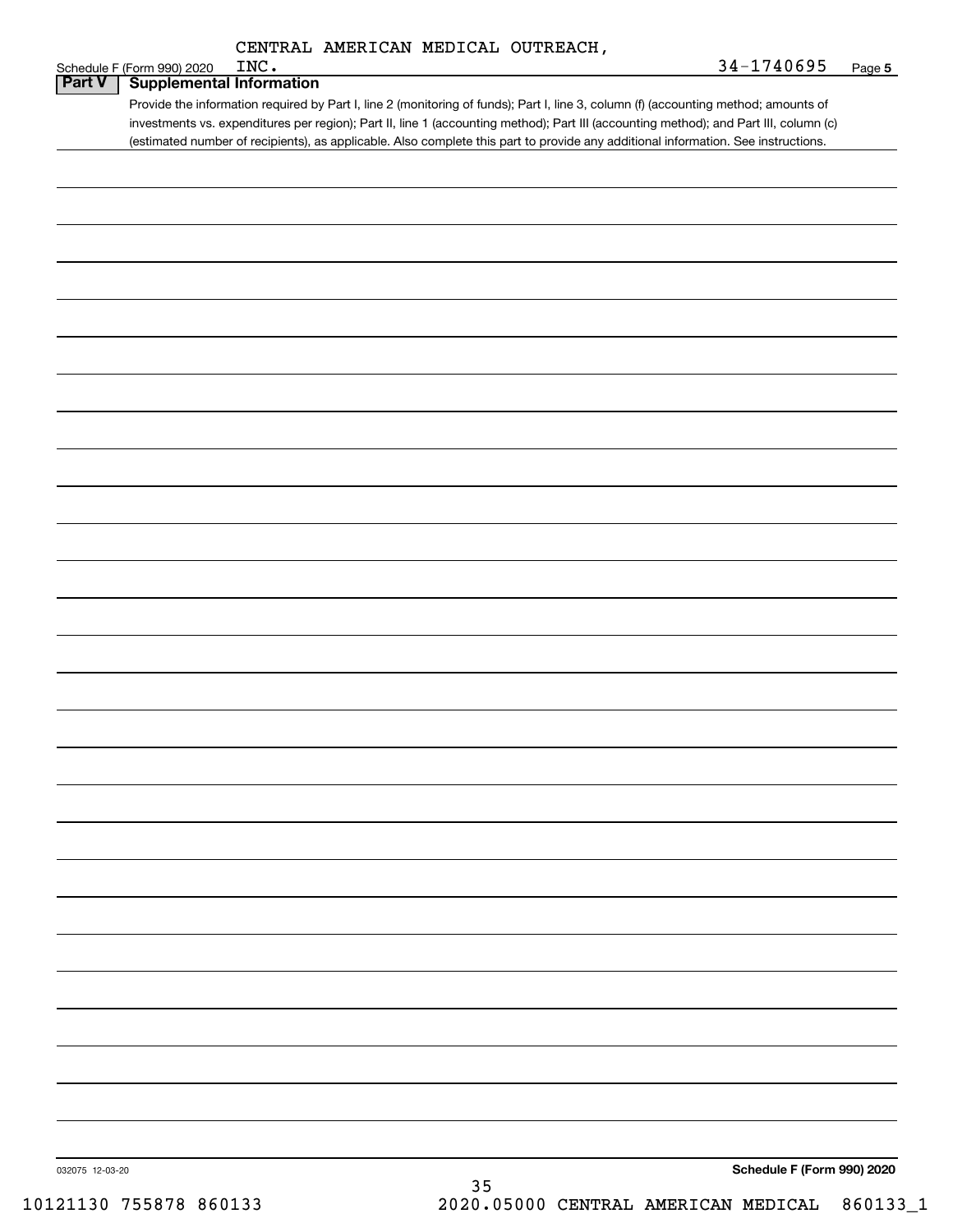CENTRAL AMERICAN MEDICAL OUTREACH,

Schedule F (Form 990) 2020 INC. 34-1740695 Page 5

## Part V | Supplemental Information

Provide the information required by Part I, line 2 (monitoring of funds); Part I, line 3, column (f) (accounting method; amounts of investments vs. expenditures per region); Part II, line 1 (accounting method); Part III (accounting method); and Part III, column (c) (estimated number of recipients), as applicable. Also complete this part to provide any additional information. See instructions.

032075 12-03-20

**Schedule F (Form 990) 2020**

10121130 755878 860133 2020.05000 CENTRAL AMERICAN MEDICAL 860133_1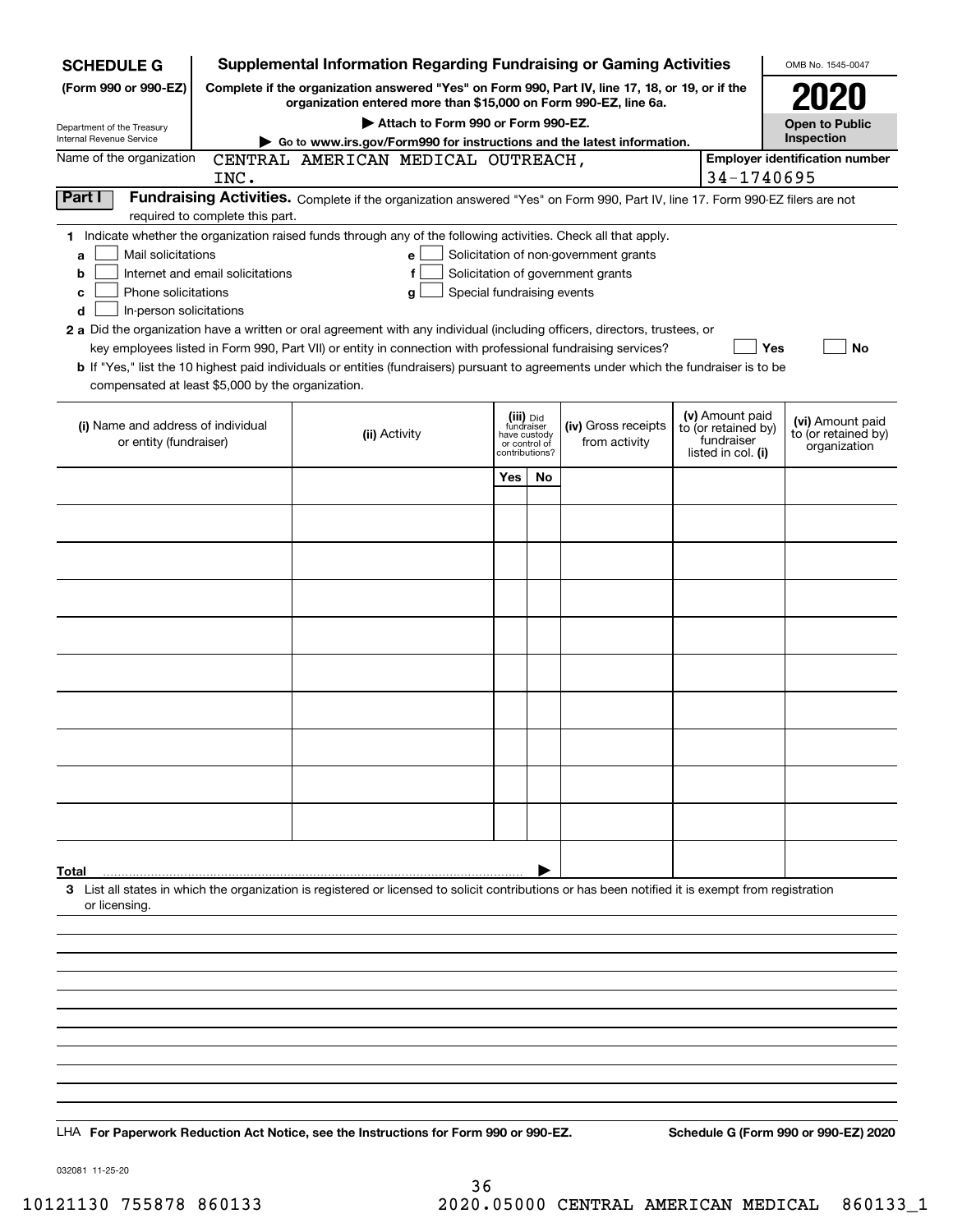# SCHEDULE G (Form 990 or 990-EZ)

Department of the Treasury
Internal Revenue Service

## Supplemental Information Regarding Fundraising or Gaming Activities

**Complete if the organization answered "Yes" on Form 990, Part IV, line 17, 18, or 19, or if the organization entered more than $15,000 on Form 990-EZ, line 6a.**

**▶ Attach to Form 990 or Form 990-EZ.**

**▶ Go to www.irs.gov/Form990 for instructions and the latest information.**

OMB No. 1545-0047

**2020**

**Open to Public Inspection**

Name of the organization: CENTRAL AMERICAN MEDICAL OUTREACH, INC.

Employer identification number: 34-1740695

**Part I** **Fundraising Activities.** Complete if the organization answered "Yes" on Form 990, Part IV, line 17. Form 990-EZ filers are not required to complete this part.

**1** Indicate whether the organization raised funds through any of the following activities. Check all that apply.

- **a** ☐ Mail solicitations
- **b** ☐ Internet and email solicitations
- **c** ☐ Phone solicitations
- **d** ☐ In-person solicitations
- **e** ☐ Solicitation of non-government grants
- **f** ☐ Solicitation of government grants
- **g** ☐ Special fundraising events

**2 a** Did the organization have a written or oral agreement with any individual (including officers, directors, trustees, or key employees listed in Form 990, Part VII) or entity in connection with professional fundraising services? ☐ **Yes** ☐ **No**

**b** If "Yes," list the 10 highest paid individuals or entities (fundraisers) pursuant to agreements under which the fundraiser is to be compensated at least $5,000 by the organization.

| (i) Name and address of individual or entity (fundraiser) | (ii) Activity | (iii) Did fundraiser have custody or control of contributions? Yes | No | (iv) Gross receipts from activity | (v) Amount paid to (or retained by) fundraiser listed in col. (i) | (vi) Amount paid to (or retained by) organization |
|---|---|---|---|---|---|---|
| | | | | | | |
| | | | | | | |
| | | | | | | |
| | | | | | | |
| | | | | | | |
| | | | | | | |
| | | | | | | |
| | | | | | | |
| | | | | | | |
| | | | | | | |
| **Total** ▶ | | | | | | |

**3** List all states in which the organization is registered or licensed to solicit contributions or has been notified it is exempt from registration or licensing.

LHA **For Paperwork Reduction Act Notice, see the Instructions for Form 990 or 990-EZ.** **Schedule G (Form 990 or 990-EZ) 2020**

032081 11-25-20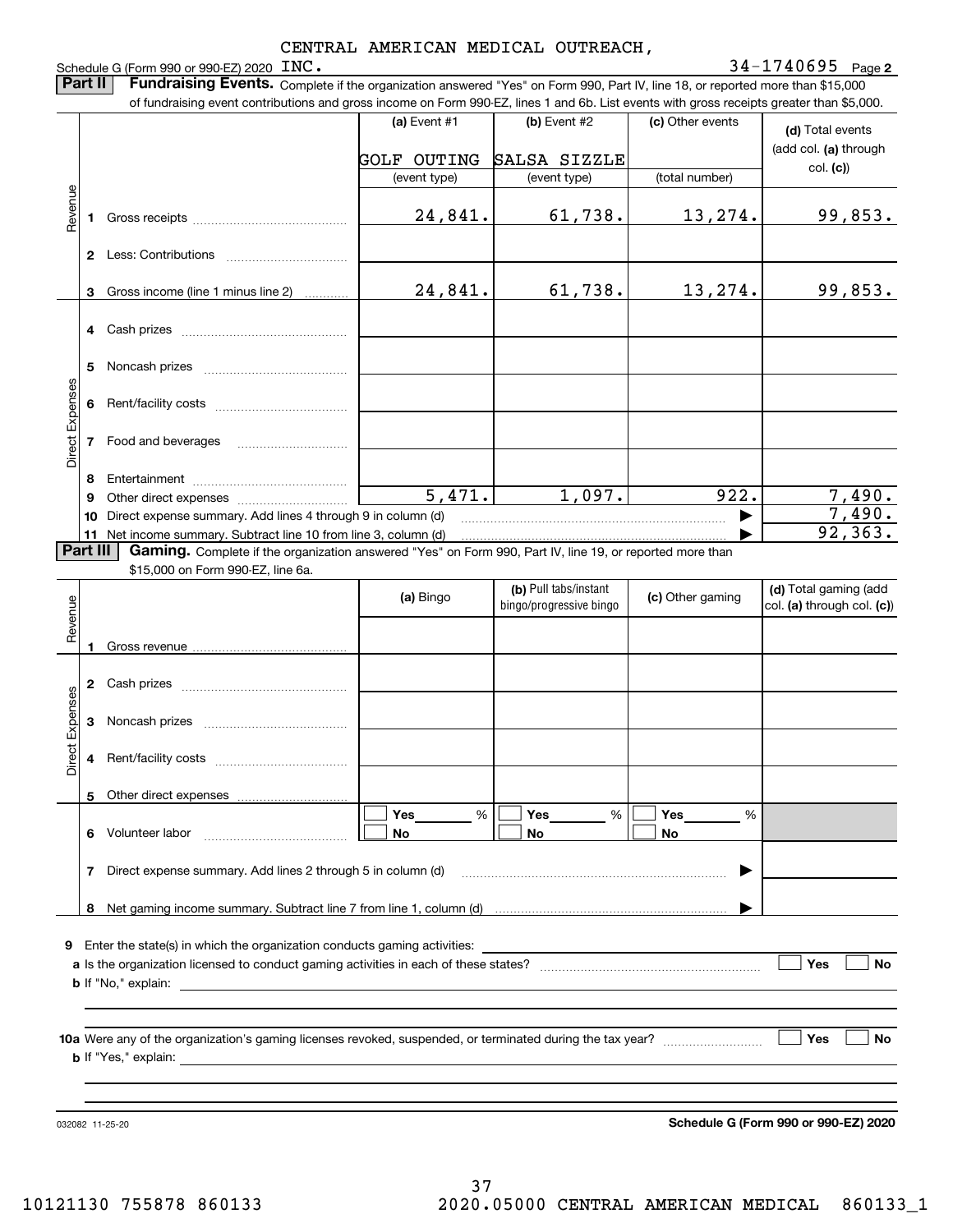Schedule G (Form 990 or 990-EZ) 2020 CENTRAL AMERICAN MEDICAL OUTREACH, INC. 34-1740695 Page 2

**Part II** **Fundraising Events.** Complete if the organization answered "Yes" on Form 990, Part IV, line 18, or reported more than $15,000 of fundraising event contributions and gross income on Form 990-EZ, lines 1 and 6b. List events with gross receipts greater than $5,000.

| | | (a) Event #1 | (b) Event #2 | (c) Other events | (d) Total events (add col. (a) through col. (c)) |
|---|---|---|---|---|---|
| | | GOLF OUTING | SALSA SIZZLE | | |
| | | (event type) | (event type) | (total number) | |
| Revenue | 1 Gross receipts | 24,841. | 61,738. | 13,274. | 99,853. |
| | 2 Less: Contributions | | | | |
| | 3 Gross income (line 1 minus line 2) | 24,841. | 61,738. | 13,274. | 99,853. |
| Direct Expenses | 4 Cash prizes | | | | |
| | 5 Noncash prizes | | | | |
| | 6 Rent/facility costs | | | | |
| | 7 Food and beverages | | | | |
| | 8 Entertainment | | | | |
| | 9 Other direct expenses | 5,471. | 1,097. | 922. | 7,490. |
| | 10 Direct expense summary. Add lines 4 through 9 in column (d) | | | ▶ | 7,490. |
| | 11 Net income summary. Subtract line 10 from line 3, column (d) | | | ▶ | 92,363. |

**Part III** **Gaming.** Complete if the organization answered "Yes" on Form 990, Part IV, line 19, or reported more than $15,000 on Form 990-EZ, line 6a.

| | | (a) Bingo | (b) Pull tabs/instant bingo/progressive bingo | (c) Other gaming | (d) Total gaming (add col. (a) through col. (c)) |
|---|---|---|---|---|---|
| Revenue | 1 Gross revenue | | | | |
| Direct Expenses | 2 Cash prizes | | | | |
| | 3 Noncash prizes | | | | |
| | 4 Rent/facility costs | | | | |
| | 5 Other direct expenses | | | | |
| | 6 Volunteer labor | ☐ Yes ____ % ☐ No | ☐ Yes ____ % ☐ No | ☐ Yes ____ % ☐ No | |
| | 7 Direct expense summary. Add lines 2 through 5 in column (d) | | | ▶ | |
| | 8 Net gaming income summary. Subtract line 7 from line 1, column (d) | | | ▶ | |

9 Enter the state(s) in which the organization conducts gaming activities: ______

a Is the organization licensed to conduct gaming activities in each of these states? ☐ Yes ☐ No

b If "No," explain: ______

10a Were any of the organization's gaming licenses revoked, suspended, or terminated during the tax year? ☐ Yes ☐ No

b If "Yes," explain: ______

032082 11-25-20

**Schedule G (Form 990 or 990-EZ) 2020**

10121130 755878 860133 2020.05000 CENTRAL AMERICAN MEDICAL 860133_1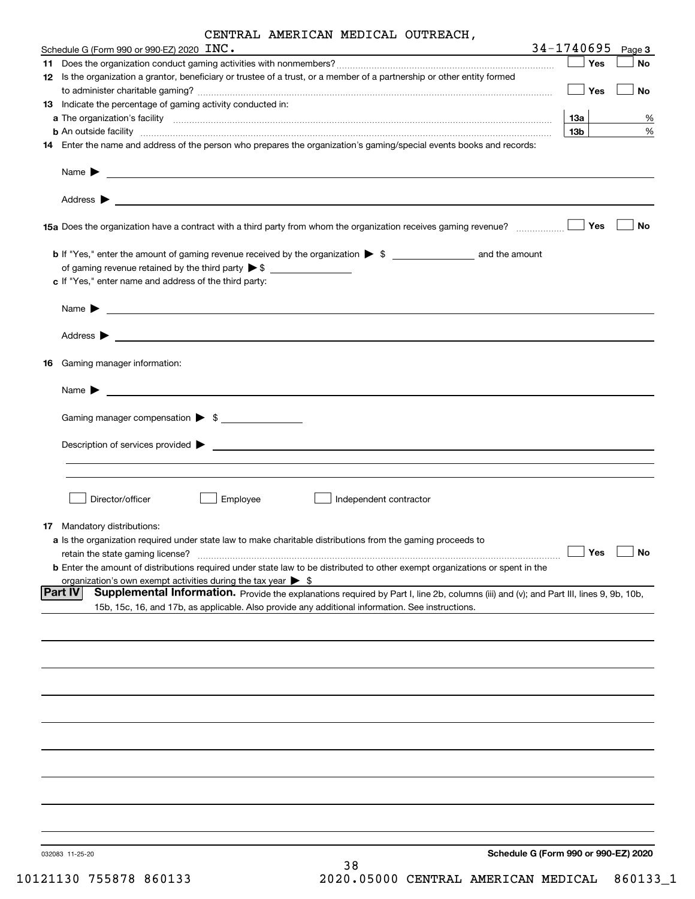CENTRAL AMERICAN MEDICAL OUTREACH,

Schedule G (Form 990 or 990-EZ) 2020 INC. 34-1740695 Page 3

**11** Does the organization conduct gaming activities with nonmembers? ☐ Yes ☐ No

**12** Is the organization a grantor, beneficiary or trustee of a trust, or a member of a partnership or other entity formed to administer charitable gaming? ☐ Yes ☐ No

**13** Indicate the percentage of gaming activity conducted in:

**a** The organization's facility **13a** %

**b** An outside facility **13b** %

**14** Enter the name and address of the person who prepares the organization's gaming/special events books and records:

Name ▶

Address ▶

**15a** Does the organization have a contract with a third party from whom the organization receives gaming revenue? ☐ Yes ☐ No

**b** If "Yes," enter the amount of gaming revenue received by the organization ▶ $ ______ and the amount of gaming revenue retained by the third party ▶ $ ______

**c** If "Yes," enter name and address of the third party:

Name ▶

Address ▶

**16** Gaming manager information:

Name ▶

Gaming manager compensation ▶ $

Description of services provided ▶

☐ Director/officer ☐ Employee ☐ Independent contractor

**17** Mandatory distributions:

**a** Is the organization required under state law to make charitable distributions from the gaming proceeds to retain the state gaming license? ☐ Yes ☐ No

**b** Enter the amount of distributions required under state law to be distributed to other exempt organizations or spent in the organization's own exempt activities during the tax year ▶ $

**Part IV** **Supplemental Information.** Provide the explanations required by Part I, line 2b, columns (iii) and (v); and Part III, lines 9, 9b, 10b, 15b, 15c, 16, and 17b, as applicable. Also provide any additional information. See instructions.

032083 11-25-20 **Schedule G (Form 990 or 990-EZ) 2020**

10121130 755878 860133 2020.05000 CENTRAL AMERICAN MEDICAL 860133_1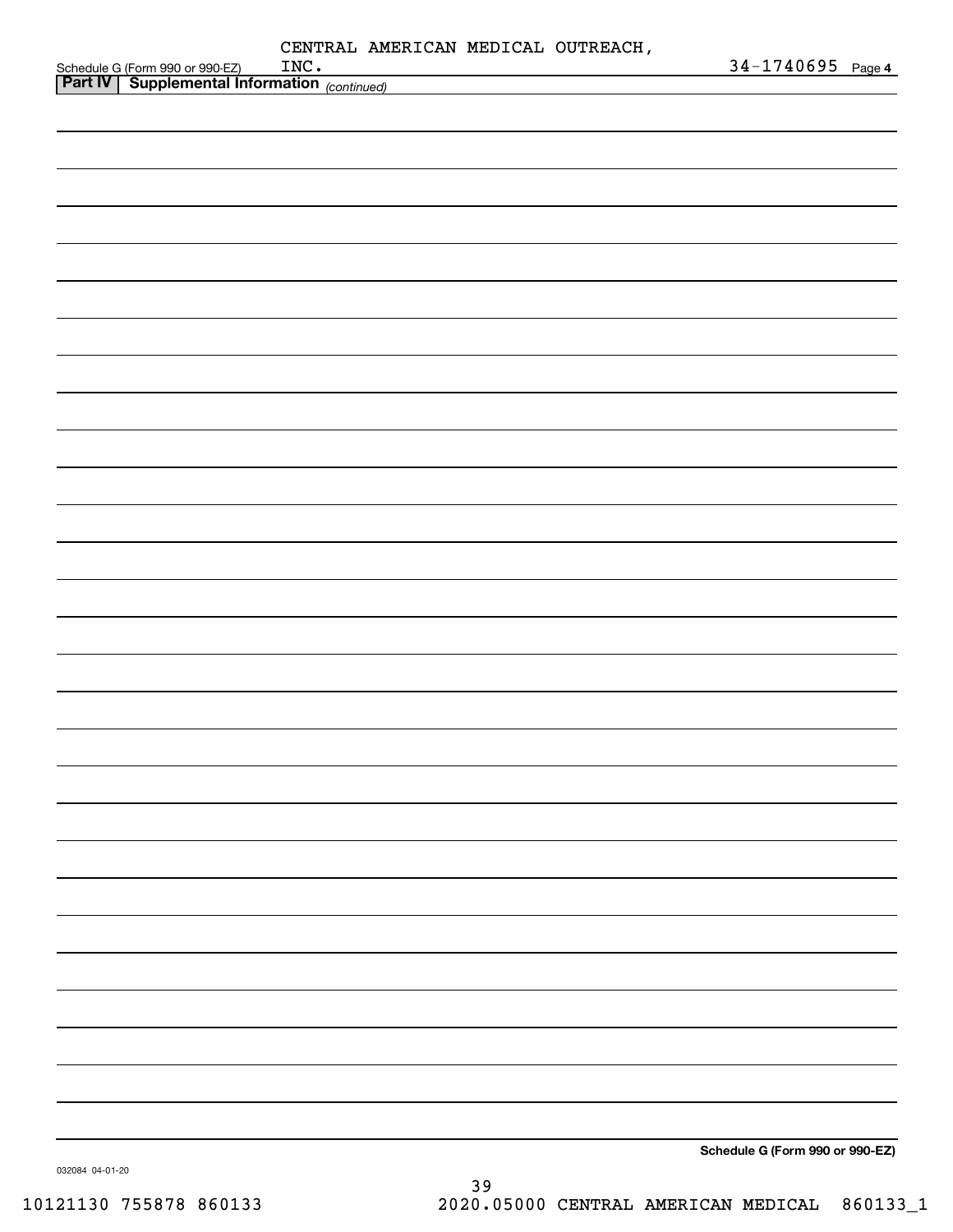Schedule G (Form 990 or 990-EZ) CENTRAL AMERICAN MEDICAL OUTREACH, INC. 34-1740695 Page 4

**Part IV | Supplemental Information** *(continued)*

**Schedule G (Form 990 or 990-EZ)**

032084 04-01-20

10121130 755878 860133 2020.05000 CENTRAL AMERICAN MEDICAL 860133_1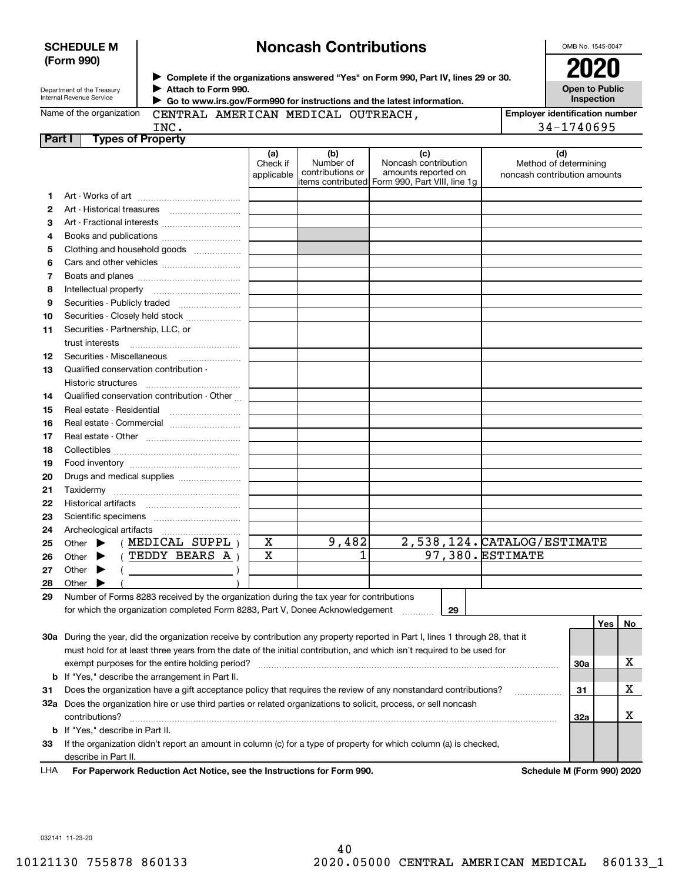**SCHEDULE M (Form 990)**

Department of the Treasury
Internal Revenue Service

# Noncash Contributions

▶ Complete if the organizations answered "Yes" on Form 990, Part IV, lines 29 or 30.
▶ Attach to Form 990.
▶ Go to www.irs.gov/Form990 for instructions and the latest information.

OMB No. 1545-0047

**2020**

**Open to Public Inspection**

Name of the organization: CENTRAL AMERICAN MEDICAL OUTREACH, INC.

Employer identification number: 34-1740695

**Part I — Types of Property**

| | | (a) Check if applicable | (b) Number of contributions or items contributed | (c) Noncash contribution amounts reported on Form 990, Part VIII, line 1g | (d) Method of determining noncash contribution amounts |
|---|---|---|---|---|---|
| 1 | Art - Works of art | | | | |
| 2 | Art - Historical treasures | | | | |
| 3 | Art - Fractional interests | | | | |
| 4 | Books and publications | | | | |
| 5 | Clothing and household goods | | | | |
| 6 | Cars and other vehicles | | | | |
| 7 | Boats and planes | | | | |
| 8 | Intellectual property | | | | |
| 9 | Securities - Publicly traded | | | | |
| 10 | Securities - Closely held stock | | | | |
| 11 | Securities - Partnership, LLC, or trust interests | | | | |
| 12 | Securities - Miscellaneous | | | | |
| 13 | Qualified conservation contribution - Historic structures | | | | |
| 14 | Qualified conservation contribution - Other | | | | |
| 15 | Real estate - Residential | | | | |
| 16 | Real estate - Commercial | | | | |
| 17 | Real estate - Other | | | | |
| 18 | Collectibles | | | | |
| 19 | Food inventory | | | | |
| 20 | Drugs and medical supplies | | | | |
| 21 | Taxidermy | | | | |
| 22 | Historical artifacts | | | | |
| 23 | Scientific specimens | | | | |
| 24 | Archeological artifacts | | | | |
| 25 | Other ▶ ( MEDICAL SUPPL ) | X | 9,482 | 2,538,124. | CATALOG/ESTIMATE |
| 26 | Other ▶ ( TEDDY BEARS A ) | X | 1 | 97,380. | ESTIMATE |
| 27 | Other ▶ ( ) | | | | |
| 28 | Other ▶ ( ) | | | | |

29 Number of Forms 8283 received by the organization during the tax year for contributions for which the organization completed Form 8283, Part V, Donee Acknowledgement ..... 29

| | | | Yes | No |
|---|---|---|---|---|
| 30a | During the year, did the organization receive by contribution any property reported in Part I, lines 1 through 28, that it must hold for at least three years from the date of the initial contribution, and which isn't required to be used for exempt purposes for the entire holding period? | 30a | | X |
| b | If "Yes," describe the arrangement in Part II. | | | |
| 31 | Does the organization have a gift acceptance policy that requires the review of any nonstandard contributions? | 31 | | X |
| 32a | Does the organization hire or use third parties or related organizations to solicit, process, or sell noncash contributions? | 32a | | X |
| b | If "Yes," describe in Part II. | | | |
| 33 | If the organization didn't report an amount in column (c) for a type of property for which column (a) is checked, describe in Part II. | | | |

LHA **For Paperwork Reduction Act Notice, see the Instructions for Form 990.** **Schedule M (Form 990) 2020**

032141 11-23-20

10121130 755878 860133 2020.05000 CENTRAL AMERICAN MEDICAL 860133_1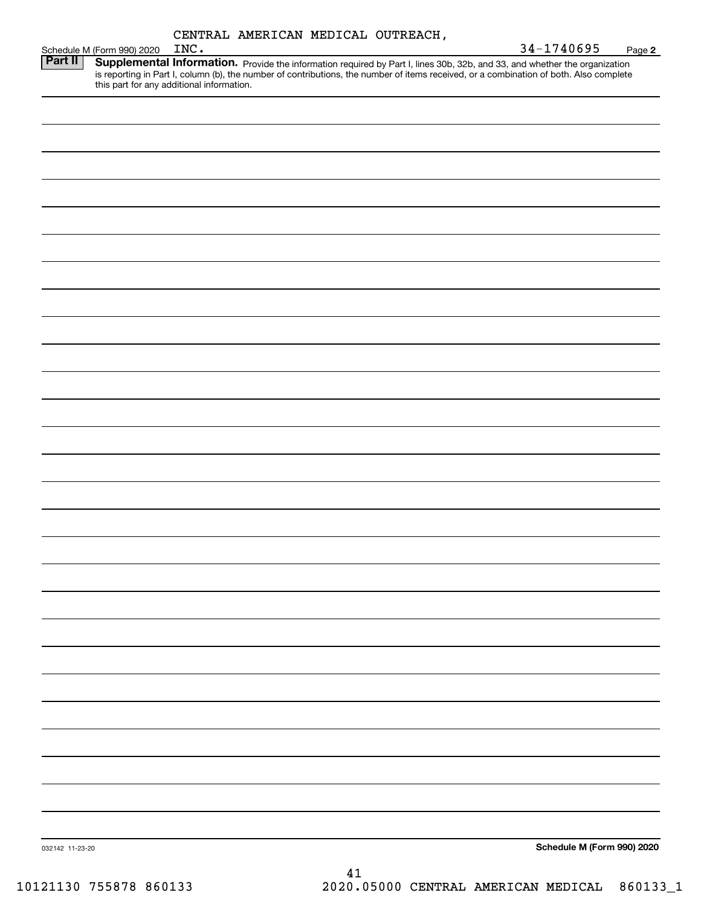Schedule M (Form 990) 2020 CENTRAL AMERICAN MEDICAL OUTREACH, INC. 34-1740695 Page **2**

**Part II** **Supplemental Information.** Provide the information required by Part I, lines 30b, 32b, and 33, and whether the organization is reporting in Part I, column (b), the number of contributions, the number of items received, or a combination of both. Also complete this part for any additional information.

032142 11-23-20 **Schedule M (Form 990) 2020**

10121130 755878 860133 2020.05000 CENTRAL AMERICAN MEDICAL 860133_1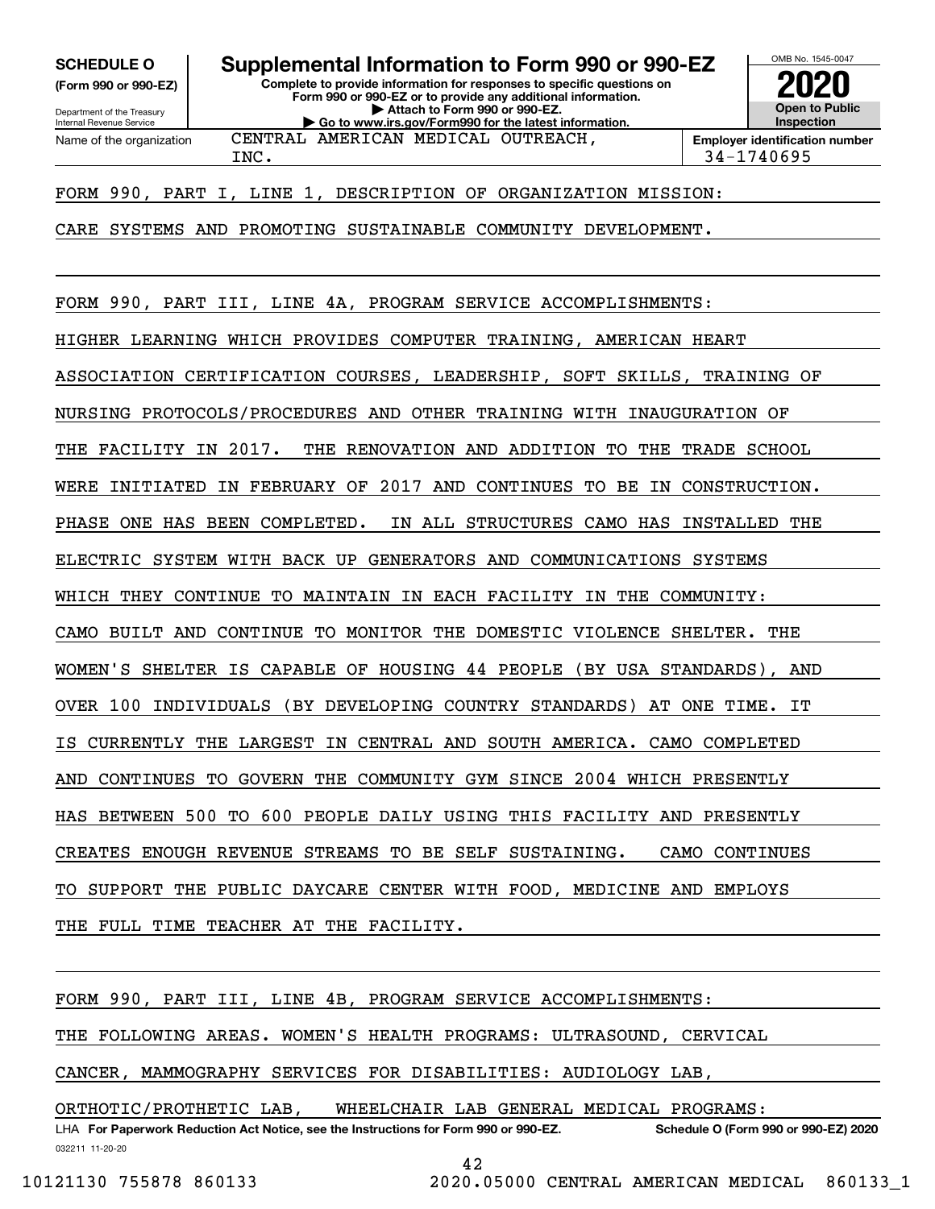**SCHEDULE O**
**(Form 990 or 990-EZ)**

Department of the Treasury
Internal Revenue Service

# Supplemental Information to Form 990 or 990-EZ

**Complete to provide information for responses to specific questions on Form 990 or 990-EZ or to provide any additional information.**
**▶ Attach to Form 990 or 990-EZ.**
**▶ Go to www.irs.gov/Form990 for the latest information.**

OMB No. 1545-0047
**2020**
**Open to Public Inspection**

Name of the organization: CENTRAL AMERICAN MEDICAL OUTREACH, INC.

**Employer identification number** 34-1740695

FORM 990, PART I, LINE 1, DESCRIPTION OF ORGANIZATION MISSION:

CARE SYSTEMS AND PROMOTING SUSTAINABLE COMMUNITY DEVELOPMENT.

FORM 990, PART III, LINE 4A, PROGRAM SERVICE ACCOMPLISHMENTS:

HIGHER LEARNING WHICH PROVIDES COMPUTER TRAINING, AMERICAN HEART ASSOCIATION CERTIFICATION COURSES, LEADERSHIP, SOFT SKILLS, TRAINING OF NURSING PROTOCOLS/PROCEDURES AND OTHER TRAINING WITH INAUGURATION OF THE FACILITY IN 2017. THE RENOVATION AND ADDITION TO THE TRADE SCHOOL WERE INITIATED IN FEBRUARY OF 2017 AND CONTINUES TO BE IN CONSTRUCTION. PHASE ONE HAS BEEN COMPLETED. IN ALL STRUCTURES CAMO HAS INSTALLED THE ELECTRIC SYSTEM WITH BACK UP GENERATORS AND COMMUNICATIONS SYSTEMS WHICH THEY CONTINUE TO MAINTAIN IN EACH FACILITY IN THE COMMUNITY: CAMO BUILT AND CONTINUE TO MONITOR THE DOMESTIC VIOLENCE SHELTER. THE WOMEN'S SHELTER IS CAPABLE OF HOUSING 44 PEOPLE (BY USA STANDARDS), AND OVER 100 INDIVIDUALS (BY DEVELOPING COUNTRY STANDARDS) AT ONE TIME. IT IS CURRENTLY THE LARGEST IN CENTRAL AND SOUTH AMERICA. CAMO COMPLETED AND CONTINUES TO GOVERN THE COMMUNITY GYM SINCE 2004 WHICH PRESENTLY HAS BETWEEN 500 TO 600 PEOPLE DAILY USING THIS FACILITY AND PRESENTLY CREATES ENOUGH REVENUE STREAMS TO BE SELF SUSTAINING. CAMO CONTINUES TO SUPPORT THE PUBLIC DAYCARE CENTER WITH FOOD, MEDICINE AND EMPLOYS THE FULL TIME TEACHER AT THE FACILITY.

FORM 990, PART III, LINE 4B, PROGRAM SERVICE ACCOMPLISHMENTS:

THE FOLLOWING AREAS. WOMEN'S HEALTH PROGRAMS: ULTRASOUND, CERVICAL CANCER, MAMMOGRAPHY SERVICES FOR DISABILITIES: AUDIOLOGY LAB, ORTHOTIC/PROTHETIC LAB, WHEELCHAIR LAB GENERAL MEDICAL PROGRAMS:

LHA **For Paperwork Reduction Act Notice, see the Instructions for Form 990 or 990-EZ.** **Schedule O (Form 990 or 990-EZ) 2020**

032211 11-20-20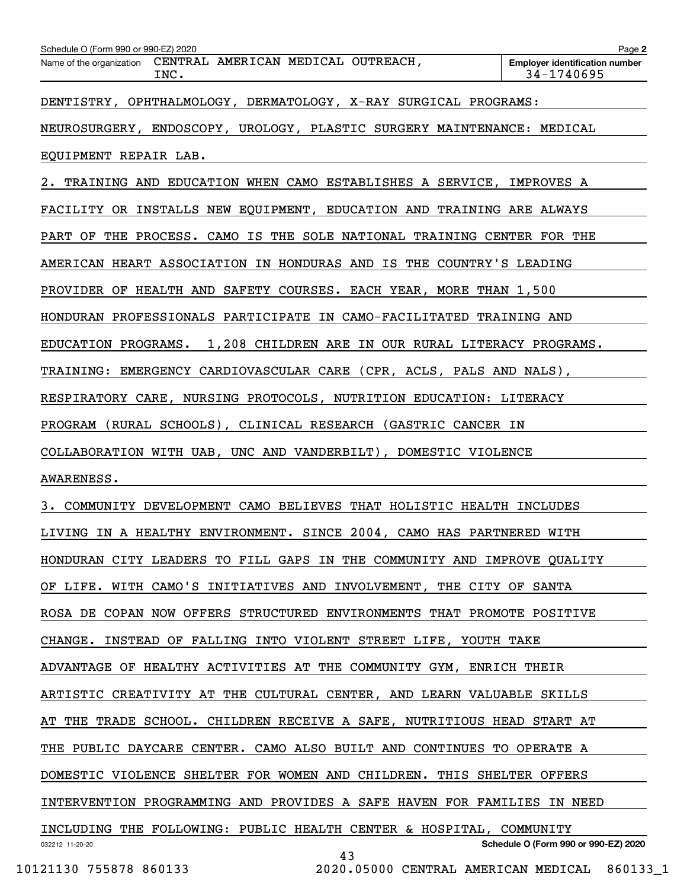Schedule O (Form 990 or 990-EZ) 2020

Name of the organization: CENTRAL AMERICAN MEDICAL OUTREACH, INC.

Employer identification number: 34-1740695

DENTISTRY, OPHTHALMOLOGY, DERMATOLOGY, X-RAY SURGICAL PROGRAMS: NEUROSURGERY, ENDOSCOPY, UROLOGY, PLASTIC SURGERY MAINTENANCE: MEDICAL EQUIPMENT REPAIR LAB.

2. TRAINING AND EDUCATION WHEN CAMO ESTABLISHES A SERVICE, IMPROVES A FACILITY OR INSTALLS NEW EQUIPMENT, EDUCATION AND TRAINING ARE ALWAYS PART OF THE PROCESS. CAMO IS THE SOLE NATIONAL TRAINING CENTER FOR THE AMERICAN HEART ASSOCIATION IN HONDURAS AND IS THE COUNTRY'S LEADING PROVIDER OF HEALTH AND SAFETY COURSES. EACH YEAR, MORE THAN 1,500 HONDURAN PROFESSIONALS PARTICIPATE IN CAMO-FACILITATED TRAINING AND EDUCATION PROGRAMS. 1,208 CHILDREN ARE IN OUR RURAL LITERACY PROGRAMS. TRAINING: EMERGENCY CARDIOVASCULAR CARE (CPR, ACLS, PALS AND NALS), RESPIRATORY CARE, NURSING PROTOCOLS, NUTRITION EDUCATION: LITERACY PROGRAM (RURAL SCHOOLS), CLINICAL RESEARCH (GASTRIC CANCER IN COLLABORATION WITH UAB, UNC AND VANDERBILT), DOMESTIC VIOLENCE AWARENESS.

3. COMMUNITY DEVELOPMENT CAMO BELIEVES THAT HOLISTIC HEALTH INCLUDES LIVING IN A HEALTHY ENVIRONMENT. SINCE 2004, CAMO HAS PARTNERED WITH HONDURAN CITY LEADERS TO FILL GAPS IN THE COMMUNITY AND IMPROVE QUALITY OF LIFE. WITH CAMO'S INITIATIVES AND INVOLVEMENT, THE CITY OF SANTA ROSA DE COPAN NOW OFFERS STRUCTURED ENVIRONMENTS THAT PROMOTE POSITIVE CHANGE. INSTEAD OF FALLING INTO VIOLENT STREET LIFE, YOUTH TAKE ADVANTAGE OF HEALTHY ACTIVITIES AT THE COMMUNITY GYM, ENRICH THEIR ARTISTIC CREATIVITY AT THE CULTURAL CENTER, AND LEARN VALUABLE SKILLS AT THE TRADE SCHOOL. CHILDREN RECEIVE A SAFE, NUTRITIOUS HEAD START AT THE PUBLIC DAYCARE CENTER. CAMO ALSO BUILT AND CONTINUES TO OPERATE A DOMESTIC VIOLENCE SHELTER FOR WOMEN AND CHILDREN. THIS SHELTER OFFERS INTERVENTION PROGRAMMING AND PROVIDES A SAFE HAVEN FOR FAMILIES IN NEED INCLUDING THE FOLLOWING: PUBLIC HEALTH CENTER & HOSPITAL, COMMUNITY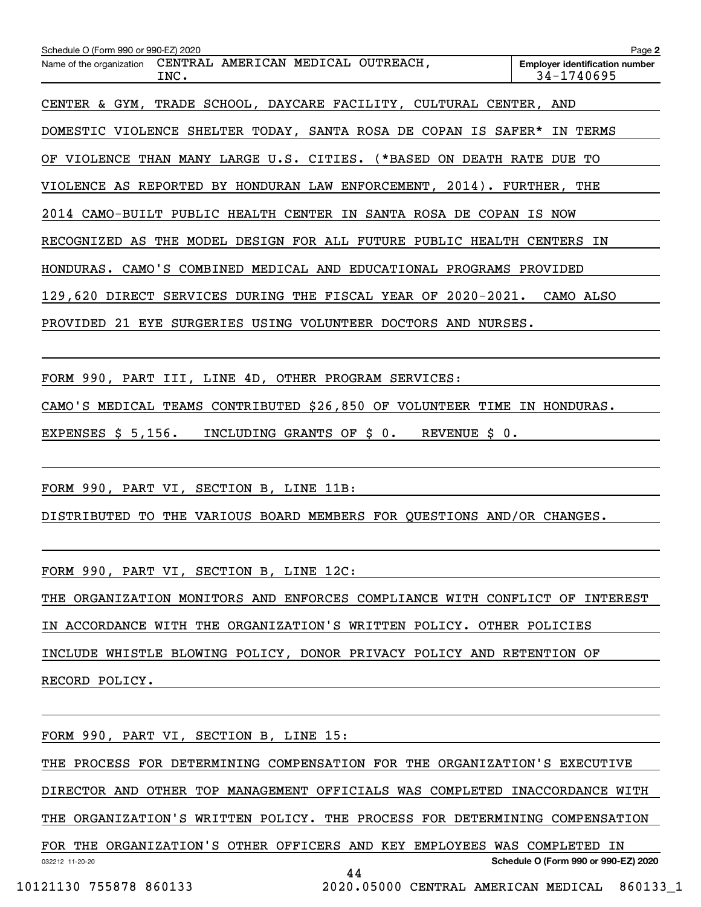Name of the organization: CENTRAL AMERICAN MEDICAL OUTREACH, INC.

Employer identification number: 34-1740695

CENTER & GYM, TRADE SCHOOL, DAYCARE FACILITY, CULTURAL CENTER, AND DOMESTIC VIOLENCE SHELTER TODAY, SANTA ROSA DE COPAN IS SAFER* IN TERMS OF VIOLENCE THAN MANY LARGE U.S. CITIES. (*BASED ON DEATH RATE DUE TO VIOLENCE AS REPORTED BY HONDURAN LAW ENFORCEMENT, 2014). FURTHER, THE 2014 CAMO-BUILT PUBLIC HEALTH CENTER IN SANTA ROSA DE COPAN IS NOW RECOGNIZED AS THE MODEL DESIGN FOR ALL FUTURE PUBLIC HEALTH CENTERS IN HONDURAS. CAMO'S COMBINED MEDICAL AND EDUCATIONAL PROGRAMS PROVIDED 129,620 DIRECT SERVICES DURING THE FISCAL YEAR OF 2020-2021. CAMO ALSO PROVIDED 21 EYE SURGERIES USING VOLUNTEER DOCTORS AND NURSES.

FORM 990, PART III, LINE 4D, OTHER PROGRAM SERVICES:

CAMO'S MEDICAL TEAMS CONTRIBUTED $26,850 OF VOLUNTEER TIME IN HONDURAS. EXPENSES $ 5,156. INCLUDING GRANTS OF $ 0. REVENUE $ 0.

FORM 990, PART VI, SECTION B, LINE 11B:

DISTRIBUTED TO THE VARIOUS BOARD MEMBERS FOR QUESTIONS AND/OR CHANGES.

FORM 990, PART VI, SECTION B, LINE 12C:

THE ORGANIZATION MONITORS AND ENFORCES COMPLIANCE WITH CONFLICT OF INTEREST IN ACCORDANCE WITH THE ORGANIZATION'S WRITTEN POLICY. OTHER POLICIES INCLUDE WHISTLE BLOWING POLICY, DONOR PRIVACY POLICY AND RETENTION OF RECORD POLICY.

FORM 990, PART VI, SECTION B, LINE 15:

THE PROCESS FOR DETERMINING COMPENSATION FOR THE ORGANIZATION'S EXECUTIVE DIRECTOR AND OTHER TOP MANAGEMENT OFFICIALS WAS COMPLETED INACCORDANCE WITH THE ORGANIZATION'S WRITTEN POLICY. THE PROCESS FOR DETERMINING COMPENSATION FOR THE ORGANIZATION'S OTHER OFFICERS AND KEY EMPLOYEES WAS COMPLETED IN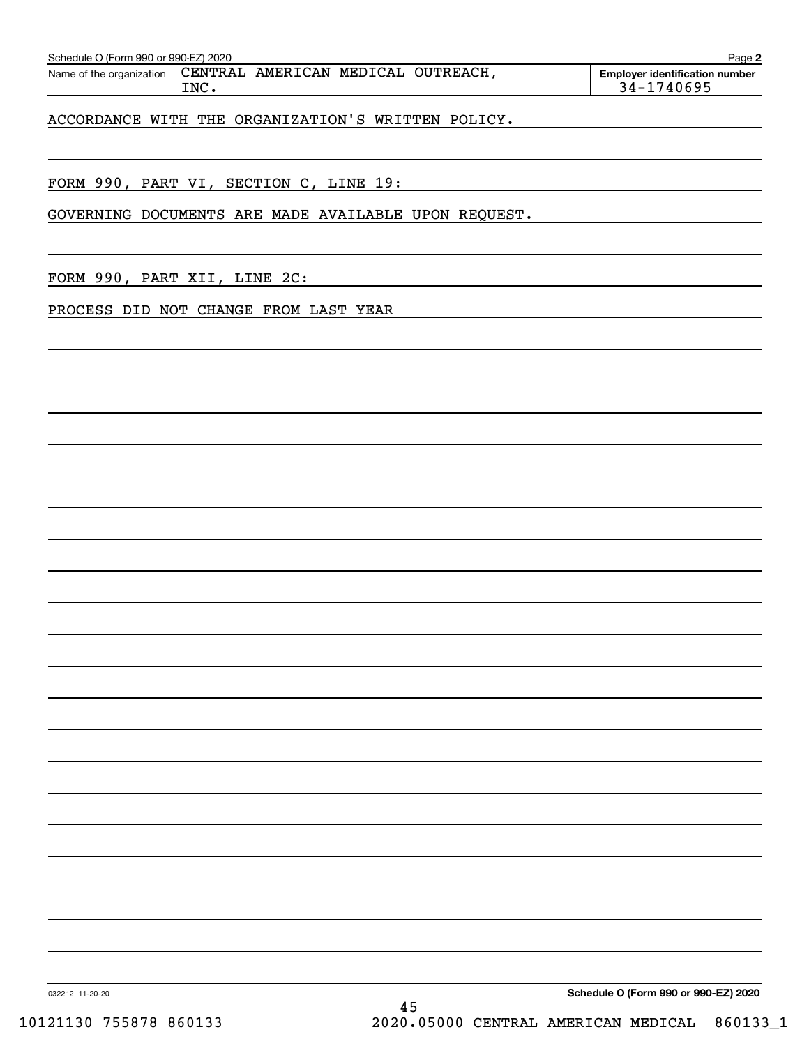Schedule O (Form 990 or 990-EZ) 2020

Name of the organization CENTRAL AMERICAN MEDICAL OUTREACH, INC.

Employer identification number 34-1740695

ACCORDANCE WITH THE ORGANIZATION'S WRITTEN POLICY.

FORM 990, PART VI, SECTION C, LINE 19:

GOVERNING DOCUMENTS ARE MADE AVAILABLE UPON REQUEST.

FORM 990, PART XII, LINE 2C:

PROCESS DID NOT CHANGE FROM LAST YEAR

032212 11-20-20

Schedule O (Form 990 or 990-EZ) 2020

10121130 755878 860133 2020.05000 CENTRAL AMERICAN MEDICAL 860133_1